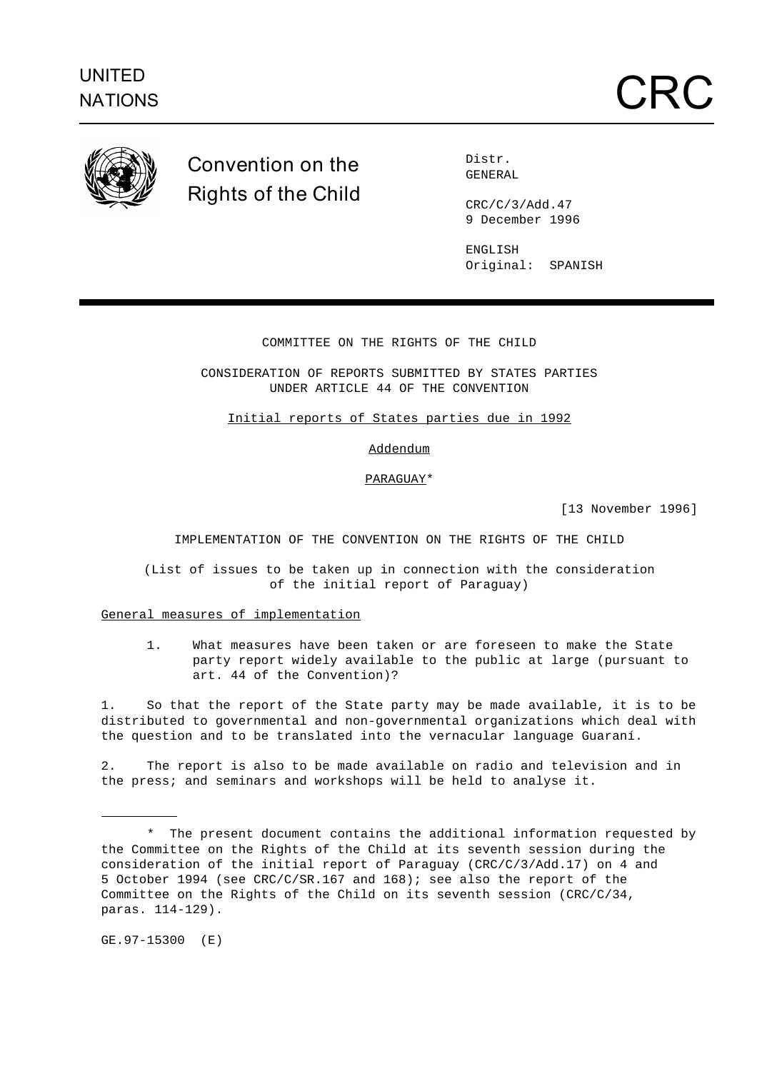UNITED NATIONS

# CRC

## Convention on the Rights of the Child

Distr.
GENERAL

CRC/C/3/Add.47
9 December 1996

ENGLISH
Original: SPANISH

COMMITTEE ON THE RIGHTS OF THE CHILD

CONSIDERATION OF REPORTS SUBMITTED BY STATES PARTIES UNDER ARTICLE 44 OF THE CONVENTION

Initial reports of States parties due in 1992

Addendum

PARAGUAY*

[13 November 1996]

IMPLEMENTATION OF THE CONVENTION ON THE RIGHTS OF THE CHILD

(List of issues to be taken up in connection with the consideration of the initial report of Paraguay)

General measures of implementation

> 1. What measures have been taken or are foreseen to make the State party report widely available to the public at large (pursuant to art. 44 of the Convention)?

1. So that the report of the State party may be made available, it is to be distributed to governmental and non-governmental organizations which deal with the question and to be translated into the vernacular language Guaraní.

2. The report is also to be made available on radio and television and in the press; and seminars and workshops will be held to analyse it.

---

\* The present document contains the additional information requested by the Committee on the Rights of the Child at its seventh session during the consideration of the initial report of Paraguay (CRC/C/3/Add.17) on 4 and 5 October 1994 (see CRC/C/SR.167 and 168); see also the report of the Committee on the Rights of the Child on its seventh session (CRC/C/34, paras. 114-129).

GE.97-15300 (E)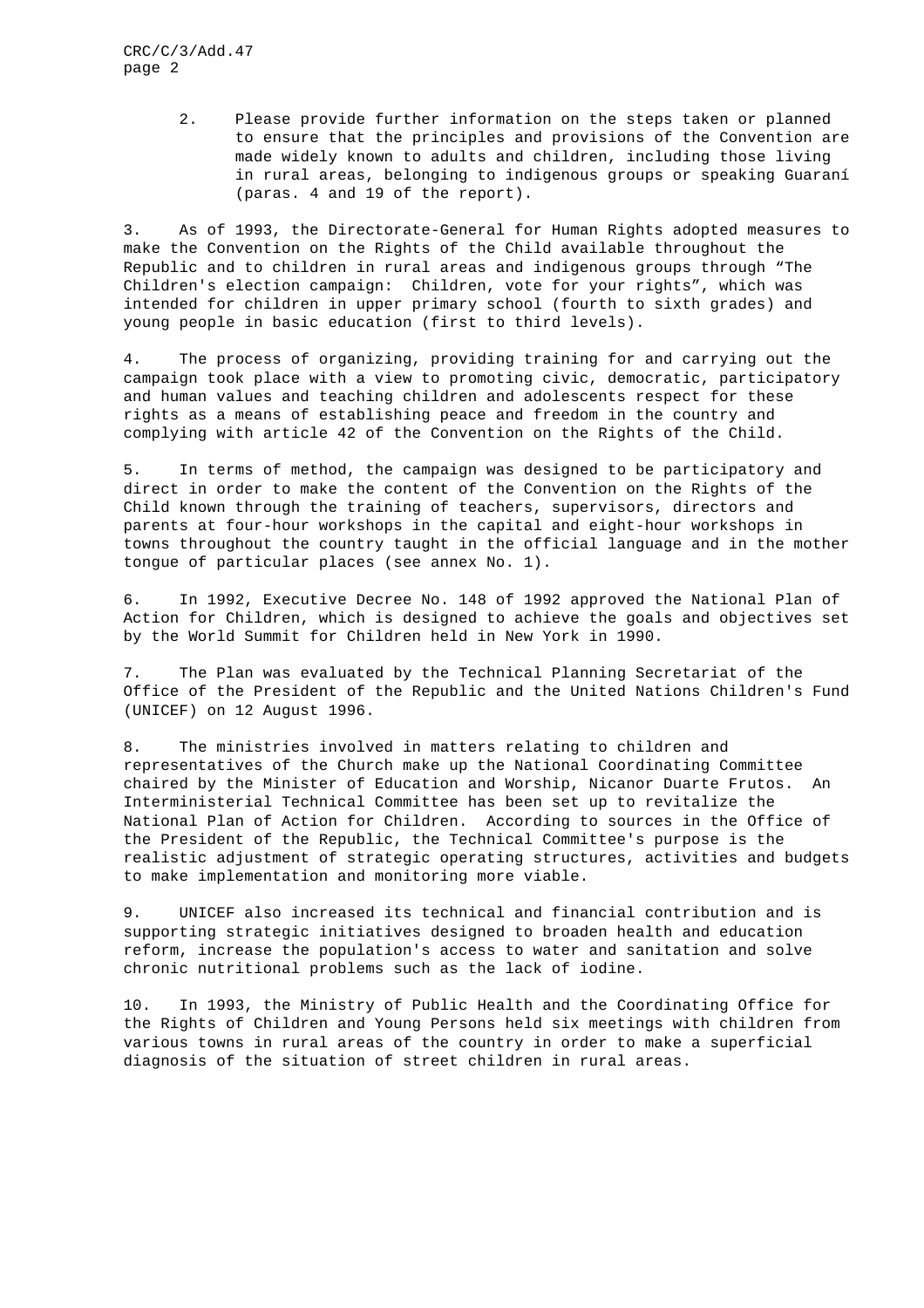2. Please provide further information on the steps taken or planned to ensure that the principles and provisions of the Convention are made widely known to adults and children, including those living in rural areas, belonging to indigenous groups or speaking Guaraní (paras. 4 and 19 of the report).

3. As of 1993, the Directorate-General for Human Rights adopted measures to make the Convention on the Rights of the Child available throughout the Republic and to children in rural areas and indigenous groups through "The Children's election campaign: Children, vote for your rights", which was intended for children in upper primary school (fourth to sixth grades) and young people in basic education (first to third levels).

4. The process of organizing, providing training for and carrying out the campaign took place with a view to promoting civic, democratic, participatory and human values and teaching children and adolescents respect for these rights as a means of establishing peace and freedom in the country and complying with article 42 of the Convention on the Rights of the Child.

5. In terms of method, the campaign was designed to be participatory and direct in order to make the content of the Convention on the Rights of the Child known through the training of teachers, supervisors, directors and parents at four-hour workshops in the capital and eight-hour workshops in towns throughout the country taught in the official language and in the mother tongue of particular places (see annex No. 1).

6. In 1992, Executive Decree No. 148 of 1992 approved the National Plan of Action for Children, which is designed to achieve the goals and objectives set by the World Summit for Children held in New York in 1990.

7. The Plan was evaluated by the Technical Planning Secretariat of the Office of the President of the Republic and the United Nations Children's Fund (UNICEF) on 12 August 1996.

8. The ministries involved in matters relating to children and representatives of the Church make up the National Coordinating Committee chaired by the Minister of Education and Worship, Nicanor Duarte Frutos. An Interministerial Technical Committee has been set up to revitalize the National Plan of Action for Children. According to sources in the Office of the President of the Republic, the Technical Committee's purpose is the realistic adjustment of strategic operating structures, activities and budgets to make implementation and monitoring more viable.

9. UNICEF also increased its technical and financial contribution and is supporting strategic initiatives designed to broaden health and education reform, increase the population's access to water and sanitation and solve chronic nutritional problems such as the lack of iodine.

10. In 1993, the Ministry of Public Health and the Coordinating Office for the Rights of Children and Young Persons held six meetings with children from various towns in rural areas of the country in order to make a superficial diagnosis of the situation of street children in rural areas.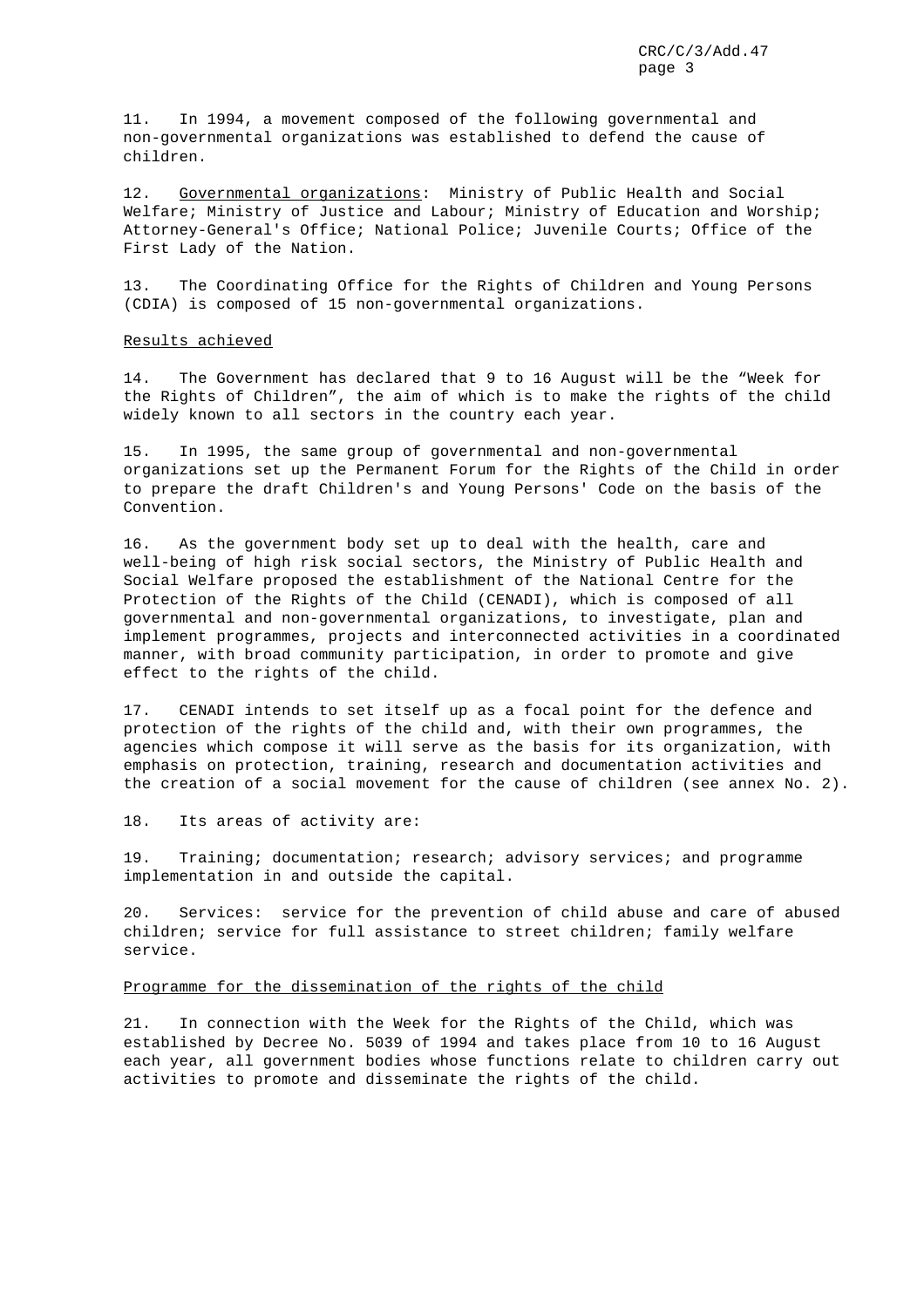11. In 1994, a movement composed of the following governmental and non-governmental organizations was established to defend the cause of children.

12. Governmental organizations: Ministry of Public Health and Social Welfare; Ministry of Justice and Labour; Ministry of Education and Worship; Attorney-General's Office; National Police; Juvenile Courts; Office of the First Lady of the Nation.

13. The Coordinating Office for the Rights of Children and Young Persons (CDIA) is composed of 15 non-governmental organizations.

Results achieved

14. The Government has declared that 9 to 16 August will be the "Week for the Rights of Children", the aim of which is to make the rights of the child widely known to all sectors in the country each year.

15. In 1995, the same group of governmental and non-governmental organizations set up the Permanent Forum for the Rights of the Child in order to prepare the draft Children's and Young Persons' Code on the basis of the Convention.

16. As the government body set up to deal with the health, care and well-being of high risk social sectors, the Ministry of Public Health and Social Welfare proposed the establishment of the National Centre for the Protection of the Rights of the Child (CENADI), which is composed of all governmental and non-governmental organizations, to investigate, plan and implement programmes, projects and interconnected activities in a coordinated manner, with broad community participation, in order to promote and give effect to the rights of the child.

17. CENADI intends to set itself up as a focal point for the defence and protection of the rights of the child and, with their own programmes, the agencies which compose it will serve as the basis for its organization, with emphasis on protection, training, research and documentation activities and the creation of a social movement for the cause of children (see annex No. 2).

18. Its areas of activity are:

19. Training; documentation; research; advisory services; and programme implementation in and outside the capital.

20. Services: service for the prevention of child abuse and care of abused children; service for full assistance to street children; family welfare service.

Programme for the dissemination of the rights of the child

21. In connection with the Week for the Rights of the Child, which was established by Decree No. 5039 of 1994 and takes place from 10 to 16 August each year, all government bodies whose functions relate to children carry out activities to promote and disseminate the rights of the child.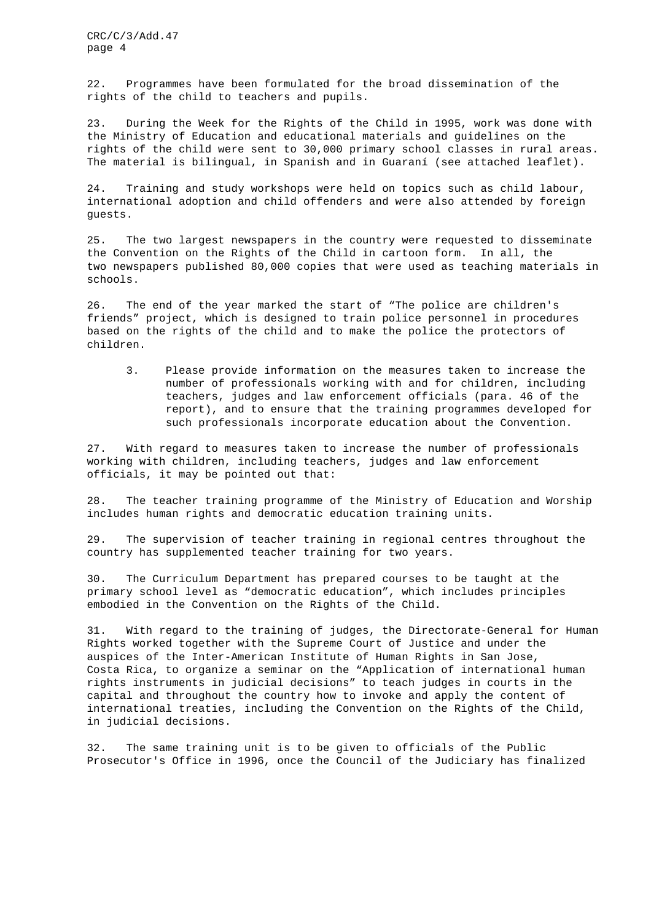22. Programmes have been formulated for the broad dissemination of the rights of the child to teachers and pupils.

23. During the Week for the Rights of the Child in 1995, work was done with the Ministry of Education and educational materials and guidelines on the rights of the child were sent to 30,000 primary school classes in rural areas. The material is bilingual, in Spanish and in Guaraní (see attached leaflet).

24. Training and study workshops were held on topics such as child labour, international adoption and child offenders and were also attended by foreign guests.

25. The two largest newspapers in the country were requested to disseminate the Convention on the Rights of the Child in cartoon form. In all, the two newspapers published 80,000 copies that were used as teaching materials in schools.

26. The end of the year marked the start of "The police are children's friends" project, which is designed to train police personnel in procedures based on the rights of the child and to make the police the protectors of children.

> 3. Please provide information on the measures taken to increase the number of professionals working with and for children, including teachers, judges and law enforcement officials (para. 46 of the report), and to ensure that the training programmes developed for such professionals incorporate education about the Convention.

27. With regard to measures taken to increase the number of professionals working with children, including teachers, judges and law enforcement officials, it may be pointed out that:

28. The teacher training programme of the Ministry of Education and Worship includes human rights and democratic education training units.

29. The supervision of teacher training in regional centres throughout the country has supplemented teacher training for two years.

30. The Curriculum Department has prepared courses to be taught at the primary school level as "democratic education", which includes principles embodied in the Convention on the Rights of the Child.

31. With regard to the training of judges, the Directorate-General for Human Rights worked together with the Supreme Court of Justice and under the auspices of the Inter-American Institute of Human Rights in San Jose, Costa Rica, to organize a seminar on the "Application of international human rights instruments in judicial decisions" to teach judges in courts in the capital and throughout the country how to invoke and apply the content of international treaties, including the Convention on the Rights of the Child, in judicial decisions.

32. The same training unit is to be given to officials of the Public Prosecutor's Office in 1996, once the Council of the Judiciary has finalized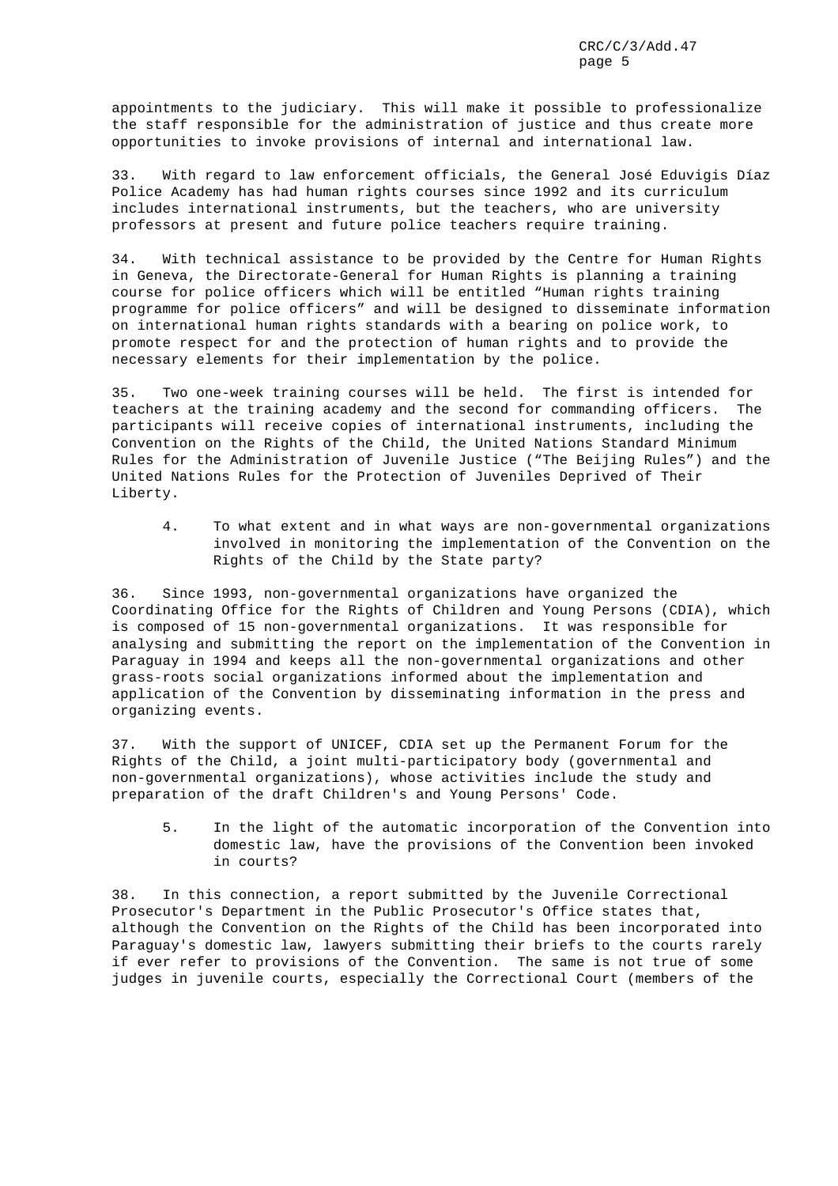appointments to the judiciary. This will make it possible to professionalize the staff responsible for the administration of justice and thus create more opportunities to invoke provisions of internal and international law.

33. With regard to law enforcement officials, the General José Eduvigis Díaz Police Academy has had human rights courses since 1992 and its curriculum includes international instruments, but the teachers, who are university professors at present and future police teachers require training.

34. With technical assistance to be provided by the Centre for Human Rights in Geneva, the Directorate-General for Human Rights is planning a training course for police officers which will be entitled "Human rights training programme for police officers" and will be designed to disseminate information on international human rights standards with a bearing on police work, to promote respect for and the protection of human rights and to provide the necessary elements for their implementation by the police.

35. Two one-week training courses will be held. The first is intended for teachers at the training academy and the second for commanding officers. The participants will receive copies of international instruments, including the Convention on the Rights of the Child, the United Nations Standard Minimum Rules for the Administration of Juvenile Justice ("The Beijing Rules") and the United Nations Rules for the Protection of Juveniles Deprived of Their Liberty.

> 4. To what extent and in what ways are non-governmental organizations involved in monitoring the implementation of the Convention on the Rights of the Child by the State party?

36. Since 1993, non-governmental organizations have organized the Coordinating Office for the Rights of Children and Young Persons (CDIA), which is composed of 15 non-governmental organizations. It was responsible for analysing and submitting the report on the implementation of the Convention in Paraguay in 1994 and keeps all the non-governmental organizations and other grass-roots social organizations informed about the implementation and application of the Convention by disseminating information in the press and organizing events.

37. With the support of UNICEF, CDIA set up the Permanent Forum for the Rights of the Child, a joint multi-participatory body (governmental and non-governmental organizations), whose activities include the study and preparation of the draft Children's and Young Persons' Code.

> 5. In the light of the automatic incorporation of the Convention into domestic law, have the provisions of the Convention been invoked in courts?

38. In this connection, a report submitted by the Juvenile Correctional Prosecutor's Department in the Public Prosecutor's Office states that, although the Convention on the Rights of the Child has been incorporated into Paraguay's domestic law, lawyers submitting their briefs to the courts rarely if ever refer to provisions of the Convention. The same is not true of some judges in juvenile courts, especially the Correctional Court (members of the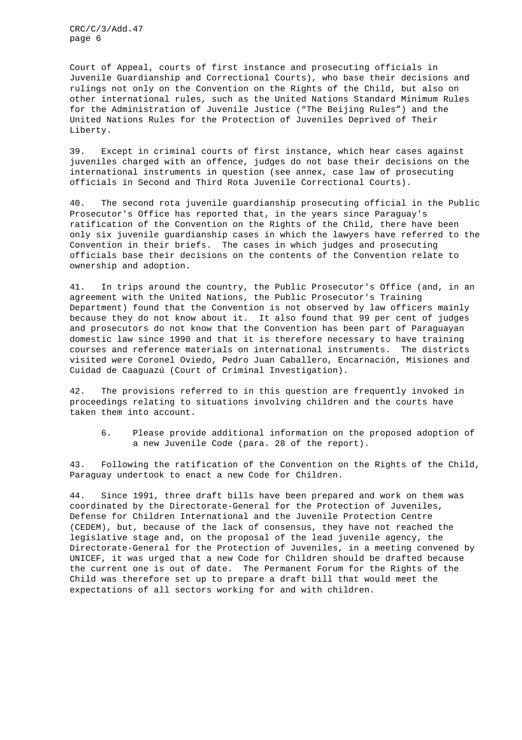Court of Appeal, courts of first instance and prosecuting officials in Juvenile Guardianship and Correctional Courts), who base their decisions and rulings not only on the Convention on the Rights of the Child, but also on other international rules, such as the United Nations Standard Minimum Rules for the Administration of Juvenile Justice ("The Beijing Rules") and the United Nations Rules for the Protection of Juveniles Deprived of Their Liberty.

39. Except in criminal courts of first instance, which hear cases against juveniles charged with an offence, judges do not base their decisions on the international instruments in question (see annex, case law of prosecuting officials in Second and Third Rota Juvenile Correctional Courts).

40. The second rota juvenile guardianship prosecuting official in the Public Prosecutor's Office has reported that, in the years since Paraguay's ratification of the Convention on the Rights of the Child, there have been only six juvenile guardianship cases in which the lawyers have referred to the Convention in their briefs. The cases in which judges and prosecuting officials base their decisions on the contents of the Convention relate to ownership and adoption.

41. In trips around the country, the Public Prosecutor's Office (and, in an agreement with the United Nations, the Public Prosecutor's Training Department) found that the Convention is not observed by law officers mainly because they do not know about it. It also found that 99 per cent of judges and prosecutors do not know that the Convention has been part of Paraguayan domestic law since 1990 and that it is therefore necessary to have training courses and reference materials on international instruments. The districts visited were Coronel Oviedo, Pedro Juan Caballero, Encarnación, Misiones and Cuidad de Caaguazú (Court of Criminal Investigation).

42. The provisions referred to in this question are frequently invoked in proceedings relating to situations involving children and the courts have taken them into account.

6. Please provide additional information on the proposed adoption of a new Juvenile Code (para. 28 of the report).

43. Following the ratification of the Convention on the Rights of the Child, Paraguay undertook to enact a new Code for Children.

44. Since 1991, three draft bills have been prepared and work on them was coordinated by the Directorate-General for the Protection of Juveniles, Defense for Children International and the Juvenile Protection Centre (CEDEM), but, because of the lack of consensus, they have not reached the legislative stage and, on the proposal of the lead juvenile agency, the Directorate-General for the Protection of Juveniles, in a meeting convened by UNICEF, it was urged that a new Code for Children should be drafted because the current one is out of date. The Permanent Forum for the Rights of the Child was therefore set up to prepare a draft bill that would meet the expectations of all sectors working for and with children.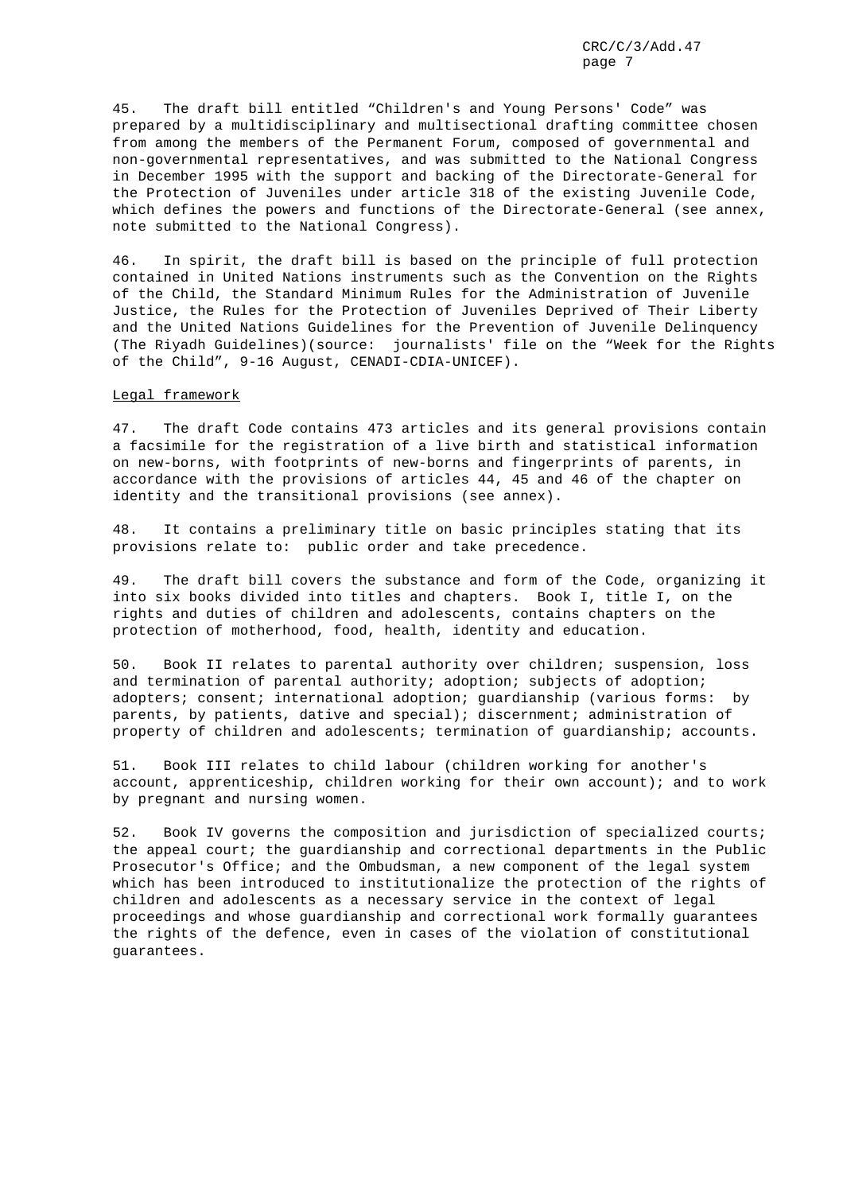45. The draft bill entitled "Children's and Young Persons' Code" was prepared by a multidisciplinary and multisectional drafting committee chosen from among the members of the Permanent Forum, composed of governmental and non-governmental representatives, and was submitted to the National Congress in December 1995 with the support and backing of the Directorate-General for the Protection of Juveniles under article 318 of the existing Juvenile Code, which defines the powers and functions of the Directorate-General (see annex, note submitted to the National Congress).

46. In spirit, the draft bill is based on the principle of full protection contained in United Nations instruments such as the Convention on the Rights of the Child, the Standard Minimum Rules for the Administration of Juvenile Justice, the Rules for the Protection of Juveniles Deprived of Their Liberty and the United Nations Guidelines for the Prevention of Juvenile Delinquency (The Riyadh Guidelines)(source: journalists' file on the "Week for the Rights of the Child", 9-16 August, CENADI-CDIA-UNICEF).

Legal framework

47. The draft Code contains 473 articles and its general provisions contain a facsimile for the registration of a live birth and statistical information on new-borns, with footprints of new-borns and fingerprints of parents, in accordance with the provisions of articles 44, 45 and 46 of the chapter on identity and the transitional provisions (see annex).

48. It contains a preliminary title on basic principles stating that its provisions relate to: public order and take precedence.

49. The draft bill covers the substance and form of the Code, organizing it into six books divided into titles and chapters. Book I, title I, on the rights and duties of children and adolescents, contains chapters on the protection of motherhood, food, health, identity and education.

50. Book II relates to parental authority over children; suspension, loss and termination of parental authority; adoption; subjects of adoption; adopters; consent; international adoption; guardianship (various forms: by parents, by patients, dative and special); discernment; administration of property of children and adolescents; termination of guardianship; accounts.

51. Book III relates to child labour (children working for another's account, apprenticeship, children working for their own account); and to work by pregnant and nursing women.

52. Book IV governs the composition and jurisdiction of specialized courts; the appeal court; the guardianship and correctional departments in the Public Prosecutor's Office; and the Ombudsman, a new component of the legal system which has been introduced to institutionalize the protection of the rights of children and adolescents as a necessary service in the context of legal proceedings and whose guardianship and correctional work formally guarantees the rights of the defence, even in cases of the violation of constitutional guarantees.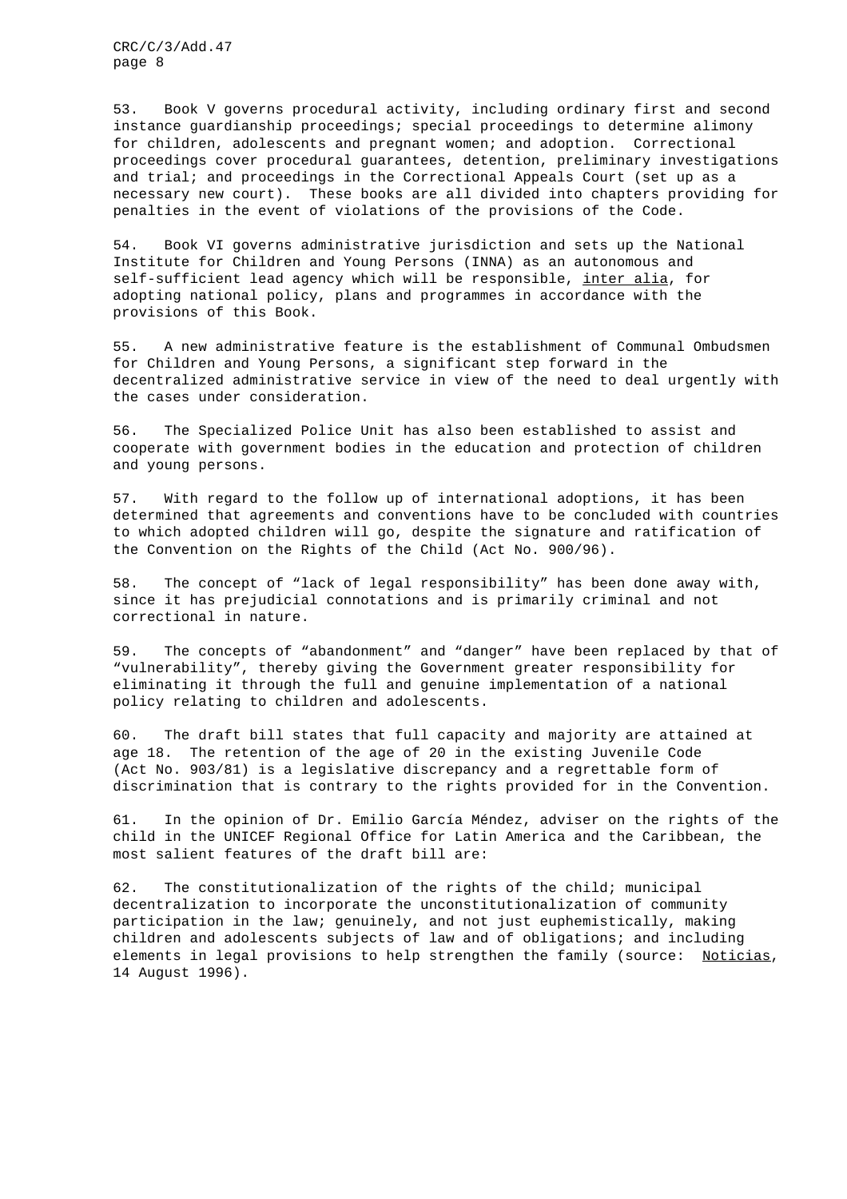53. Book V governs procedural activity, including ordinary first and second instance guardianship proceedings; special proceedings to determine alimony for children, adolescents and pregnant women; and adoption. Correctional proceedings cover procedural guarantees, detention, preliminary investigations and trial; and proceedings in the Correctional Appeals Court (set up as a necessary new court). These books are all divided into chapters providing for penalties in the event of violations of the provisions of the Code.

54. Book VI governs administrative jurisdiction and sets up the National Institute for Children and Young Persons (INNA) as an autonomous and self-sufficient lead agency which will be responsible, _inter alia_, for adopting national policy, plans and programmes in accordance with the provisions of this Book.

55. A new administrative feature is the establishment of Communal Ombudsmen for Children and Young Persons, a significant step forward in the decentralized administrative service in view of the need to deal urgently with the cases under consideration.

56. The Specialized Police Unit has also been established to assist and cooperate with government bodies in the education and protection of children and young persons.

57. With regard to the follow up of international adoptions, it has been determined that agreements and conventions have to be concluded with countries to which adopted children will go, despite the signature and ratification of the Convention on the Rights of the Child (Act No. 900/96).

58. The concept of "lack of legal responsibility" has been done away with, since it has prejudicial connotations and is primarily criminal and not correctional in nature.

59. The concepts of "abandonment" and "danger" have been replaced by that of "vulnerability", thereby giving the Government greater responsibility for eliminating it through the full and genuine implementation of a national policy relating to children and adolescents.

60. The draft bill states that full capacity and majority are attained at age 18. The retention of the age of 20 in the existing Juvenile Code (Act No. 903/81) is a legislative discrepancy and a regrettable form of discrimination that is contrary to the rights provided for in the Convention.

61. In the opinion of Dr. Emilio García Méndez, adviser on the rights of the child in the UNICEF Regional Office for Latin America and the Caribbean, the most salient features of the draft bill are:

62. The constitutionalization of the rights of the child; municipal decentralization to incorporate the unconstitutionalization of community participation in the law; genuinely, and not just euphemistically, making children and adolescents subjects of law and of obligations; and including elements in legal provisions to help strengthen the family (source: _Noticias_, 14 August 1996).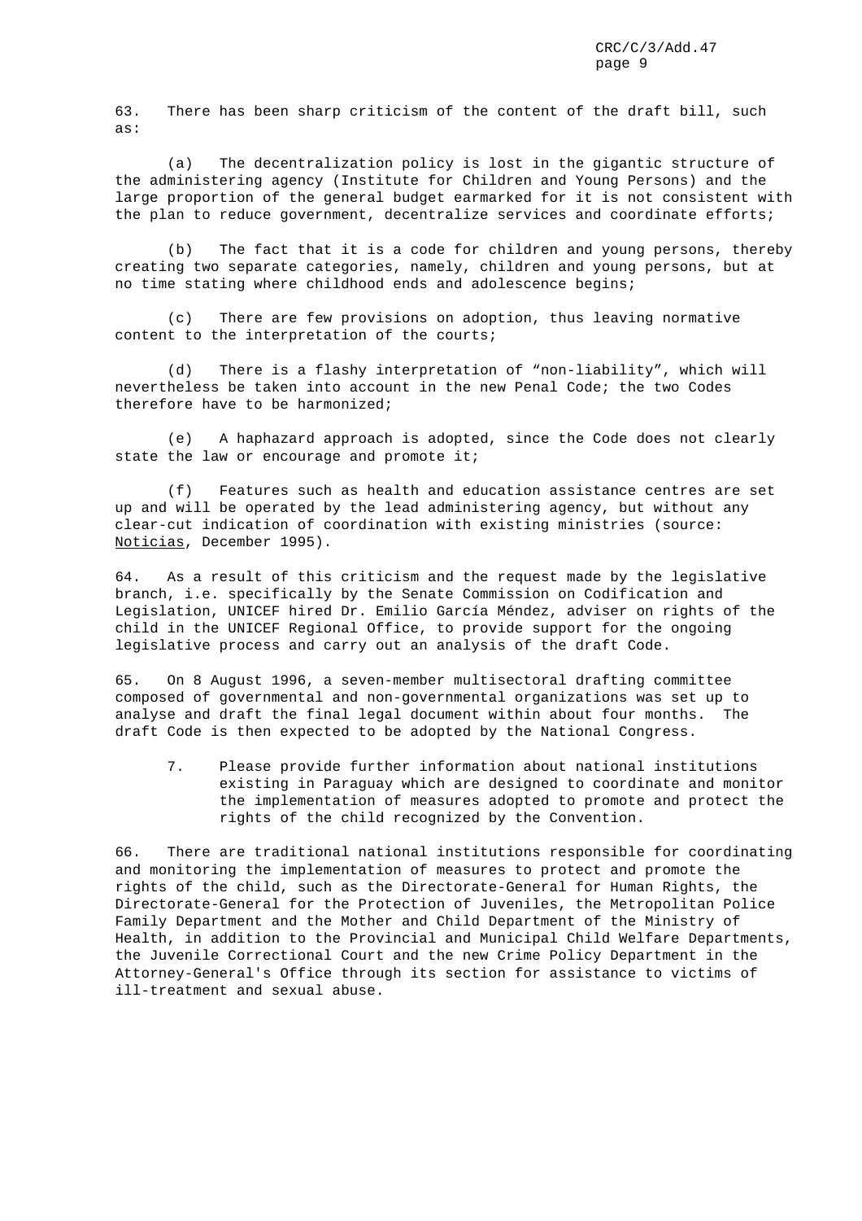63. There has been sharp criticism of the content of the draft bill, such as:

(a) The decentralization policy is lost in the gigantic structure of the administering agency (Institute for Children and Young Persons) and the large proportion of the general budget earmarked for it is not consistent with the plan to reduce government, decentralize services and coordinate efforts;

(b) The fact that it is a code for children and young persons, thereby creating two separate categories, namely, children and young persons, but at no time stating where childhood ends and adolescence begins;

(c) There are few provisions on adoption, thus leaving normative content to the interpretation of the courts;

(d) There is a flashy interpretation of "non-liability", which will nevertheless be taken into account in the new Penal Code; the two Codes therefore have to be harmonized;

(e) A haphazard approach is adopted, since the Code does not clearly state the law or encourage and promote it;

(f) Features such as health and education assistance centres are set up and will be operated by the lead administering agency, but without any clear-cut indication of coordination with existing ministries (source: Noticias, December 1995).

64. As a result of this criticism and the request made by the legislative branch, i.e. specifically by the Senate Commission on Codification and Legislation, UNICEF hired Dr. Emilio García Méndez, adviser on rights of the child in the UNICEF Regional Office, to provide support for the ongoing legislative process and carry out an analysis of the draft Code.

65. On 8 August 1996, a seven-member multisectoral drafting committee composed of governmental and non-governmental organizations was set up to analyse and draft the final legal document within about four months. The draft Code is then expected to be adopted by the National Congress.

> 7. Please provide further information about national institutions existing in Paraguay which are designed to coordinate and monitor the implementation of measures adopted to promote and protect the rights of the child recognized by the Convention.

66. There are traditional national institutions responsible for coordinating and monitoring the implementation of measures to protect and promote the rights of the child, such as the Directorate-General for Human Rights, the Directorate-General for the Protection of Juveniles, the Metropolitan Police Family Department and the Mother and Child Department of the Ministry of Health, in addition to the Provincial and Municipal Child Welfare Departments, the Juvenile Correctional Court and the new Crime Policy Department in the Attorney-General's Office through its section for assistance to victims of ill-treatment and sexual abuse.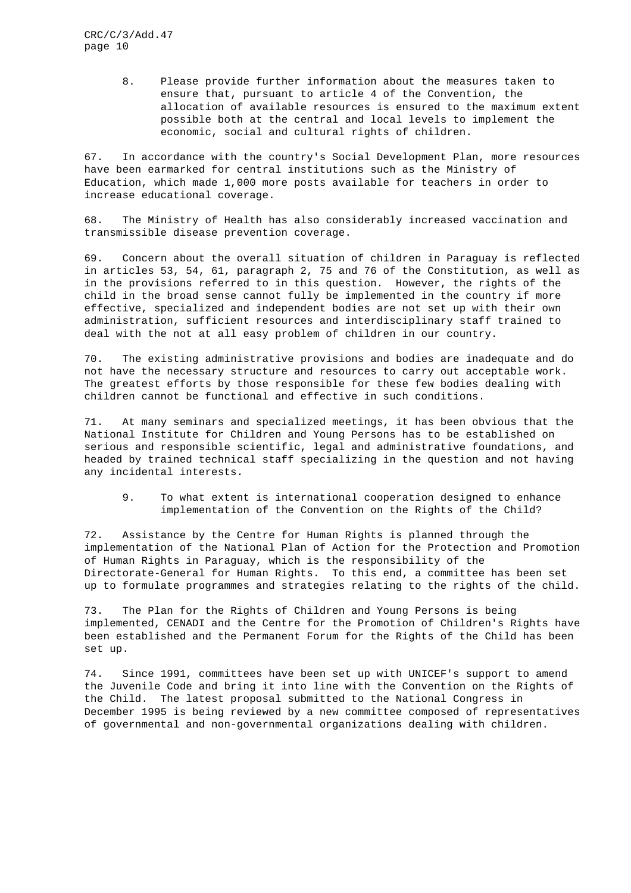8. Please provide further information about the measures taken to ensure that, pursuant to article 4 of the Convention, the allocation of available resources is ensured to the maximum extent possible both at the central and local levels to implement the economic, social and cultural rights of children.

67. In accordance with the country's Social Development Plan, more resources have been earmarked for central institutions such as the Ministry of Education, which made 1,000 more posts available for teachers in order to increase educational coverage.

68. The Ministry of Health has also considerably increased vaccination and transmissible disease prevention coverage.

69. Concern about the overall situation of children in Paraguay is reflected in articles 53, 54, 61, paragraph 2, 75 and 76 of the Constitution, as well as in the provisions referred to in this question. However, the rights of the child in the broad sense cannot fully be implemented in the country if more effective, specialized and independent bodies are not set up with their own administration, sufficient resources and interdisciplinary staff trained to deal with the not at all easy problem of children in our country.

70. The existing administrative provisions and bodies are inadequate and do not have the necessary structure and resources to carry out acceptable work. The greatest efforts by those responsible for these few bodies dealing with children cannot be functional and effective in such conditions.

71. At many seminars and specialized meetings, it has been obvious that the National Institute for Children and Young Persons has to be established on serious and responsible scientific, legal and administrative foundations, and headed by trained technical staff specializing in the question and not having any incidental interests.

9. To what extent is international cooperation designed to enhance implementation of the Convention on the Rights of the Child?

72. Assistance by the Centre for Human Rights is planned through the implementation of the National Plan of Action for the Protection and Promotion of Human Rights in Paraguay, which is the responsibility of the Directorate-General for Human Rights. To this end, a committee has been set up to formulate programmes and strategies relating to the rights of the child.

73. The Plan for the Rights of Children and Young Persons is being implemented, CENADI and the Centre for the Promotion of Children's Rights have been established and the Permanent Forum for the Rights of the Child has been set up.

74. Since 1991, committees have been set up with UNICEF's support to amend the Juvenile Code and bring it into line with the Convention on the Rights of the Child. The latest proposal submitted to the National Congress in December 1995 is being reviewed by a new committee composed of representatives of governmental and non-governmental organizations dealing with children.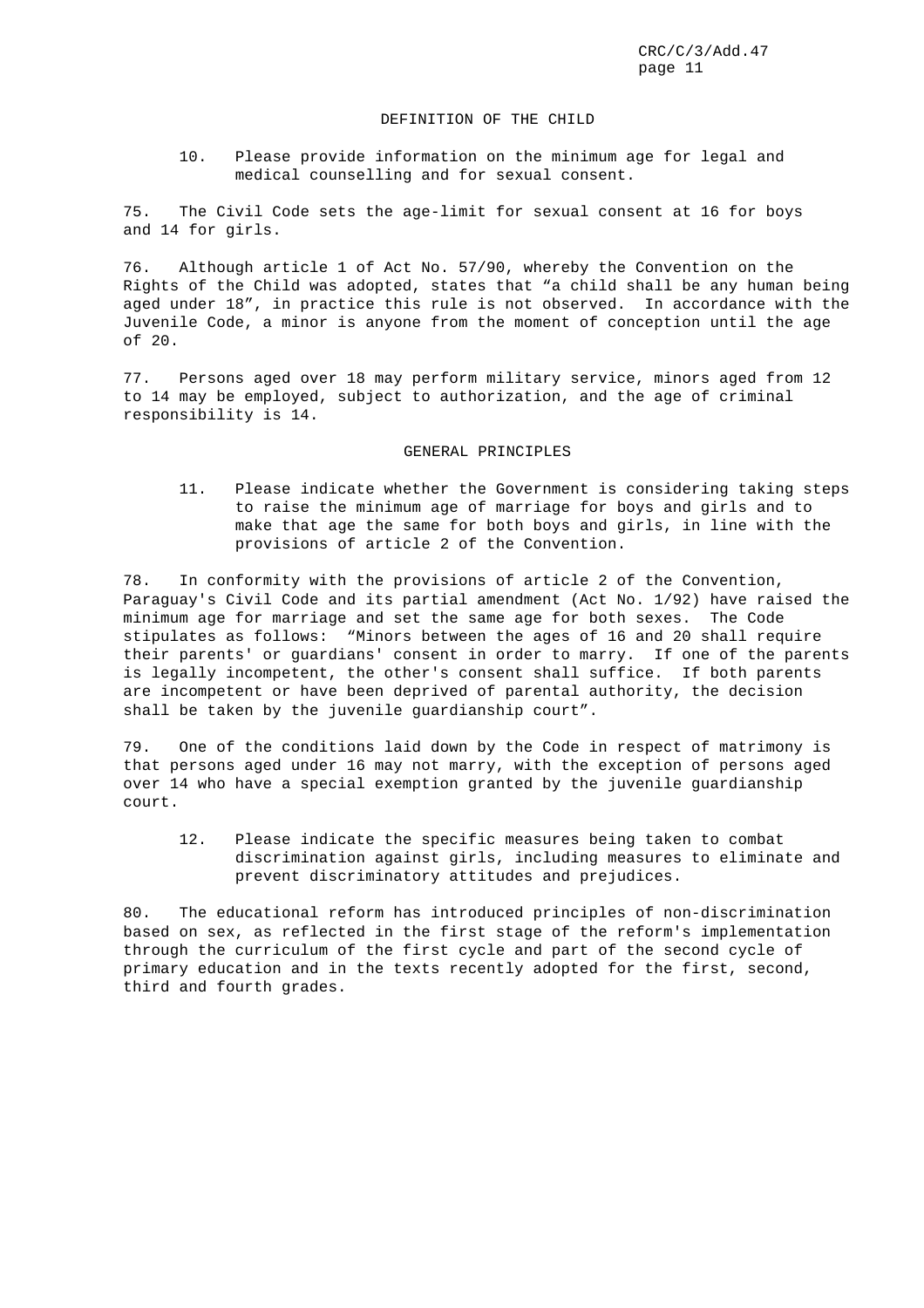## DEFINITION OF THE CHILD

> 10. Please provide information on the minimum age for legal and medical counselling and for sexual consent.

75. The Civil Code sets the age-limit for sexual consent at 16 for boys and 14 for girls.

76. Although article 1 of Act No. 57/90, whereby the Convention on the Rights of the Child was adopted, states that "a child shall be any human being aged under 18", in practice this rule is not observed. In accordance with the Juvenile Code, a minor is anyone from the moment of conception until the age of 20.

77. Persons aged over 18 may perform military service, minors aged from 12 to 14 may be employed, subject to authorization, and the age of criminal responsibility is 14.

## GENERAL PRINCIPLES

> 11. Please indicate whether the Government is considering taking steps to raise the minimum age of marriage for boys and girls and to make that age the same for both boys and girls, in line with the provisions of article 2 of the Convention.

78. In conformity with the provisions of article 2 of the Convention, Paraguay's Civil Code and its partial amendment (Act No. 1/92) have raised the minimum age for marriage and set the same age for both sexes. The Code stipulates as follows: "Minors between the ages of 16 and 20 shall require their parents' or guardians' consent in order to marry. If one of the parents is legally incompetent, the other's consent shall suffice. If both parents are incompetent or have been deprived of parental authority, the decision shall be taken by the juvenile guardianship court".

79. One of the conditions laid down by the Code in respect of matrimony is that persons aged under 16 may not marry, with the exception of persons aged over 14 who have a special exemption granted by the juvenile guardianship court.

> 12. Please indicate the specific measures being taken to combat discrimination against girls, including measures to eliminate and prevent discriminatory attitudes and prejudices.

80. The educational reform has introduced principles of non-discrimination based on sex, as reflected in the first stage of the reform's implementation through the curriculum of the first cycle and part of the second cycle of primary education and in the texts recently adopted for the first, second, third and fourth grades.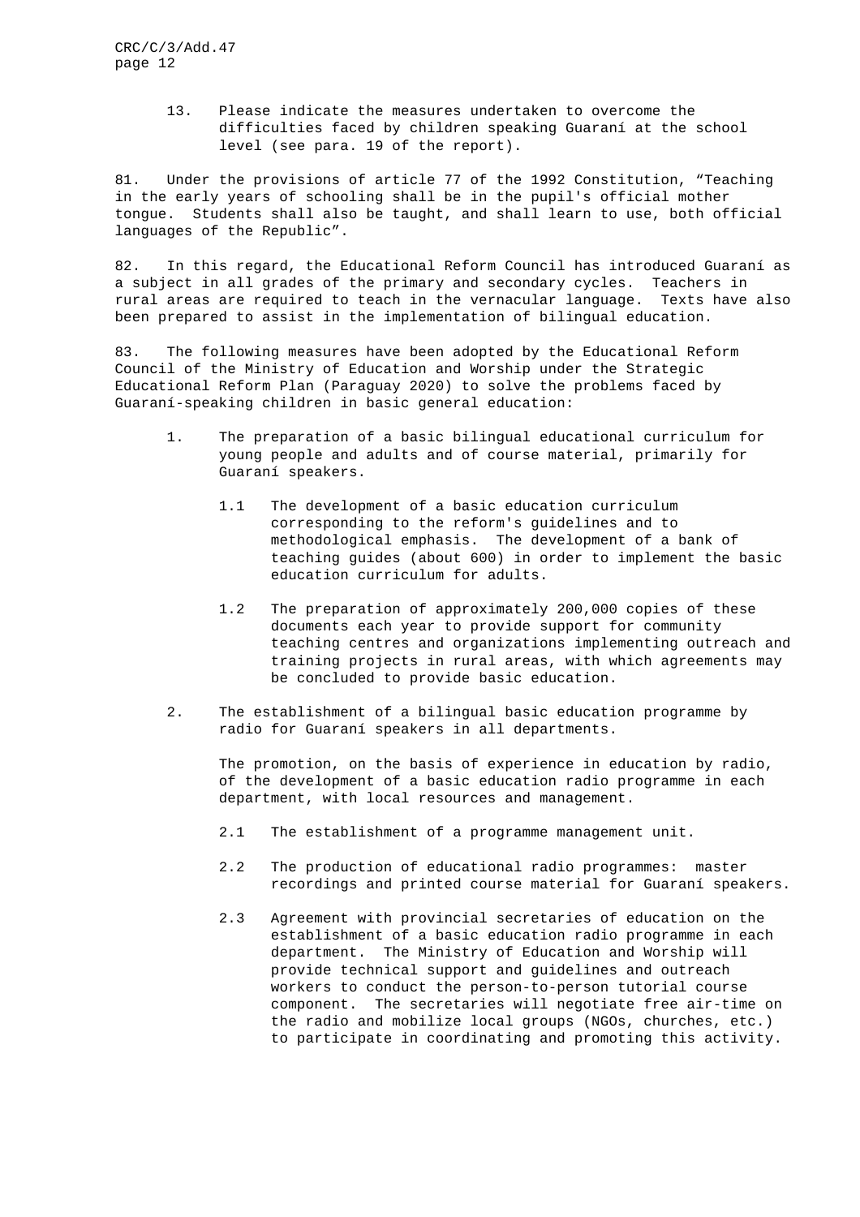13. Please indicate the measures undertaken to overcome the difficulties faced by children speaking Guaraní at the school level (see para. 19 of the report).

81. Under the provisions of article 77 of the 1992 Constitution, "Teaching in the early years of schooling shall be in the pupil's official mother tongue. Students shall also be taught, and shall learn to use, both official languages of the Republic".

82. In this regard, the Educational Reform Council has introduced Guaraní as a subject in all grades of the primary and secondary cycles. Teachers in rural areas are required to teach in the vernacular language. Texts have also been prepared to assist in the implementation of bilingual education.

83. The following measures have been adopted by the Educational Reform Council of the Ministry of Education and Worship under the Strategic Educational Reform Plan (Paraguay 2020) to solve the problems faced by Guaraní-speaking children in basic general education:

1. The preparation of a basic bilingual educational curriculum for young people and adults and of course material, primarily for Guaraní speakers.

   1.1 The development of a basic education curriculum corresponding to the reform's guidelines and to methodological emphasis. The development of a bank of teaching guides (about 600) in order to implement the basic education curriculum for adults.

   1.2 The preparation of approximately 200,000 copies of these documents each year to provide support for community teaching centres and organizations implementing outreach and training projects in rural areas, with which agreements may be concluded to provide basic education.

2. The establishment of a bilingual basic education programme by radio for Guaraní speakers in all departments.

   The promotion, on the basis of experience in education by radio, of the development of a basic education radio programme in each department, with local resources and management.

   2.1 The establishment of a programme management unit.

   2.2 The production of educational radio programmes: master recordings and printed course material for Guaraní speakers.

   2.3 Agreement with provincial secretaries of education on the establishment of a basic education radio programme in each department. The Ministry of Education and Worship will provide technical support and guidelines and outreach workers to conduct the person-to-person tutorial course component. The secretaries will negotiate free air-time on the radio and mobilize local groups (NGOs, churches, etc.) to participate in coordinating and promoting this activity.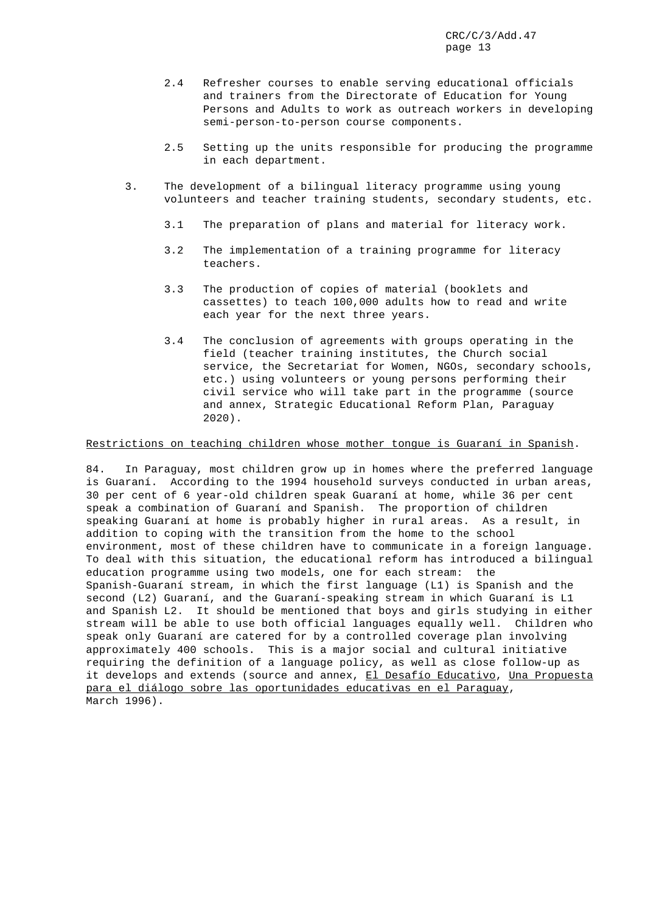2.4 Refresher courses to enable serving educational officials and trainers from the Directorate of Education for Young Persons and Adults to work as outreach workers in developing semi-person-to-person course components.

2.5 Setting up the units responsible for producing the programme in each department.

3. The development of a bilingual literacy programme using young volunteers and teacher training students, secondary students, etc.

3.1 The preparation of plans and material for literacy work.

3.2 The implementation of a training programme for literacy teachers.

3.3 The production of copies of material (booklets and cassettes) to teach 100,000 adults how to read and write each year for the next three years.

3.4 The conclusion of agreements with groups operating in the field (teacher training institutes, the Church social service, the Secretariat for Women, NGOs, secondary schools, etc.) using volunteers or young persons performing their civil service who will take part in the programme (source and annex, Strategic Educational Reform Plan, Paraguay 2020).

Restrictions on teaching children whose mother tongue is Guaraní in Spanish.

84. In Paraguay, most children grow up in homes where the preferred language is Guaraní. According to the 1994 household surveys conducted in urban areas, 30 per cent of 6 year-old children speak Guaraní at home, while 36 per cent speak a combination of Guaraní and Spanish. The proportion of children speaking Guaraní at home is probably higher in rural areas. As a result, in addition to coping with the transition from the home to the school environment, most of these children have to communicate in a foreign language. To deal with this situation, the educational reform has introduced a bilingual education programme using two models, one for each stream: the Spanish-Guaraní stream, in which the first language (L1) is Spanish and the second (L2) Guaraní, and the Guaraní-speaking stream in which Guaraní is L1 and Spanish L2. It should be mentioned that boys and girls studying in either stream will be able to use both official languages equally well. Children who speak only Guaraní are catered for by a controlled coverage plan involving approximately 400 schools. This is a major social and cultural initiative requiring the definition of a language policy, as well as close follow-up as it develops and extends (source and annex, El Desafío Educativo, Una Propuesta para el diálogo sobre las oportunidades educativas en el Paraguay, March 1996).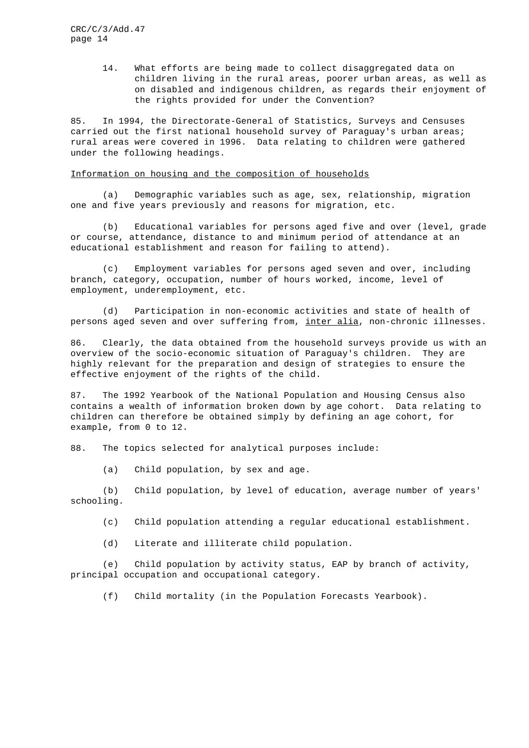14. What efforts are being made to collect disaggregated data on children living in the rural areas, poorer urban areas, as well as on disabled and indigenous children, as regards their enjoyment of the rights provided for under the Convention?

85. In 1994, the Directorate-General of Statistics, Surveys and Censuses carried out the first national household survey of Paraguay's urban areas; rural areas were covered in 1996. Data relating to children were gathered under the following headings.

Information on housing and the composition of households

(a) Demographic variables such as age, sex, relationship, migration one and five years previously and reasons for migration, etc.

(b) Educational variables for persons aged five and over (level, grade or course, attendance, distance to and minimum period of attendance at an educational establishment and reason for failing to attend).

(c) Employment variables for persons aged seven and over, including branch, category, occupation, number of hours worked, income, level of employment, underemployment, etc.

(d) Participation in non-economic activities and state of health of persons aged seven and over suffering from, *inter alia*, non-chronic illnesses.

86. Clearly, the data obtained from the household surveys provide us with an overview of the socio-economic situation of Paraguay's children. They are highly relevant for the preparation and design of strategies to ensure the effective enjoyment of the rights of the child.

87. The 1992 Yearbook of the National Population and Housing Census also contains a wealth of information broken down by age cohort. Data relating to children can therefore be obtained simply by defining an age cohort, for example, from 0 to 12.

88. The topics selected for analytical purposes include:

(a) Child population, by sex and age.

(b) Child population, by level of education, average number of years' schooling.

(c) Child population attending a regular educational establishment.

(d) Literate and illiterate child population.

(e) Child population by activity status, EAP by branch of activity, principal occupation and occupational category.

(f) Child mortality (in the Population Forecasts Yearbook).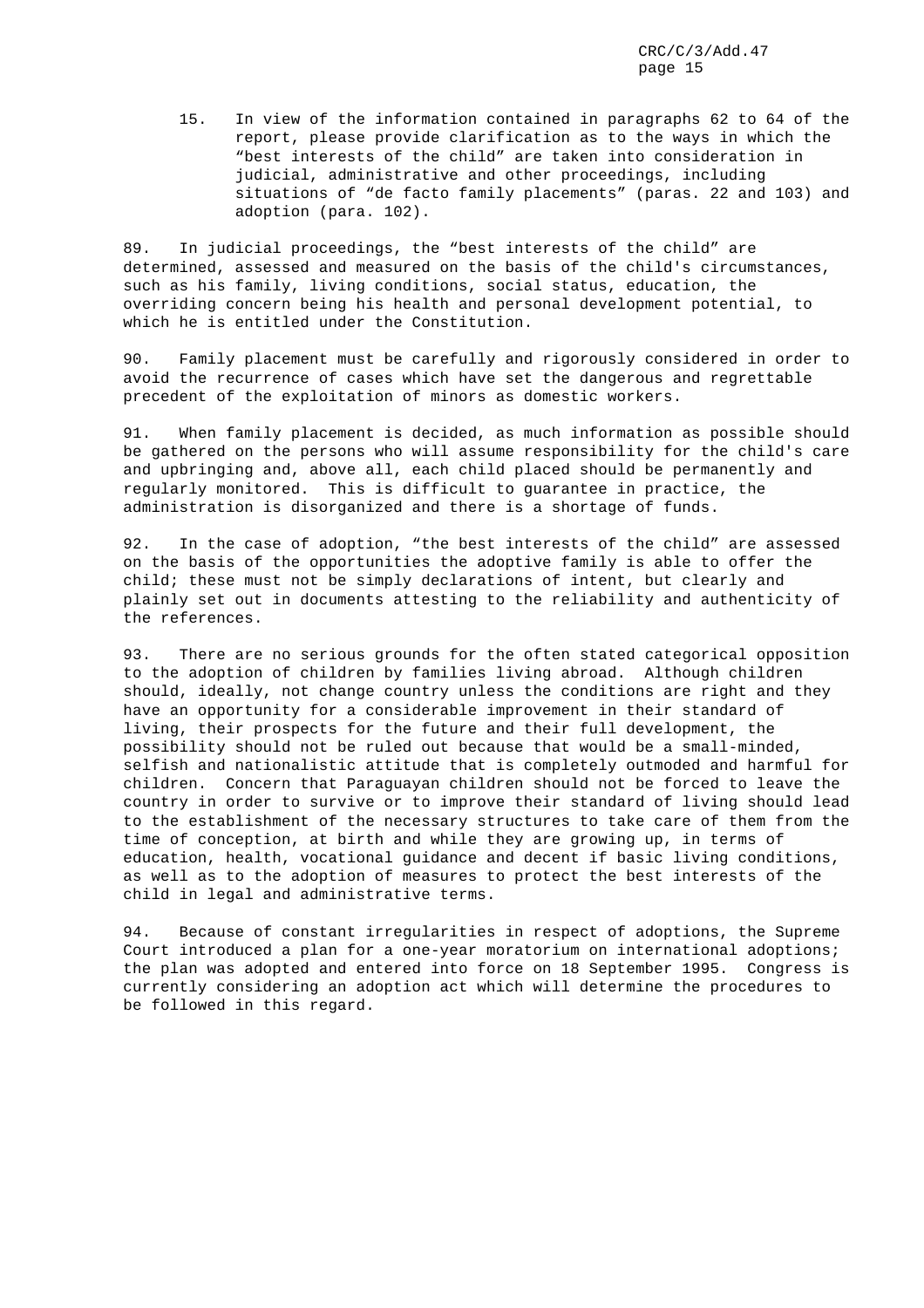15. In view of the information contained in paragraphs 62 to 64 of the report, please provide clarification as to the ways in which the "best interests of the child" are taken into consideration in judicial, administrative and other proceedings, including situations of "de facto family placements" (paras. 22 and 103) and adoption (para. 102).

89. In judicial proceedings, the "best interests of the child" are determined, assessed and measured on the basis of the child's circumstances, such as his family, living conditions, social status, education, the overriding concern being his health and personal development potential, to which he is entitled under the Constitution.

90. Family placement must be carefully and rigorously considered in order to avoid the recurrence of cases which have set the dangerous and regrettable precedent of the exploitation of minors as domestic workers.

91. When family placement is decided, as much information as possible should be gathered on the persons who will assume responsibility for the child's care and upbringing and, above all, each child placed should be permanently and regularly monitored. This is difficult to guarantee in practice, the administration is disorganized and there is a shortage of funds.

92. In the case of adoption, "the best interests of the child" are assessed on the basis of the opportunities the adoptive family is able to offer the child; these must not be simply declarations of intent, but clearly and plainly set out in documents attesting to the reliability and authenticity of the references.

93. There are no serious grounds for the often stated categorical opposition to the adoption of children by families living abroad. Although children should, ideally, not change country unless the conditions are right and they have an opportunity for a considerable improvement in their standard of living, their prospects for the future and their full development, the possibility should not be ruled out because that would be a small-minded, selfish and nationalistic attitude that is completely outmoded and harmful for children. Concern that Paraguayan children should not be forced to leave the country in order to survive or to improve their standard of living should lead to the establishment of the necessary structures to take care of them from the time of conception, at birth and while they are growing up, in terms of education, health, vocational guidance and decent if basic living conditions, as well as to the adoption of measures to protect the best interests of the child in legal and administrative terms.

94. Because of constant irregularities in respect of adoptions, the Supreme Court introduced a plan for a one-year moratorium on international adoptions; the plan was adopted and entered into force on 18 September 1995. Congress is currently considering an adoption act which will determine the procedures to be followed in this regard.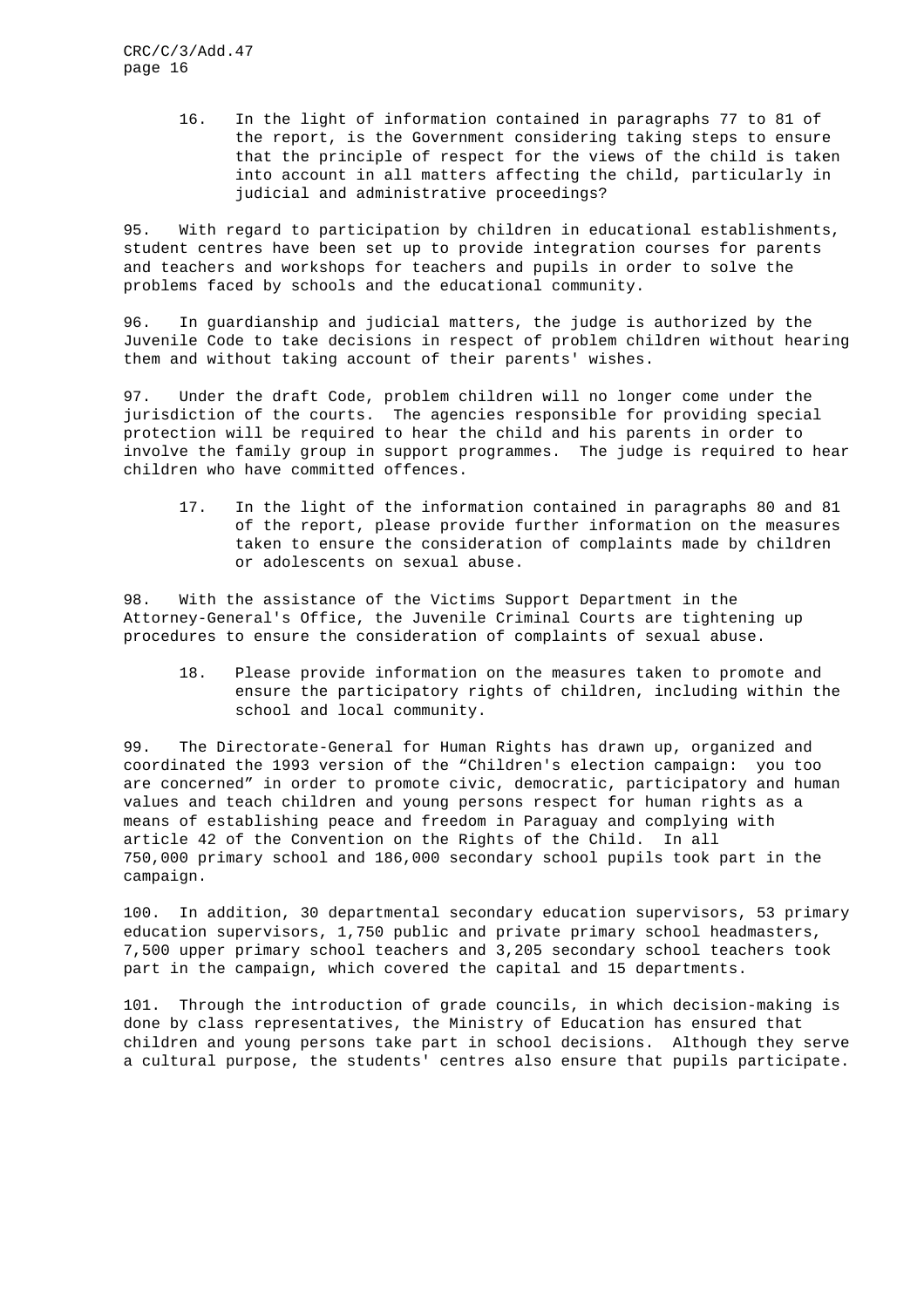16. In the light of information contained in paragraphs 77 to 81 of the report, is the Government considering taking steps to ensure that the principle of respect for the views of the child is taken into account in all matters affecting the child, particularly in judicial and administrative proceedings?

95. With regard to participation by children in educational establishments, student centres have been set up to provide integration courses for parents and teachers and workshops for teachers and pupils in order to solve the problems faced by schools and the educational community.

96. In guardianship and judicial matters, the judge is authorized by the Juvenile Code to take decisions in respect of problem children without hearing them and without taking account of their parents' wishes.

97. Under the draft Code, problem children will no longer come under the jurisdiction of the courts. The agencies responsible for providing special protection will be required to hear the child and his parents in order to involve the family group in support programmes. The judge is required to hear children who have committed offences.

17. In the light of the information contained in paragraphs 80 and 81 of the report, please provide further information on the measures taken to ensure the consideration of complaints made by children or adolescents on sexual abuse.

98. With the assistance of the Victims Support Department in the Attorney-General's Office, the Juvenile Criminal Courts are tightening up procedures to ensure the consideration of complaints of sexual abuse.

18. Please provide information on the measures taken to promote and ensure the participatory rights of children, including within the school and local community.

99. The Directorate-General for Human Rights has drawn up, organized and coordinated the 1993 version of the "Children's election campaign: you too are concerned" in order to promote civic, democratic, participatory and human values and teach children and young persons respect for human rights as a means of establishing peace and freedom in Paraguay and complying with article 42 of the Convention on the Rights of the Child. In all 750,000 primary school and 186,000 secondary school pupils took part in the campaign.

100. In addition, 30 departmental secondary education supervisors, 53 primary education supervisors, 1,750 public and private primary school headmasters, 7,500 upper primary school teachers and 3,205 secondary school teachers took part in the campaign, which covered the capital and 15 departments.

101. Through the introduction of grade councils, in which decision-making is done by class representatives, the Ministry of Education has ensured that children and young persons take part in school decisions. Although they serve a cultural purpose, the students' centres also ensure that pupils participate.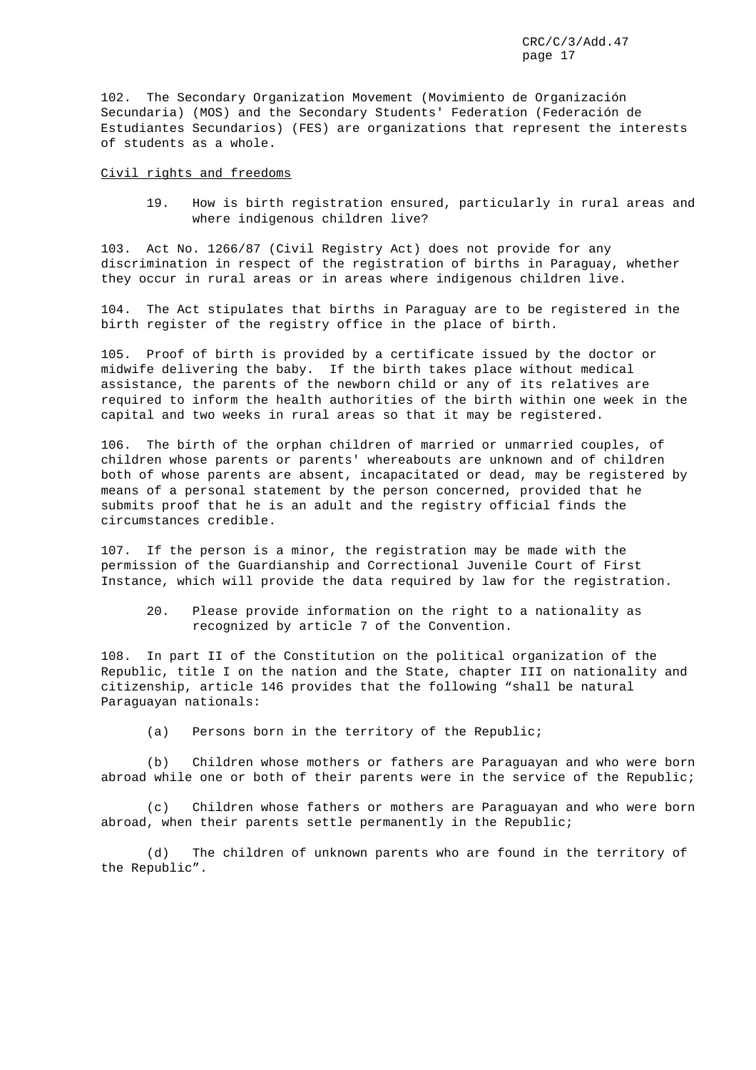102. The Secondary Organization Movement (Movimiento de Organización Secundaria) (MOS) and the Secondary Students' Federation (Federación de Estudiantes Secundarios) (FES) are organizations that represent the interests of students as a whole.

Civil rights and freedoms

> 19. How is birth registration ensured, particularly in rural areas and where indigenous children live?

103. Act No. 1266/87 (Civil Registry Act) does not provide for any discrimination in respect of the registration of births in Paraguay, whether they occur in rural areas or in areas where indigenous children live.

104. The Act stipulates that births in Paraguay are to be registered in the birth register of the registry office in the place of birth.

105. Proof of birth is provided by a certificate issued by the doctor or midwife delivering the baby. If the birth takes place without medical assistance, the parents of the newborn child or any of its relatives are required to inform the health authorities of the birth within one week in the capital and two weeks in rural areas so that it may be registered.

106. The birth of the orphan children of married or unmarried couples, of children whose parents or parents' whereabouts are unknown and of children both of whose parents are absent, incapacitated or dead, may be registered by means of a personal statement by the person concerned, provided that he submits proof that he is an adult and the registry official finds the circumstances credible.

107. If the person is a minor, the registration may be made with the permission of the Guardianship and Correctional Juvenile Court of First Instance, which will provide the data required by law for the registration.

> 20. Please provide information on the right to a nationality as recognized by article 7 of the Convention.

108. In part II of the Constitution on the political organization of the Republic, title I on the nation and the State, chapter III on nationality and citizenship, article 146 provides that the following "shall be natural Paraguayan nationals:

(a) Persons born in the territory of the Republic;

(b) Children whose mothers or fathers are Paraguayan and who were born abroad while one or both of their parents were in the service of the Republic;

(c) Children whose fathers or mothers are Paraguayan and who were born abroad, when their parents settle permanently in the Republic;

(d) The children of unknown parents who are found in the territory of the Republic".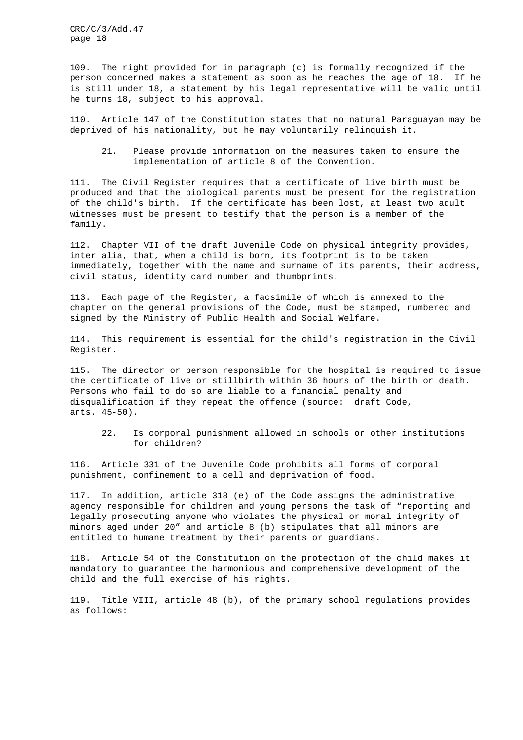109. The right provided for in paragraph (c) is formally recognized if the person concerned makes a statement as soon as he reaches the age of 18. If he is still under 18, a statement by his legal representative will be valid until he turns 18, subject to his approval.

110. Article 147 of the Constitution states that no natural Paraguayan may be deprived of his nationality, but he may voluntarily relinquish it.

> 21. Please provide information on the measures taken to ensure the implementation of article 8 of the Convention.

111. The Civil Register requires that a certificate of live birth must be produced and that the biological parents must be present for the registration of the child's birth. If the certificate has been lost, at least two adult witnesses must be present to testify that the person is a member of the family.

112. Chapter VII of the draft Juvenile Code on physical integrity provides, inter alia, that, when a child is born, its footprint is to be taken immediately, together with the name and surname of its parents, their address, civil status, identity card number and thumbprints.

113. Each page of the Register, a facsimile of which is annexed to the chapter on the general provisions of the Code, must be stamped, numbered and signed by the Ministry of Public Health and Social Welfare.

114. This requirement is essential for the child's registration in the Civil Register.

115. The director or person responsible for the hospital is required to issue the certificate of live or stillbirth within 36 hours of the birth or death. Persons who fail to do so are liable to a financial penalty and disqualification if they repeat the offence (source: draft Code, arts. 45-50).

> 22. Is corporal punishment allowed in schools or other institutions for children?

116. Article 331 of the Juvenile Code prohibits all forms of corporal punishment, confinement to a cell and deprivation of food.

117. In addition, article 318 (e) of the Code assigns the administrative agency responsible for children and young persons the task of "reporting and legally prosecuting anyone who violates the physical or moral integrity of minors aged under 20" and article 8 (b) stipulates that all minors are entitled to humane treatment by their parents or guardians.

118. Article 54 of the Constitution on the protection of the child makes it mandatory to guarantee the harmonious and comprehensive development of the child and the full exercise of his rights.

119. Title VIII, article 48 (b), of the primary school regulations provides as follows: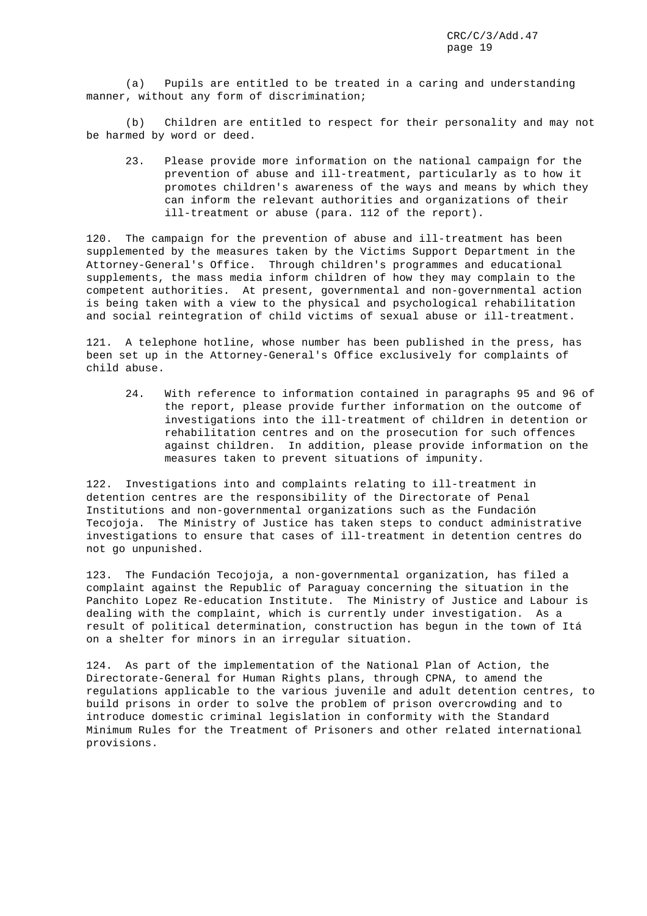(a) Pupils are entitled to be treated in a caring and understanding manner, without any form of discrimination;

(b) Children are entitled to respect for their personality and may not be harmed by word or deed.

> 23. Please provide more information on the national campaign for the prevention of abuse and ill-treatment, particularly as to how it promotes children's awareness of the ways and means by which they can inform the relevant authorities and organizations of their ill-treatment or abuse (para. 112 of the report).

120. The campaign for the prevention of abuse and ill-treatment has been supplemented by the measures taken by the Victims Support Department in the Attorney-General's Office. Through children's programmes and educational supplements, the mass media inform children of how they may complain to the competent authorities. At present, governmental and non-governmental action is being taken with a view to the physical and psychological rehabilitation and social reintegration of child victims of sexual abuse or ill-treatment.

121. A telephone hotline, whose number has been published in the press, has been set up in the Attorney-General's Office exclusively for complaints of child abuse.

> 24. With reference to information contained in paragraphs 95 and 96 of the report, please provide further information on the outcome of investigations into the ill-treatment of children in detention or rehabilitation centres and on the prosecution for such offences against children. In addition, please provide information on the measures taken to prevent situations of impunity.

122. Investigations into and complaints relating to ill-treatment in detention centres are the responsibility of the Directorate of Penal Institutions and non-governmental organizations such as the Fundación Tecojoja. The Ministry of Justice has taken steps to conduct administrative investigations to ensure that cases of ill-treatment in detention centres do not go unpunished.

123. The Fundación Tecojoja, a non-governmental organization, has filed a complaint against the Republic of Paraguay concerning the situation in the Panchito Lopez Re-education Institute. The Ministry of Justice and Labour is dealing with the complaint, which is currently under investigation. As a result of political determination, construction has begun in the town of Itá on a shelter for minors in an irregular situation.

124. As part of the implementation of the National Plan of Action, the Directorate-General for Human Rights plans, through CPNA, to amend the regulations applicable to the various juvenile and adult detention centres, to build prisons in order to solve the problem of prison overcrowding and to introduce domestic criminal legislation in conformity with the Standard Minimum Rules for the Treatment of Prisoners and other related international provisions.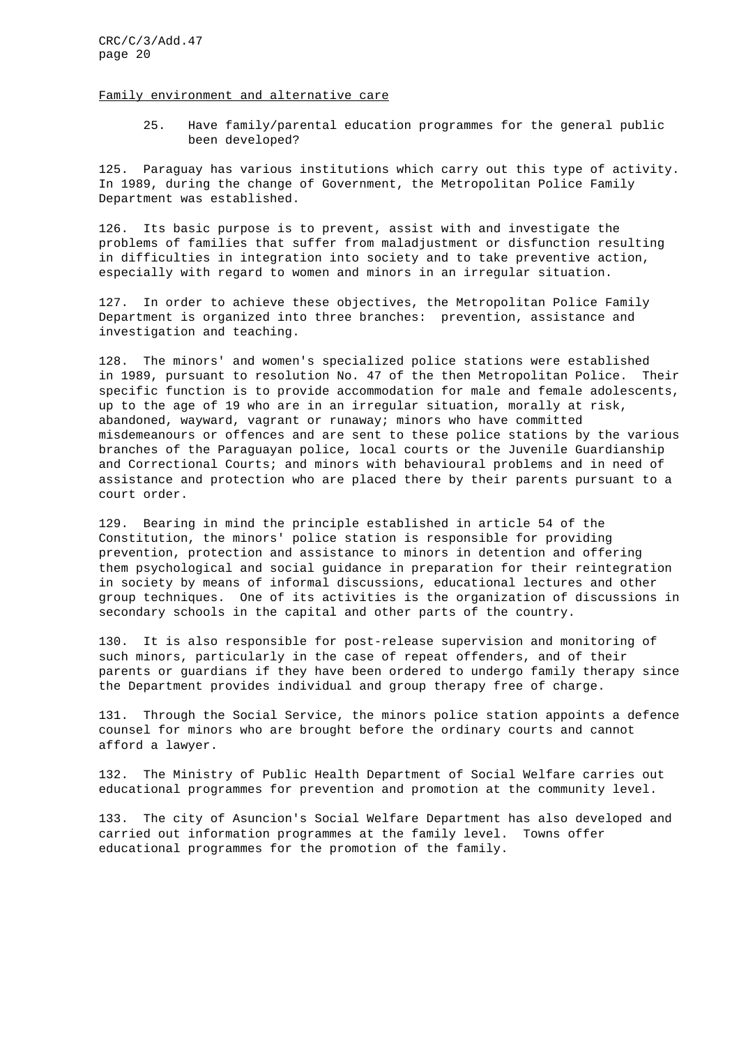Family environment and alternative care

> 25. Have family/parental education programmes for the general public been developed?

125. Paraguay has various institutions which carry out this type of activity. In 1989, during the change of Government, the Metropolitan Police Family Department was established.

126. Its basic purpose is to prevent, assist with and investigate the problems of families that suffer from maladjustment or disfunction resulting in difficulties in integration into society and to take preventive action, especially with regard to women and minors in an irregular situation.

127. In order to achieve these objectives, the Metropolitan Police Family Department is organized into three branches: prevention, assistance and investigation and teaching.

128. The minors' and women's specialized police stations were established in 1989, pursuant to resolution No. 47 of the then Metropolitan Police. Their specific function is to provide accommodation for male and female adolescents, up to the age of 19 who are in an irregular situation, morally at risk, abandoned, wayward, vagrant or runaway; minors who have committed misdemeanours or offences and are sent to these police stations by the various branches of the Paraguayan police, local courts or the Juvenile Guardianship and Correctional Courts; and minors with behavioural problems and in need of assistance and protection who are placed there by their parents pursuant to a court order.

129. Bearing in mind the principle established in article 54 of the Constitution, the minors' police station is responsible for providing prevention, protection and assistance to minors in detention and offering them psychological and social guidance in preparation for their reintegration in society by means of informal discussions, educational lectures and other group techniques. One of its activities is the organization of discussions in secondary schools in the capital and other parts of the country.

130. It is also responsible for post-release supervision and monitoring of such minors, particularly in the case of repeat offenders, and of their parents or guardians if they have been ordered to undergo family therapy since the Department provides individual and group therapy free of charge.

131. Through the Social Service, the minors police station appoints a defence counsel for minors who are brought before the ordinary courts and cannot afford a lawyer.

132. The Ministry of Public Health Department of Social Welfare carries out educational programmes for prevention and promotion at the community level.

133. The city of Asuncion's Social Welfare Department has also developed and carried out information programmes at the family level. Towns offer educational programmes for the promotion of the family.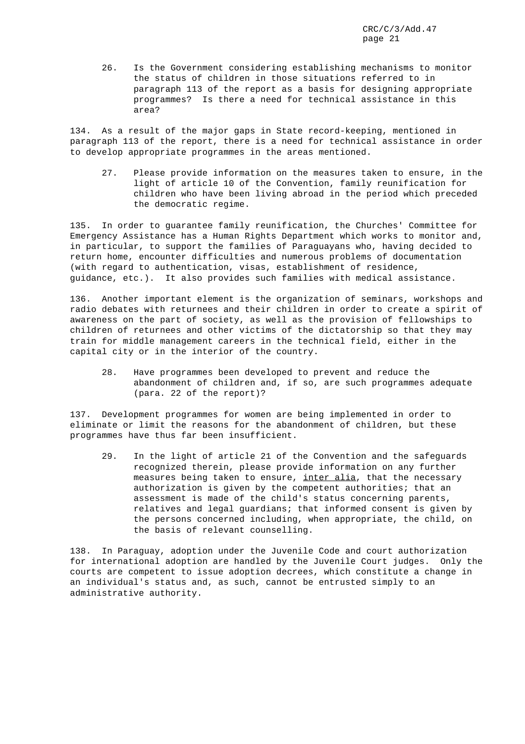26. Is the Government considering establishing mechanisms to monitor the status of children in those situations referred to in paragraph 113 of the report as a basis for designing appropriate programmes? Is there a need for technical assistance in this area?

134. As a result of the major gaps in State record-keeping, mentioned in paragraph 113 of the report, there is a need for technical assistance in order to develop appropriate programmes in the areas mentioned.

27. Please provide information on the measures taken to ensure, in the light of article 10 of the Convention, family reunification for children who have been living abroad in the period which preceded the democratic regime.

135. In order to guarantee family reunification, the Churches' Committee for Emergency Assistance has a Human Rights Department which works to monitor and, in particular, to support the families of Paraguayans who, having decided to return home, encounter difficulties and numerous problems of documentation (with regard to authentication, visas, establishment of residence, guidance, etc.). It also provides such families with medical assistance.

136. Another important element is the organization of seminars, workshops and radio debates with returnees and their children in order to create a spirit of awareness on the part of society, as well as the provision of fellowships to children of returnees and other victims of the dictatorship so that they may train for middle management careers in the technical field, either in the capital city or in the interior of the country.

28. Have programmes been developed to prevent and reduce the abandonment of children and, if so, are such programmes adequate (para. 22 of the report)?

137. Development programmes for women are being implemented in order to eliminate or limit the reasons for the abandonment of children, but these programmes have thus far been insufficient.

29. In the light of article 21 of the Convention and the safeguards recognized therein, please provide information on any further measures being taken to ensure, _inter alia_, that the necessary authorization is given by the competent authorities; that an assessment is made of the child's status concerning parents, relatives and legal guardians; that informed consent is given by the persons concerned including, when appropriate, the child, on the basis of relevant counselling.

138. In Paraguay, adoption under the Juvenile Code and court authorization for international adoption are handled by the Juvenile Court judges. Only the courts are competent to issue adoption decrees, which constitute a change in an individual's status and, as such, cannot be entrusted simply to an administrative authority.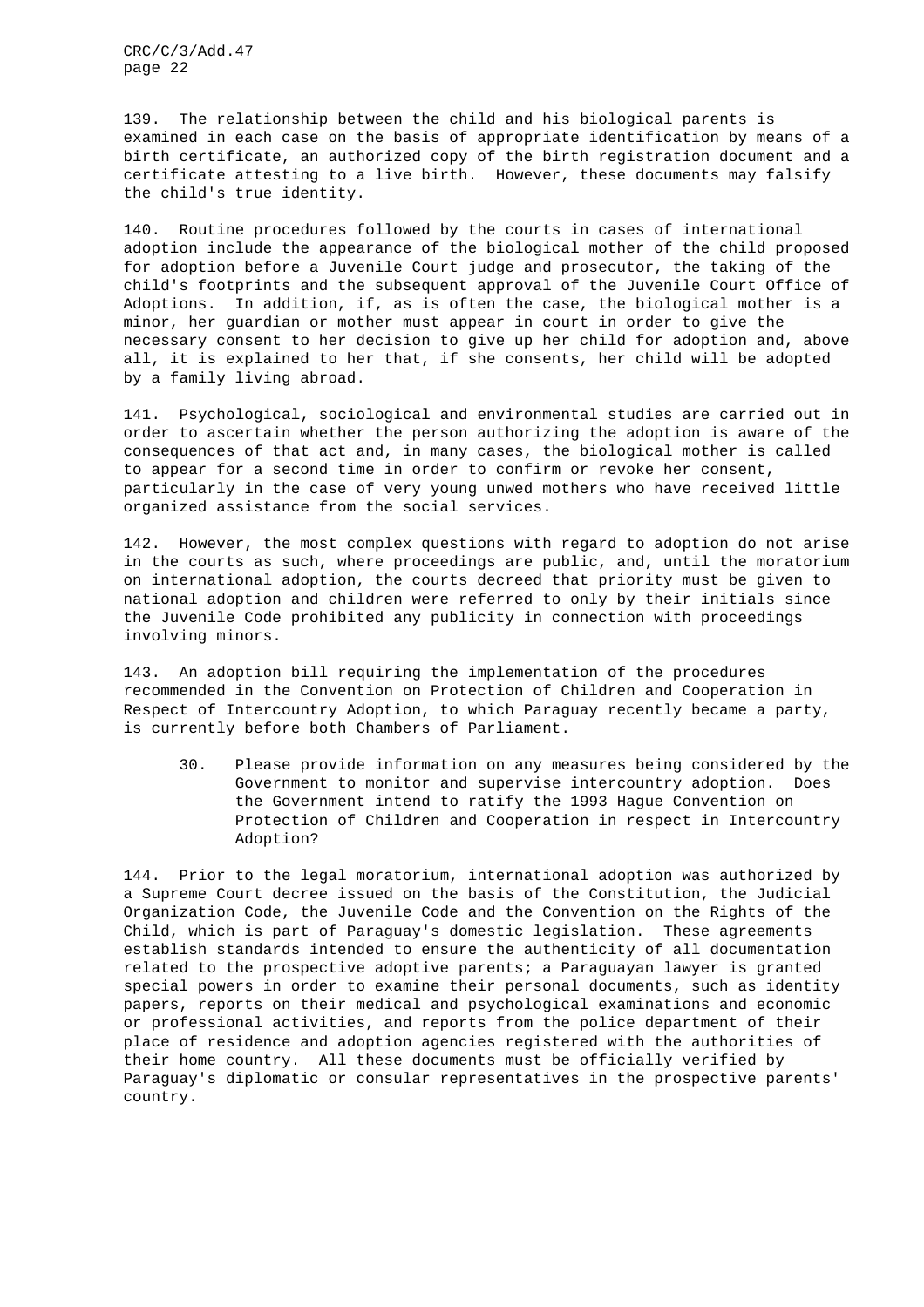139. The relationship between the child and his biological parents is examined in each case on the basis of appropriate identification by means of a birth certificate, an authorized copy of the birth registration document and a certificate attesting to a live birth. However, these documents may falsify the child's true identity.

140. Routine procedures followed by the courts in cases of international adoption include the appearance of the biological mother of the child proposed for adoption before a Juvenile Court judge and prosecutor, the taking of the child's footprints and the subsequent approval of the Juvenile Court Office of Adoptions. In addition, if, as is often the case, the biological mother is a minor, her guardian or mother must appear in court in order to give the necessary consent to her decision to give up her child for adoption and, above all, it is explained to her that, if she consents, her child will be adopted by a family living abroad.

141. Psychological, sociological and environmental studies are carried out in order to ascertain whether the person authorizing the adoption is aware of the consequences of that act and, in many cases, the biological mother is called to appear for a second time in order to confirm or revoke her consent, particularly in the case of very young unwed mothers who have received little organized assistance from the social services.

142. However, the most complex questions with regard to adoption do not arise in the courts as such, where proceedings are public, and, until the moratorium on international adoption, the courts decreed that priority must be given to national adoption and children were referred to only by their initials since the Juvenile Code prohibited any publicity in connection with proceedings involving minors.

143. An adoption bill requiring the implementation of the procedures recommended in the Convention on Protection of Children and Cooperation in Respect of Intercountry Adoption, to which Paraguay recently became a party, is currently before both Chambers of Parliament.

> 30. Please provide information on any measures being considered by the Government to monitor and supervise intercountry adoption. Does the Government intend to ratify the 1993 Hague Convention on Protection of Children and Cooperation in respect in Intercountry Adoption?

144. Prior to the legal moratorium, international adoption was authorized by a Supreme Court decree issued on the basis of the Constitution, the Judicial Organization Code, the Juvenile Code and the Convention on the Rights of the Child, which is part of Paraguay's domestic legislation. These agreements establish standards intended to ensure the authenticity of all documentation related to the prospective adoptive parents; a Paraguayan lawyer is granted special powers in order to examine their personal documents, such as identity papers, reports on their medical and psychological examinations and economic or professional activities, and reports from the police department of their place of residence and adoption agencies registered with the authorities of their home country. All these documents must be officially verified by Paraguay's diplomatic or consular representatives in the prospective parents' country.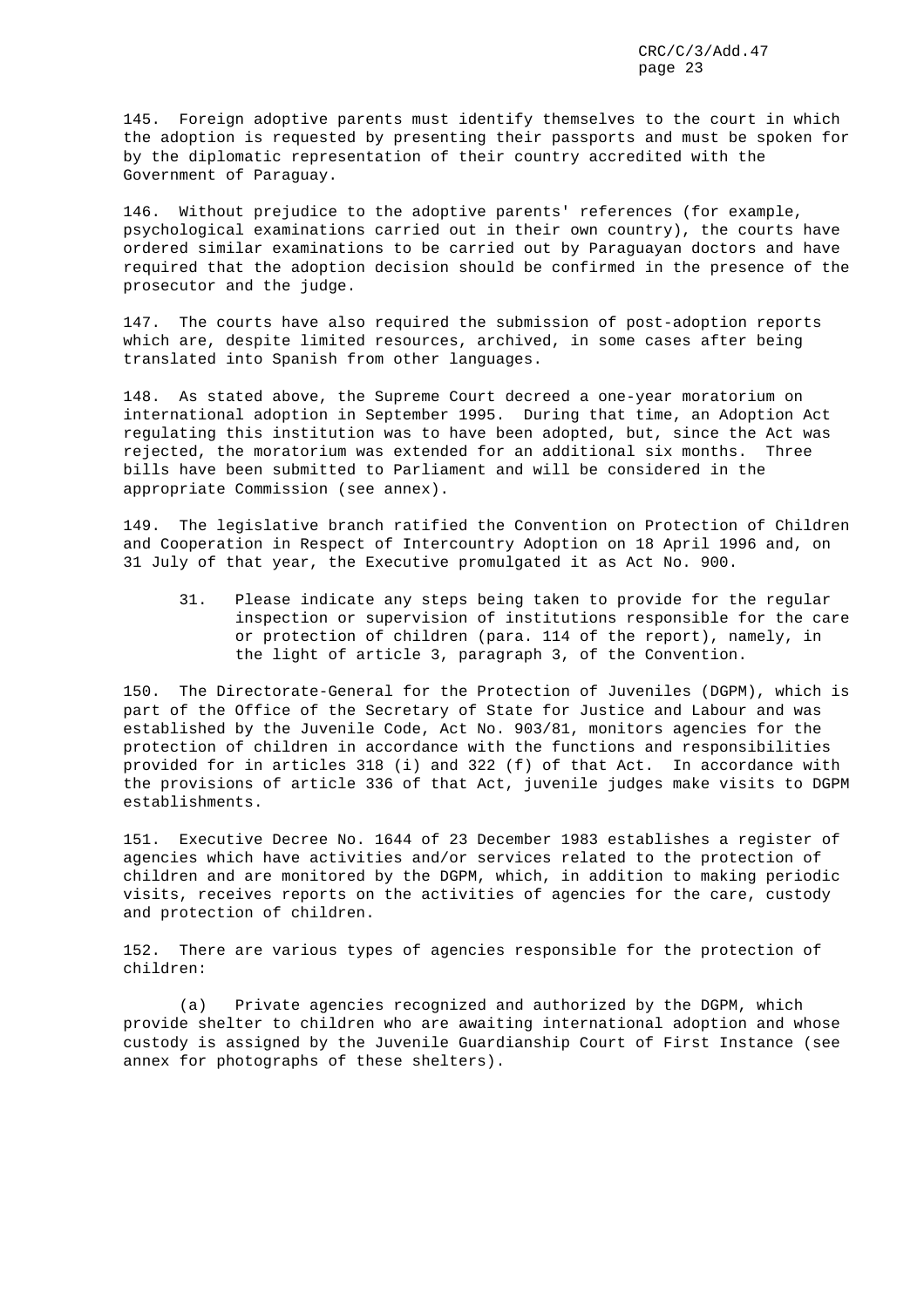145. Foreign adoptive parents must identify themselves to the court in which the adoption is requested by presenting their passports and must be spoken for by the diplomatic representation of their country accredited with the Government of Paraguay.

146. Without prejudice to the adoptive parents' references (for example, psychological examinations carried out in their own country), the courts have ordered similar examinations to be carried out by Paraguayan doctors and have required that the adoption decision should be confirmed in the presence of the prosecutor and the judge.

147. The courts have also required the submission of post-adoption reports which are, despite limited resources, archived, in some cases after being translated into Spanish from other languages.

148. As stated above, the Supreme Court decreed a one-year moratorium on international adoption in September 1995. During that time, an Adoption Act regulating this institution was to have been adopted, but, since the Act was rejected, the moratorium was extended for an additional six months. Three bills have been submitted to Parliament and will be considered in the appropriate Commission (see annex).

149. The legislative branch ratified the Convention on Protection of Children and Cooperation in Respect of Intercountry Adoption on 18 April 1996 and, on 31 July of that year, the Executive promulgated it as Act No. 900.

> 31. Please indicate any steps being taken to provide for the regular inspection or supervision of institutions responsible for the care or protection of children (para. 114 of the report), namely, in the light of article 3, paragraph 3, of the Convention.

150. The Directorate-General for the Protection of Juveniles (DGPM), which is part of the Office of the Secretary of State for Justice and Labour and was established by the Juvenile Code, Act No. 903/81, monitors agencies for the protection of children in accordance with the functions and responsibilities provided for in articles 318 (i) and 322 (f) of that Act. In accordance with the provisions of article 336 of that Act, juvenile judges make visits to DGPM establishments.

151. Executive Decree No. 1644 of 23 December 1983 establishes a register of agencies which have activities and/or services related to the protection of children and are monitored by the DGPM, which, in addition to making periodic visits, receives reports on the activities of agencies for the care, custody and protection of children.

152. There are various types of agencies responsible for the protection of children:

(a) Private agencies recognized and authorized by the DGPM, which provide shelter to children who are awaiting international adoption and whose custody is assigned by the Juvenile Guardianship Court of First Instance (see annex for photographs of these shelters).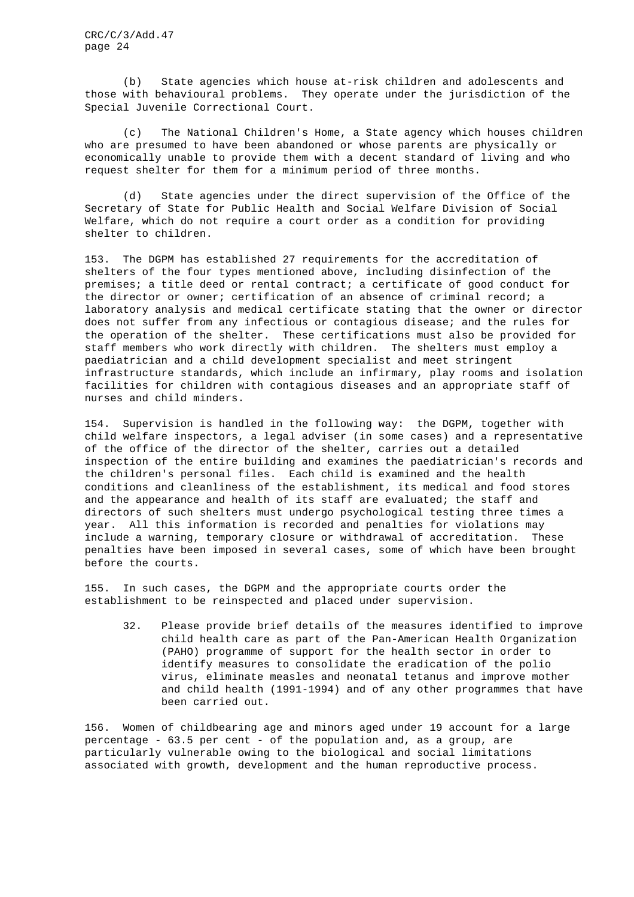(b) State agencies which house at-risk children and adolescents and those with behavioural problems. They operate under the jurisdiction of the Special Juvenile Correctional Court.

(c) The National Children's Home, a State agency which houses children who are presumed to have been abandoned or whose parents are physically or economically unable to provide them with a decent standard of living and who request shelter for them for a minimum period of three months.

(d) State agencies under the direct supervision of the Office of the Secretary of State for Public Health and Social Welfare Division of Social Welfare, which do not require a court order as a condition for providing shelter to children.

153. The DGPM has established 27 requirements for the accreditation of shelters of the four types mentioned above, including disinfection of the premises; a title deed or rental contract; a certificate of good conduct for the director or owner; certification of an absence of criminal record; a laboratory analysis and medical certificate stating that the owner or director does not suffer from any infectious or contagious disease; and the rules for the operation of the shelter. These certifications must also be provided for staff members who work directly with children. The shelters must employ a paediatrician and a child development specialist and meet stringent infrastructure standards, which include an infirmary, play rooms and isolation facilities for children with contagious diseases and an appropriate staff of nurses and child minders.

154. Supervision is handled in the following way: the DGPM, together with child welfare inspectors, a legal adviser (in some cases) and a representative of the office of the director of the shelter, carries out a detailed inspection of the entire building and examines the paediatrician's records and the children's personal files. Each child is examined and the health conditions and cleanliness of the establishment, its medical and food stores and the appearance and health of its staff are evaluated; the staff and directors of such shelters must undergo psychological testing three times a year. All this information is recorded and penalties for violations may include a warning, temporary closure or withdrawal of accreditation. These penalties have been imposed in several cases, some of which have been brought before the courts.

155. In such cases, the DGPM and the appropriate courts order the establishment to be reinspected and placed under supervision.

> 32. Please provide brief details of the measures identified to improve child health care as part of the Pan-American Health Organization (PAHO) programme of support for the health sector in order to identify measures to consolidate the eradication of the polio virus, eliminate measles and neonatal tetanus and improve mother and child health (1991-1994) and of any other programmes that have been carried out.

156. Women of childbearing age and minors aged under 19 account for a large percentage - 63.5 per cent - of the population and, as a group, are particularly vulnerable owing to the biological and social limitations associated with growth, development and the human reproductive process.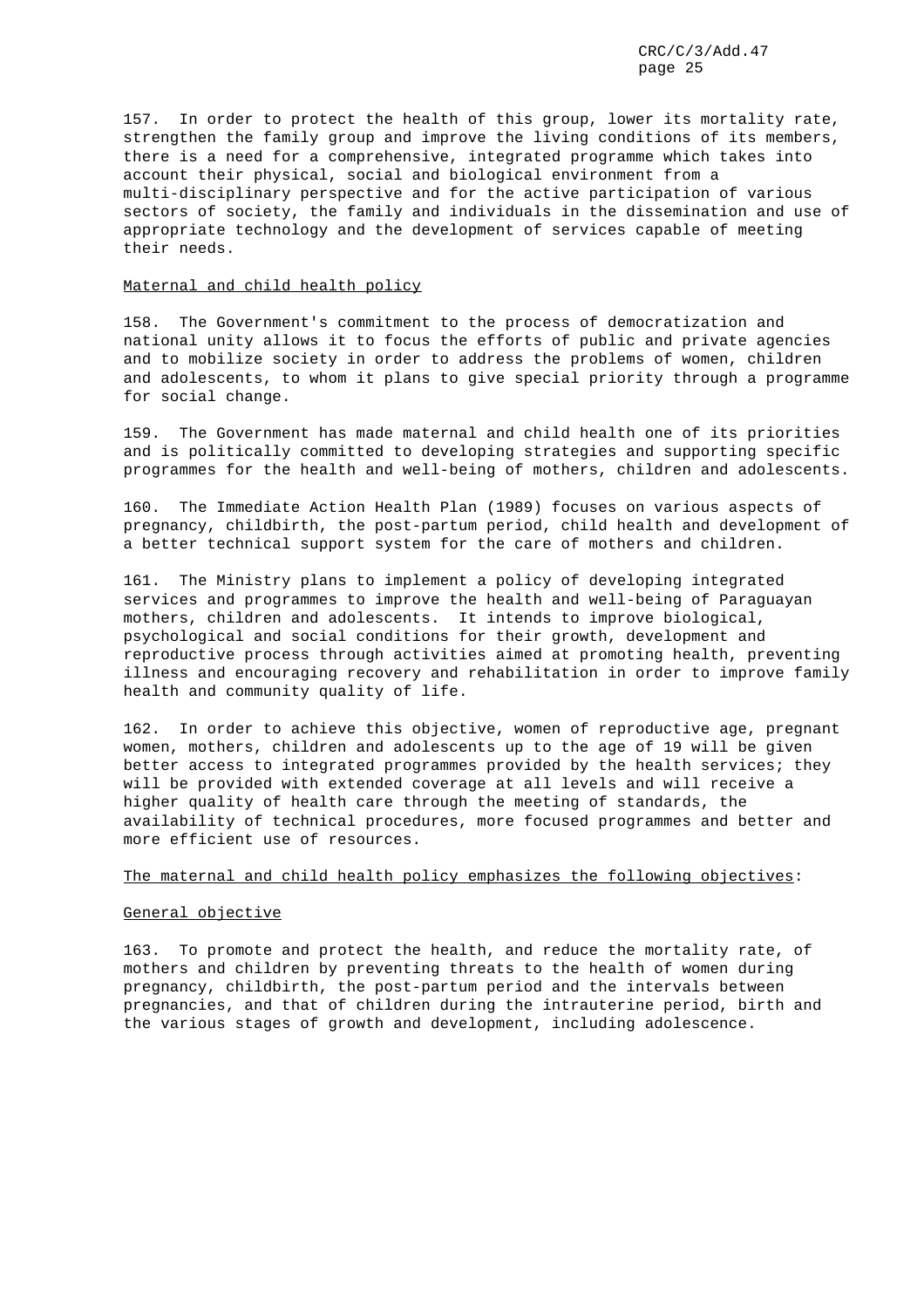157. In order to protect the health of this group, lower its mortality rate, strengthen the family group and improve the living conditions of its members, there is a need for a comprehensive, integrated programme which takes into account their physical, social and biological environment from a multi-disciplinary perspective and for the active participation of various sectors of society, the family and individuals in the dissemination and use of appropriate technology and the development of services capable of meeting their needs.

Maternal and child health policy

158. The Government's commitment to the process of democratization and national unity allows it to focus the efforts of public and private agencies and to mobilize society in order to address the problems of women, children and adolescents, to whom it plans to give special priority through a programme for social change.

159. The Government has made maternal and child health one of its priorities and is politically committed to developing strategies and supporting specific programmes for the health and well-being of mothers, children and adolescents.

160. The Immediate Action Health Plan (1989) focuses on various aspects of pregnancy, childbirth, the post-partum period, child health and development of a better technical support system for the care of mothers and children.

161. The Ministry plans to implement a policy of developing integrated services and programmes to improve the health and well-being of Paraguayan mothers, children and adolescents. It intends to improve biological, psychological and social conditions for their growth, development and reproductive process through activities aimed at promoting health, preventing illness and encouraging recovery and rehabilitation in order to improve family health and community quality of life.

162. In order to achieve this objective, women of reproductive age, pregnant women, mothers, children and adolescents up to the age of 19 will be given better access to integrated programmes provided by the health services; they will be provided with extended coverage at all levels and will receive a higher quality of health care through the meeting of standards, the availability of technical procedures, more focused programmes and better and more efficient use of resources.

The maternal and child health policy emphasizes the following objectives:

General objective

163. To promote and protect the health, and reduce the mortality rate, of mothers and children by preventing threats to the health of women during pregnancy, childbirth, the post-partum period and the intervals between pregnancies, and that of children during the intrauterine period, birth and the various stages of growth and development, including adolescence.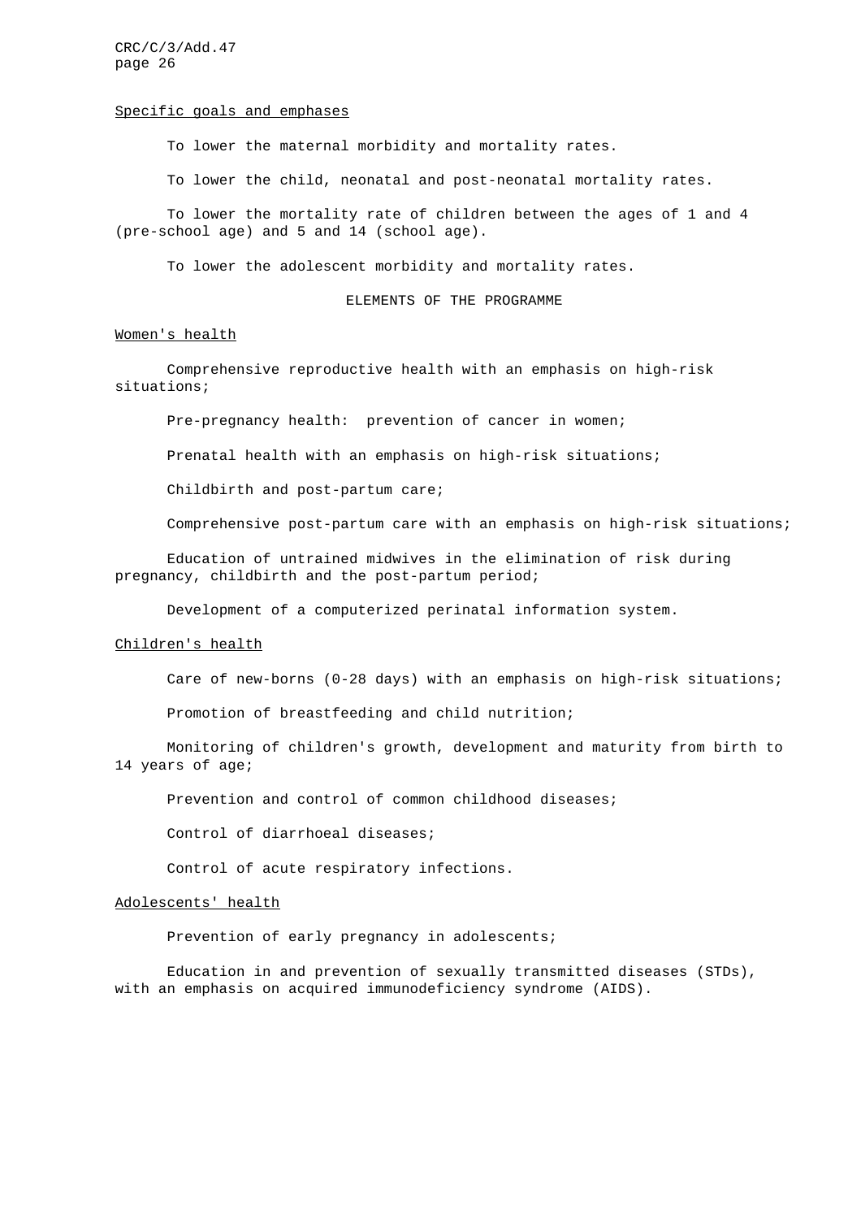Specific goals and emphases

To lower the maternal morbidity and mortality rates.

To lower the child, neonatal and post-neonatal mortality rates.

To lower the mortality rate of children between the ages of 1 and 4 (pre-school age) and 5 and 14 (school age).

To lower the adolescent morbidity and mortality rates.

## ELEMENTS OF THE PROGRAMME

Women's health

Comprehensive reproductive health with an emphasis on high-risk situations;

Pre-pregnancy health: prevention of cancer in women;

Prenatal health with an emphasis on high-risk situations;

Childbirth and post-partum care;

Comprehensive post-partum care with an emphasis on high-risk situations;

Education of untrained midwives in the elimination of risk during pregnancy, childbirth and the post-partum period;

Development of a computerized perinatal information system.

Children's health

Care of new-borns (0-28 days) with an emphasis on high-risk situations;

Promotion of breastfeeding and child nutrition;

Monitoring of children's growth, development and maturity from birth to 14 years of age;

Prevention and control of common childhood diseases;

Control of diarrhoeal diseases;

Control of acute respiratory infections.

Adolescents' health

Prevention of early pregnancy in adolescents;

Education in and prevention of sexually transmitted diseases (STDs), with an emphasis on acquired immunodeficiency syndrome (AIDS).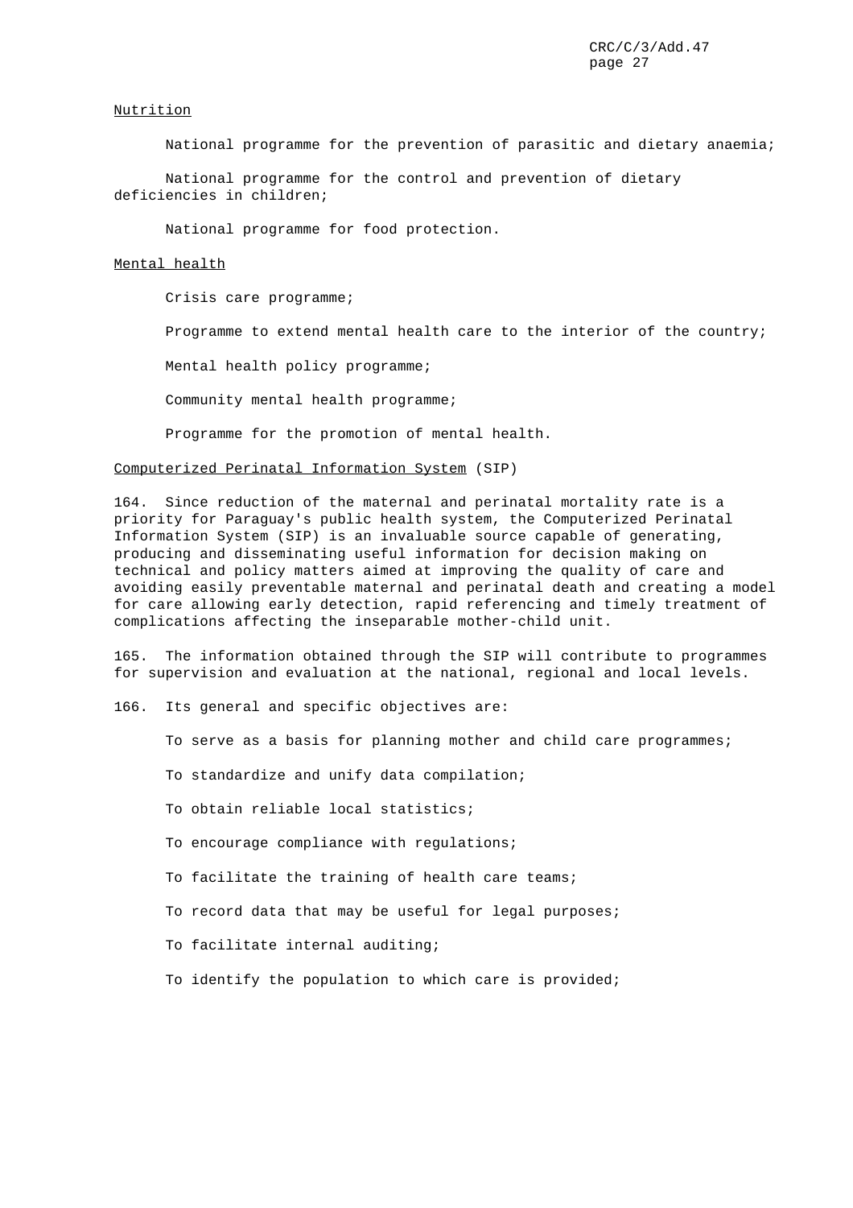Nutrition

National programme for the prevention of parasitic and dietary anaemia;

National programme for the control and prevention of dietary deficiencies in children;

National programme for food protection.

Mental health

Crisis care programme;

Programme to extend mental health care to the interior of the country;

Mental health policy programme;

Community mental health programme;

Programme for the promotion of mental health.

Computerized Perinatal Information System (SIP)

164. Since reduction of the maternal and perinatal mortality rate is a priority for Paraguay's public health system, the Computerized Perinatal Information System (SIP) is an invaluable source capable of generating, producing and disseminating useful information for decision making on technical and policy matters aimed at improving the quality of care and avoiding easily preventable maternal and perinatal death and creating a model for care allowing early detection, rapid referencing and timely treatment of complications affecting the inseparable mother-child unit.

165. The information obtained through the SIP will contribute to programmes for supervision and evaluation at the national, regional and local levels.

166. Its general and specific objectives are:

To serve as a basis for planning mother and child care programmes;

To standardize and unify data compilation;

To obtain reliable local statistics;

To encourage compliance with regulations;

To facilitate the training of health care teams;

To record data that may be useful for legal purposes;

To facilitate internal auditing;

To identify the population to which care is provided;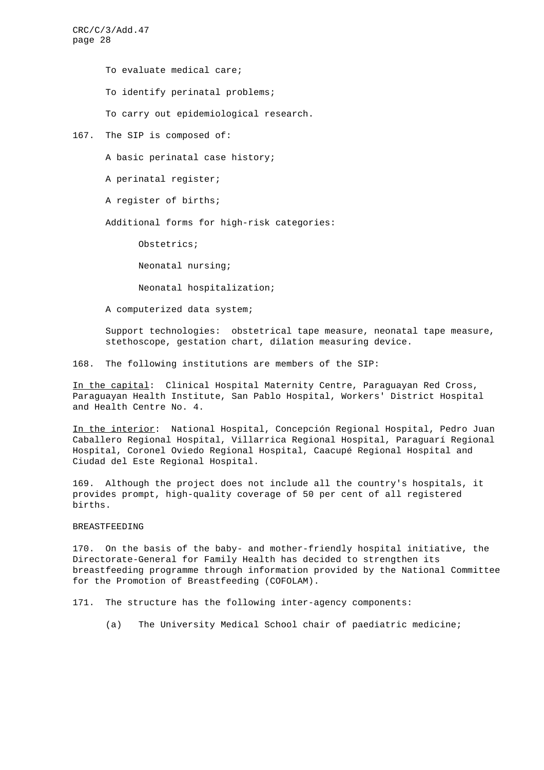To evaluate medical care;

To identify perinatal problems;

To carry out epidemiological research.

167. The SIP is composed of:

A basic perinatal case history;

A perinatal register;

A register of births;

Additional forms for high-risk categories:

> Obstetrics;
>
> Neonatal nursing;
>
> Neonatal hospitalization;

A computerized data system;

Support technologies: obstetrical tape measure, neonatal tape measure, stethoscope, gestation chart, dilation measuring device.

168. The following institutions are members of the SIP:

In the capital: Clinical Hospital Maternity Centre, Paraguayan Red Cross, Paraguayan Health Institute, San Pablo Hospital, Workers' District Hospital and Health Centre No. 4.

In the interior: National Hospital, Concepción Regional Hospital, Pedro Juan Caballero Regional Hospital, Villarrica Regional Hospital, Paraguarí Regional Hospital, Coronel Oviedo Regional Hospital, Caacupé Regional Hospital and Ciudad del Este Regional Hospital.

169. Although the project does not include all the country's hospitals, it provides prompt, high-quality coverage of 50 per cent of all registered births.

BREASTFEEDING

170. On the basis of the baby- and mother-friendly hospital initiative, the Directorate-General for Family Health has decided to strengthen its breastfeeding programme through information provided by the National Committee for the Promotion of Breastfeeding (COFOLAM).

171. The structure has the following inter-agency components:

(a) The University Medical School chair of paediatric medicine;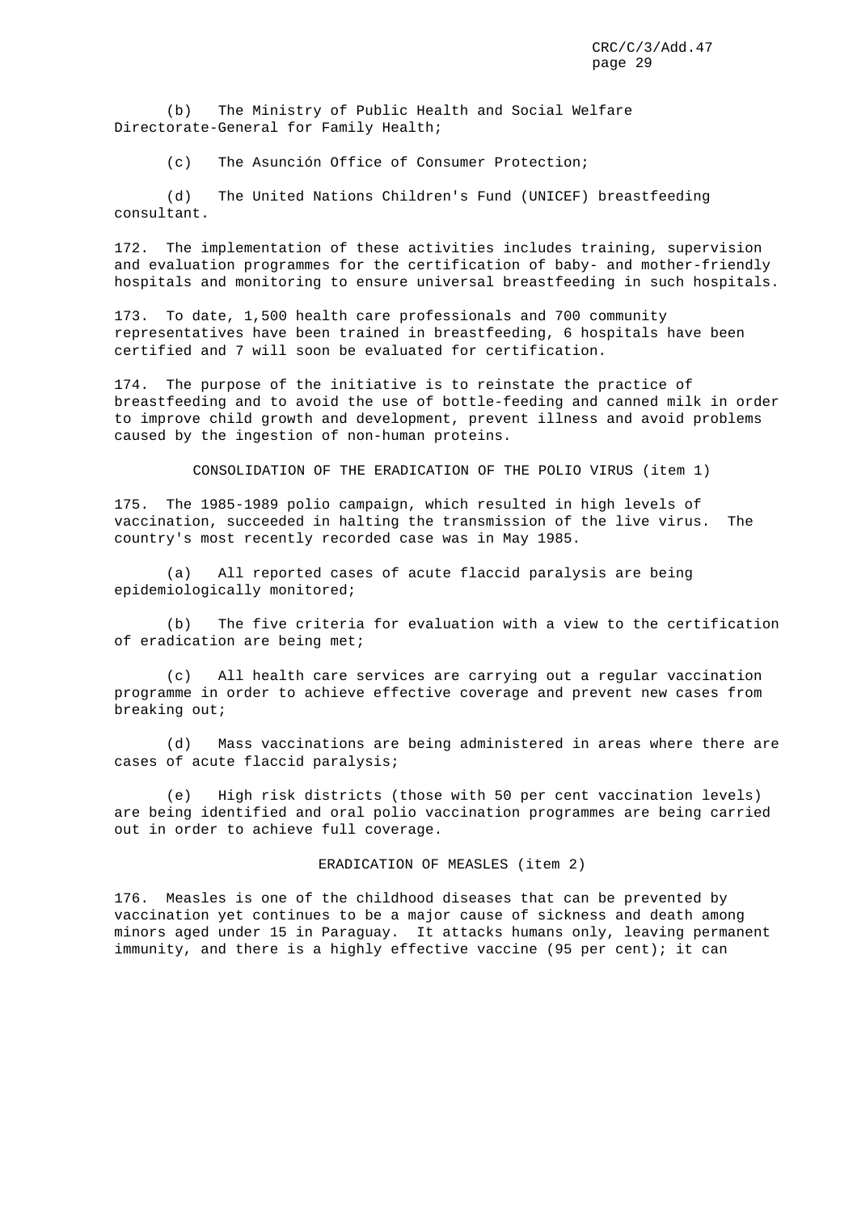(b) The Ministry of Public Health and Social Welfare Directorate-General for Family Health;

(c) The Asunción Office of Consumer Protection;

(d) The United Nations Children's Fund (UNICEF) breastfeeding consultant.

172. The implementation of these activities includes training, supervision and evaluation programmes for the certification of baby- and mother-friendly hospitals and monitoring to ensure universal breastfeeding in such hospitals.

173. To date, 1,500 health care professionals and 700 community representatives have been trained in breastfeeding, 6 hospitals have been certified and 7 will soon be evaluated for certification.

174. The purpose of the initiative is to reinstate the practice of breastfeeding and to avoid the use of bottle-feeding and canned milk in order to improve child growth and development, prevent illness and avoid problems caused by the ingestion of non-human proteins.

### CONSOLIDATION OF THE ERADICATION OF THE POLIO VIRUS (item 1)

175. The 1985-1989 polio campaign, which resulted in high levels of vaccination, succeeded in halting the transmission of the live virus. The country's most recently recorded case was in May 1985.

(a) All reported cases of acute flaccid paralysis are being epidemiologically monitored;

(b) The five criteria for evaluation with a view to the certification of eradication are being met;

(c) All health care services are carrying out a regular vaccination programme in order to achieve effective coverage and prevent new cases from breaking out;

(d) Mass vaccinations are being administered in areas where there are cases of acute flaccid paralysis;

(e) High risk districts (those with 50 per cent vaccination levels) are being identified and oral polio vaccination programmes are being carried out in order to achieve full coverage.

### ERADICATION OF MEASLES (item 2)

176. Measles is one of the childhood diseases that can be prevented by vaccination yet continues to be a major cause of sickness and death among minors aged under 15 in Paraguay. It attacks humans only, leaving permanent immunity, and there is a highly effective vaccine (95 per cent); it can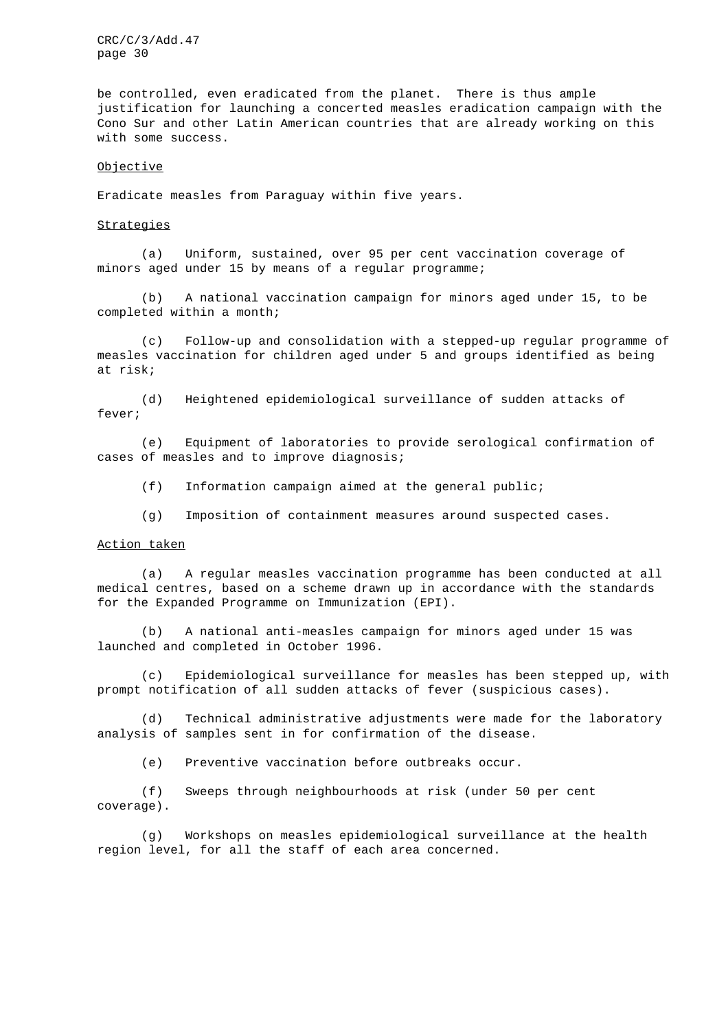be controlled, even eradicated from the planet. There is thus ample justification for launching a concerted measles eradication campaign with the Cono Sur and other Latin American countries that are already working on this with some success.

Objective

Eradicate measles from Paraguay within five years.

Strategies

(a) Uniform, sustained, over 95 per cent vaccination coverage of minors aged under 15 by means of a regular programme;

(b) A national vaccination campaign for minors aged under 15, to be completed within a month;

(c) Follow-up and consolidation with a stepped-up regular programme of measles vaccination for children aged under 5 and groups identified as being at risk;

(d) Heightened epidemiological surveillance of sudden attacks of fever;

(e) Equipment of laboratories to provide serological confirmation of cases of measles and to improve diagnosis;

(f) Information campaign aimed at the general public;

(g) Imposition of containment measures around suspected cases.

Action taken

(a) A regular measles vaccination programme has been conducted at all medical centres, based on a scheme drawn up in accordance with the standards for the Expanded Programme on Immunization (EPI).

(b) A national anti-measles campaign for minors aged under 15 was launched and completed in October 1996.

(c) Epidemiological surveillance for measles has been stepped up, with prompt notification of all sudden attacks of fever (suspicious cases).

(d) Technical administrative adjustments were made for the laboratory analysis of samples sent in for confirmation of the disease.

(e) Preventive vaccination before outbreaks occur.

(f) Sweeps through neighbourhoods at risk (under 50 per cent coverage).

(g) Workshops on measles epidemiological surveillance at the health region level, for all the staff of each area concerned.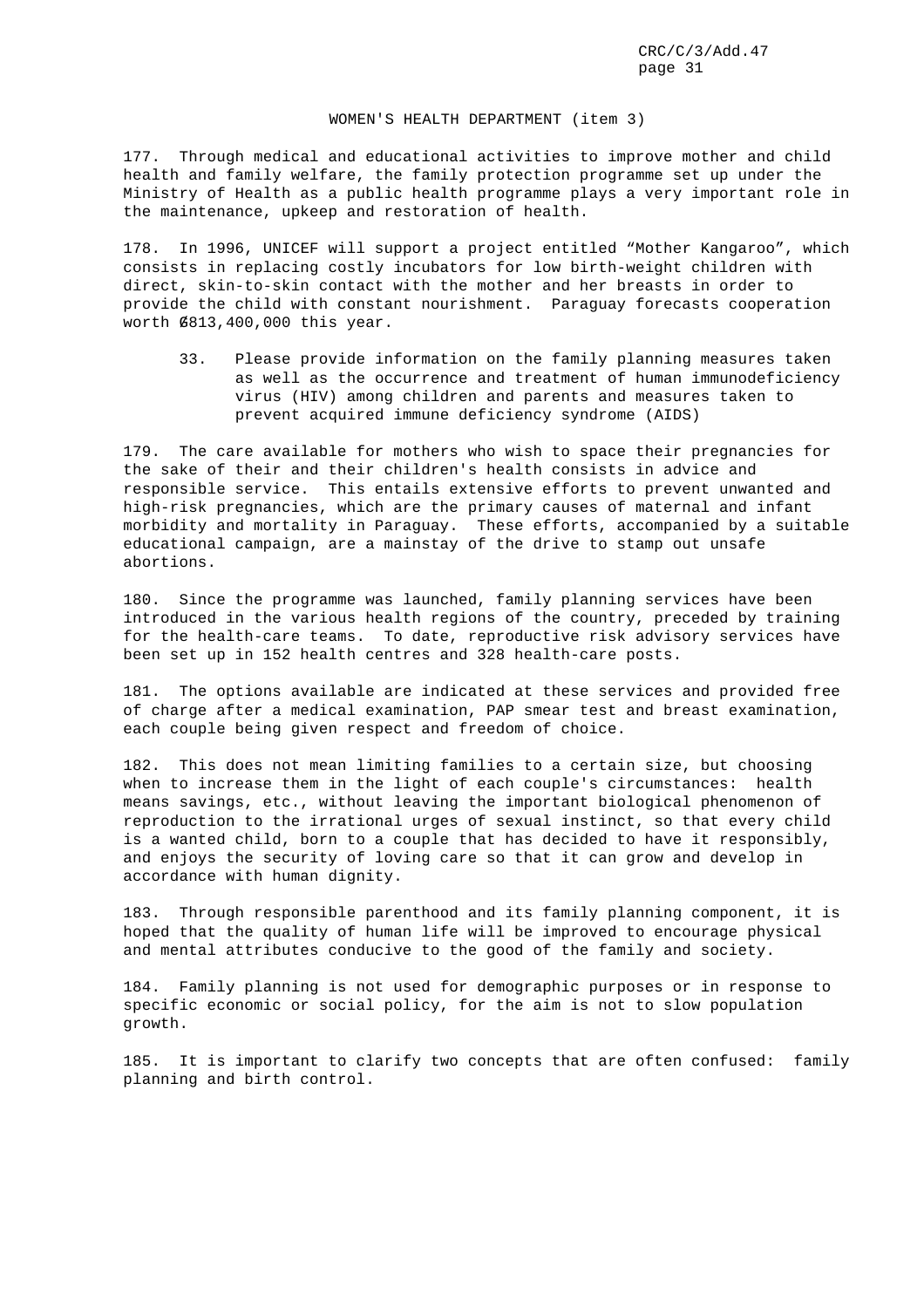WOMEN'S HEALTH DEPARTMENT (item 3)

177. Through medical and educational activities to improve mother and child health and family welfare, the family protection programme set up under the Ministry of Health as a public health programme plays a very important role in the maintenance, upkeep and restoration of health.

178. In 1996, UNICEF will support a project entitled "Mother Kangaroo", which consists in replacing costly incubators for low birth-weight children with direct, skin-to-skin contact with the mother and her breasts in order to provide the child with constant nourishment. Paraguay forecasts cooperation worth ₲813,400,000 this year.

> 33. Please provide information on the family planning measures taken as well as the occurrence and treatment of human immunodeficiency virus (HIV) among children and parents and measures taken to prevent acquired immune deficiency syndrome (AIDS)

179. The care available for mothers who wish to space their pregnancies for the sake of their and their children's health consists in advice and responsible service. This entails extensive efforts to prevent unwanted and high-risk pregnancies, which are the primary causes of maternal and infant morbidity and mortality in Paraguay. These efforts, accompanied by a suitable educational campaign, are a mainstay of the drive to stamp out unsafe abortions.

180. Since the programme was launched, family planning services have been introduced in the various health regions of the country, preceded by training for the health-care teams. To date, reproductive risk advisory services have been set up in 152 health centres and 328 health-care posts.

181. The options available are indicated at these services and provided free of charge after a medical examination, PAP smear test and breast examination, each couple being given respect and freedom of choice.

182. This does not mean limiting families to a certain size, but choosing when to increase them in the light of each couple's circumstances: health means savings, etc., without leaving the important biological phenomenon of reproduction to the irrational urges of sexual instinct, so that every child is a wanted child, born to a couple that has decided to have it responsibly, and enjoys the security of loving care so that it can grow and develop in accordance with human dignity.

183. Through responsible parenthood and its family planning component, it is hoped that the quality of human life will be improved to encourage physical and mental attributes conducive to the good of the family and society.

184. Family planning is not used for demographic purposes or in response to specific economic or social policy, for the aim is not to slow population growth.

185. It is important to clarify two concepts that are often confused: family planning and birth control.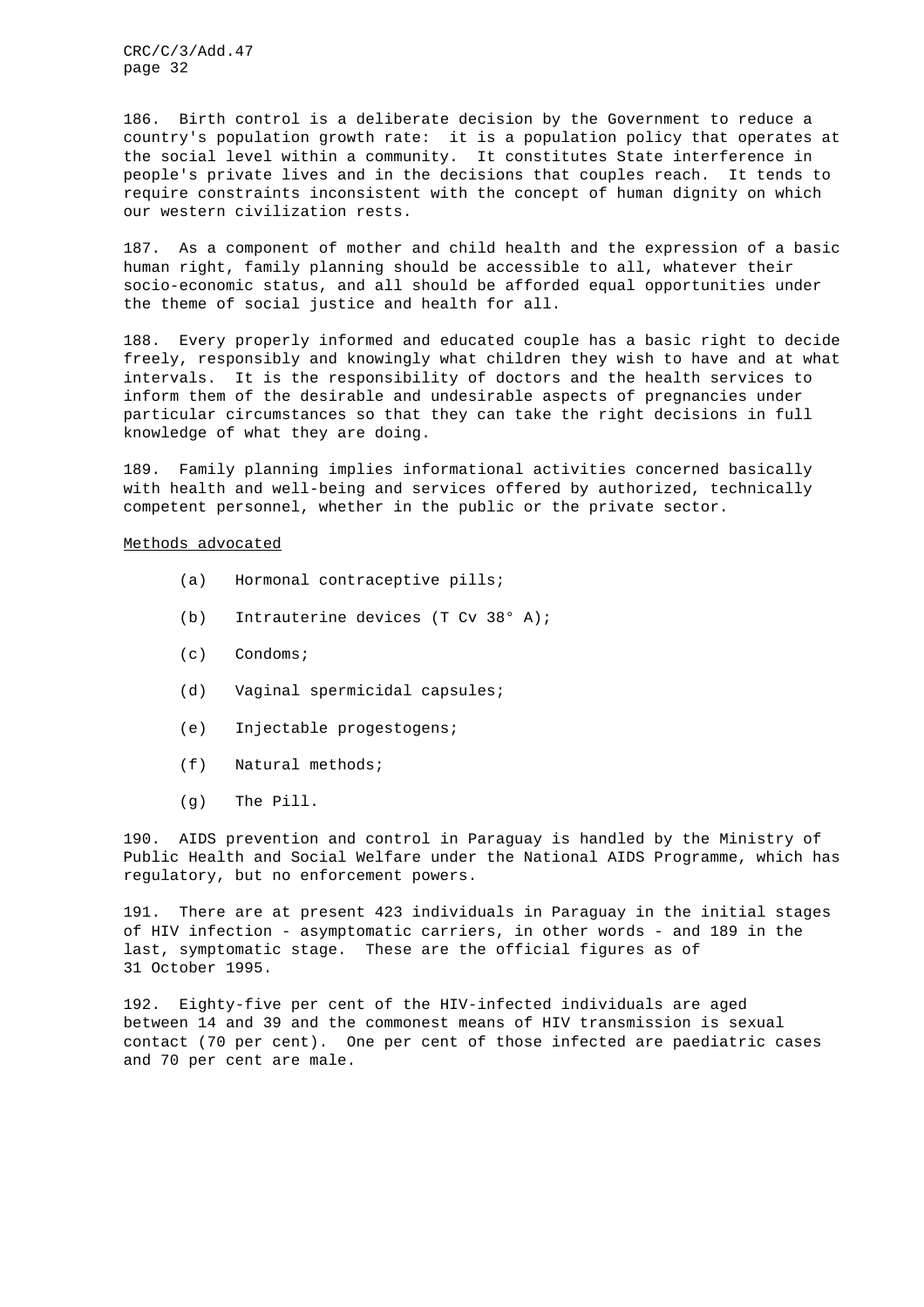186. Birth control is a deliberate decision by the Government to reduce a country's population growth rate: it is a population policy that operates at the social level within a community. It constitutes State interference in people's private lives and in the decisions that couples reach. It tends to require constraints inconsistent with the concept of human dignity on which our western civilization rests.

187. As a component of mother and child health and the expression of a basic human right, family planning should be accessible to all, whatever their socio-economic status, and all should be afforded equal opportunities under the theme of social justice and health for all.

188. Every properly informed and educated couple has a basic right to decide freely, responsibly and knowingly what children they wish to have and at what intervals. It is the responsibility of doctors and the health services to inform them of the desirable and undesirable aspects of pregnancies under particular circumstances so that they can take the right decisions in full knowledge of what they are doing.

189. Family planning implies informational activities concerned basically with health and well-being and services offered by authorized, technically competent personnel, whether in the public or the private sector.

Methods advocated

(a) Hormonal contraceptive pills;

(b) Intrauterine devices (T Cv 38° A);

(c) Condoms;

(d) Vaginal spermicidal capsules;

(e) Injectable progestogens;

(f) Natural methods;

(g) The Pill.

190. AIDS prevention and control in Paraguay is handled by the Ministry of Public Health and Social Welfare under the National AIDS Programme, which has regulatory, but no enforcement powers.

191. There are at present 423 individuals in Paraguay in the initial stages of HIV infection - asymptomatic carriers, in other words - and 189 in the last, symptomatic stage. These are the official figures as of 31 October 1995.

192. Eighty-five per cent of the HIV-infected individuals are aged between 14 and 39 and the commonest means of HIV transmission is sexual contact (70 per cent). One per cent of those infected are paediatric cases and 70 per cent are male.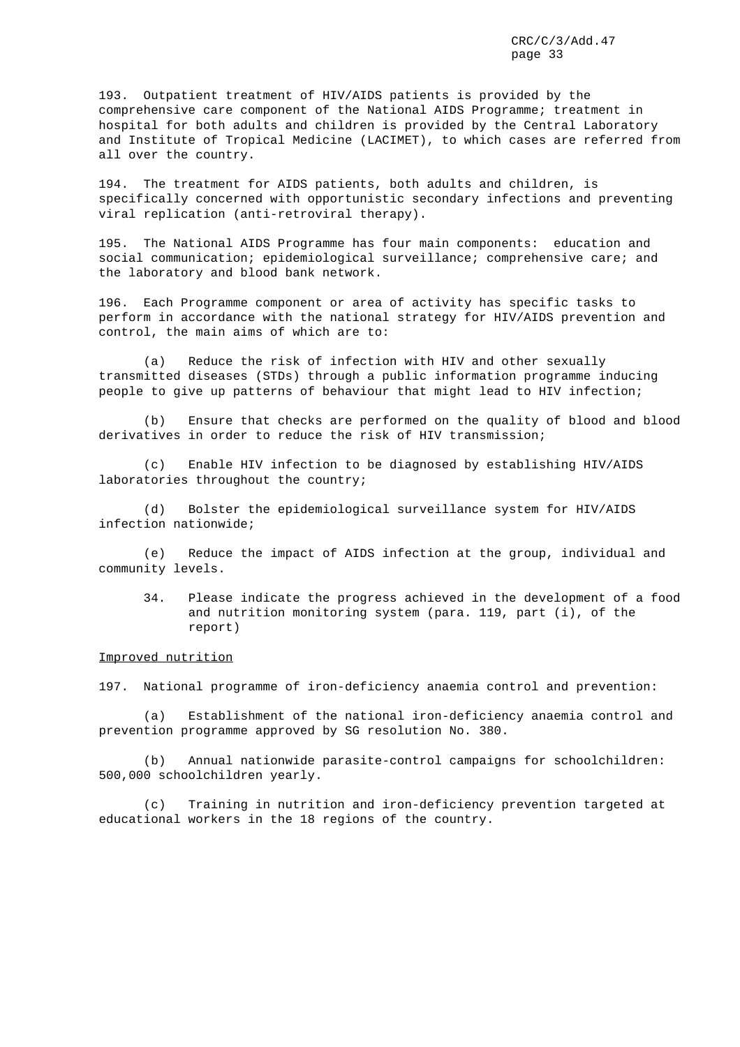193. Outpatient treatment of HIV/AIDS patients is provided by the comprehensive care component of the National AIDS Programme; treatment in hospital for both adults and children is provided by the Central Laboratory and Institute of Tropical Medicine (LACIMET), to which cases are referred from all over the country.

194. The treatment for AIDS patients, both adults and children, is specifically concerned with opportunistic secondary infections and preventing viral replication (anti-retroviral therapy).

195. The National AIDS Programme has four main components: education and social communication; epidemiological surveillance; comprehensive care; and the laboratory and blood bank network.

196. Each Programme component or area of activity has specific tasks to perform in accordance with the national strategy for HIV/AIDS prevention and control, the main aims of which are to:

(a) Reduce the risk of infection with HIV and other sexually transmitted diseases (STDs) through a public information programme inducing people to give up patterns of behaviour that might lead to HIV infection;

(b) Ensure that checks are performed on the quality of blood and blood derivatives in order to reduce the risk of HIV transmission;

(c) Enable HIV infection to be diagnosed by establishing HIV/AIDS laboratories throughout the country;

(d) Bolster the epidemiological surveillance system for HIV/AIDS infection nationwide;

(e) Reduce the impact of AIDS infection at the group, individual and community levels.

> 34. Please indicate the progress achieved in the development of a food and nutrition monitoring system (para. 119, part (i), of the report)

<u>Improved nutrition</u>

197. National programme of iron-deficiency anaemia control and prevention:

(a) Establishment of the national iron-deficiency anaemia control and prevention programme approved by SG resolution No. 380.

(b) Annual nationwide parasite-control campaigns for schoolchildren: 500,000 schoolchildren yearly.

(c) Training in nutrition and iron-deficiency prevention targeted at educational workers in the 18 regions of the country.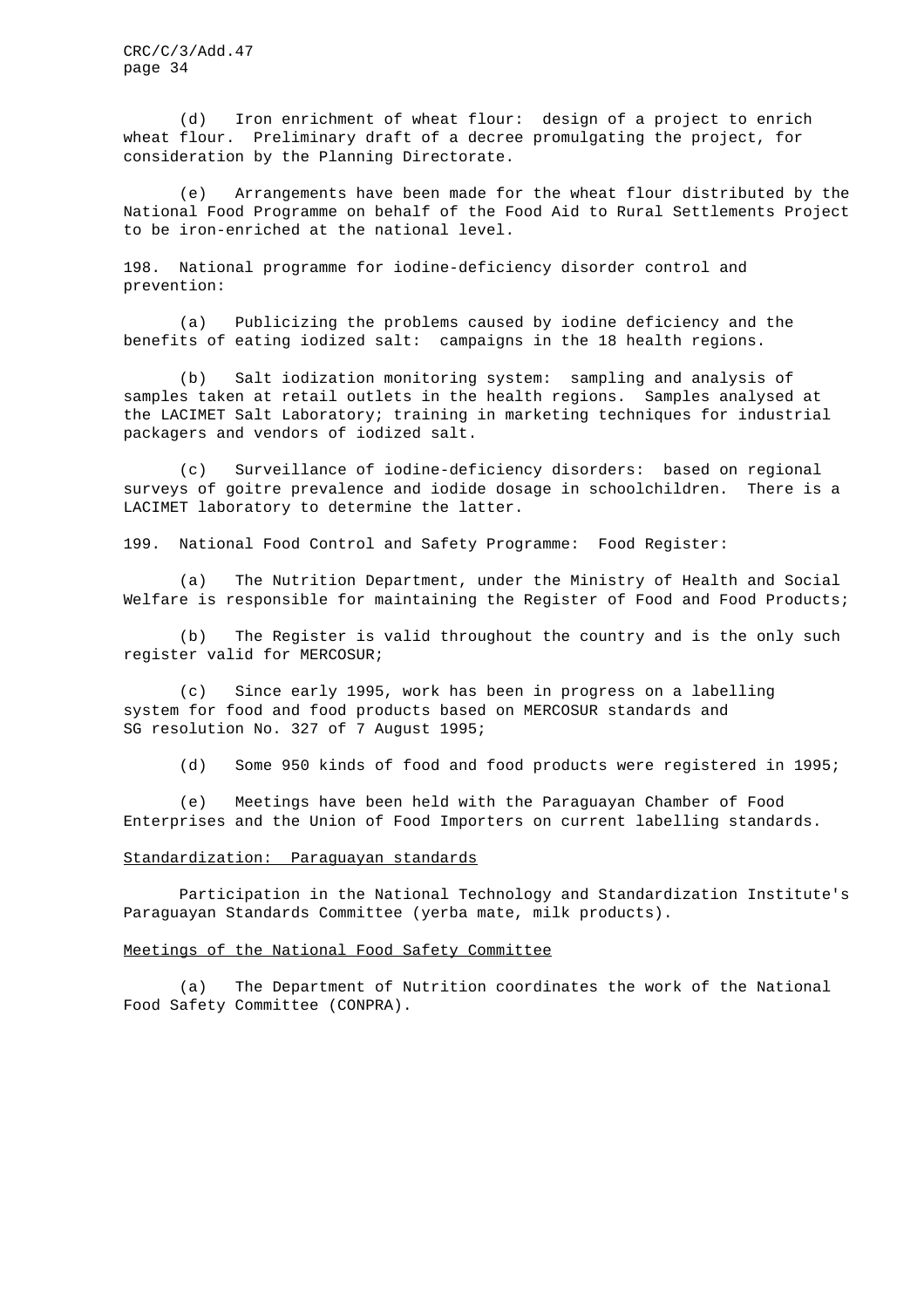(d) Iron enrichment of wheat flour: design of a project to enrich wheat flour. Preliminary draft of a decree promulgating the project, for consideration by the Planning Directorate.

(e) Arrangements have been made for the wheat flour distributed by the National Food Programme on behalf of the Food Aid to Rural Settlements Project to be iron-enriched at the national level.

198. National programme for iodine-deficiency disorder control and prevention:

(a) Publicizing the problems caused by iodine deficiency and the benefits of eating iodized salt: campaigns in the 18 health regions.

(b) Salt iodization monitoring system: sampling and analysis of samples taken at retail outlets in the health regions. Samples analysed at the LACIMET Salt Laboratory; training in marketing techniques for industrial packagers and vendors of iodized salt.

(c) Surveillance of iodine-deficiency disorders: based on regional surveys of goitre prevalence and iodide dosage in schoolchildren. There is a LACIMET laboratory to determine the latter.

199. National Food Control and Safety Programme: Food Register:

(a) The Nutrition Department, under the Ministry of Health and Social Welfare is responsible for maintaining the Register of Food and Food Products;

(b) The Register is valid throughout the country and is the only such register valid for MERCOSUR;

(c) Since early 1995, work has been in progress on a labelling system for food and food products based on MERCOSUR standards and SG resolution No. 327 of 7 August 1995;

(d) Some 950 kinds of food and food products were registered in 1995;

(e) Meetings have been held with the Paraguayan Chamber of Food Enterprises and the Union of Food Importers on current labelling standards.

<u>Standardization: Paraguayan standards</u>

Participation in the National Technology and Standardization Institute's Paraguayan Standards Committee (yerba mate, milk products).

<u>Meetings of the National Food Safety Committee</u>

(a) The Department of Nutrition coordinates the work of the National Food Safety Committee (CONPRA).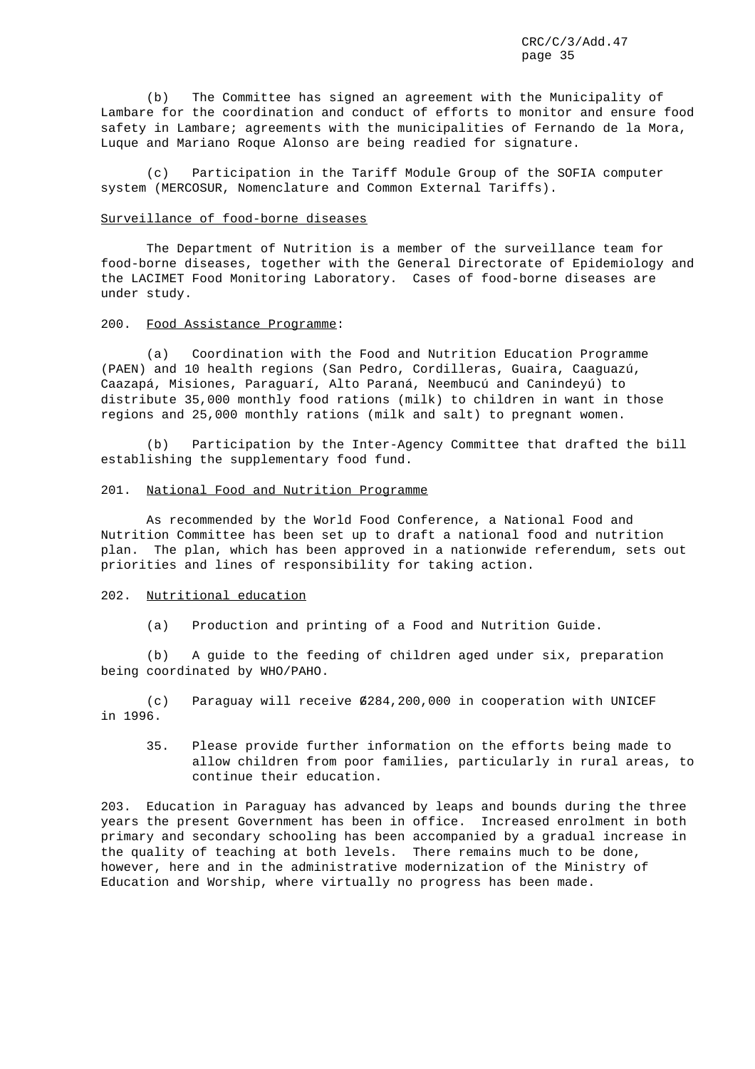(b) The Committee has signed an agreement with the Municipality of Lambare for the coordination and conduct of efforts to monitor and ensure food safety in Lambare; agreements with the municipalities of Fernando de la Mora, Luque and Mariano Roque Alonso are being readied for signature.

(c) Participation in the Tariff Module Group of the SOFIA computer system (MERCOSUR, Nomenclature and Common External Tariffs).

Surveillance of food-borne diseases

The Department of Nutrition is a member of the surveillance team for food-borne diseases, together with the General Directorate of Epidemiology and the LACIMET Food Monitoring Laboratory. Cases of food-borne diseases are under study.

200. Food Assistance Programme:

(a) Coordination with the Food and Nutrition Education Programme (PAEN) and 10 health regions (San Pedro, Cordilleras, Guaira, Caaguazú, Caazapá, Misiones, Paraguarí, Alto Paraná, Neembucú and Canindeyú) to distribute 35,000 monthly food rations (milk) to children in want in those regions and 25,000 monthly rations (milk and salt) to pregnant women.

(b) Participation by the Inter-Agency Committee that drafted the bill establishing the supplementary food fund.

201. National Food and Nutrition Programme

As recommended by the World Food Conference, a National Food and Nutrition Committee has been set up to draft a national food and nutrition plan. The plan, which has been approved in a nationwide referendum, sets out priorities and lines of responsibility for taking action.

202. Nutritional education

(a) Production and printing of a Food and Nutrition Guide.

(b) A guide to the feeding of children aged under six, preparation being coordinated by WHO/PAHO.

(c) Paraguay will receive ₲284,200,000 in cooperation with UNICEF in 1996.

> 35. Please provide further information on the efforts being made to allow children from poor families, particularly in rural areas, to continue their education.

203. Education in Paraguay has advanced by leaps and bounds during the three years the present Government has been in office. Increased enrolment in both primary and secondary schooling has been accompanied by a gradual increase in the quality of teaching at both levels. There remains much to be done, however, here and in the administrative modernization of the Ministry of Education and Worship, where virtually no progress has been made.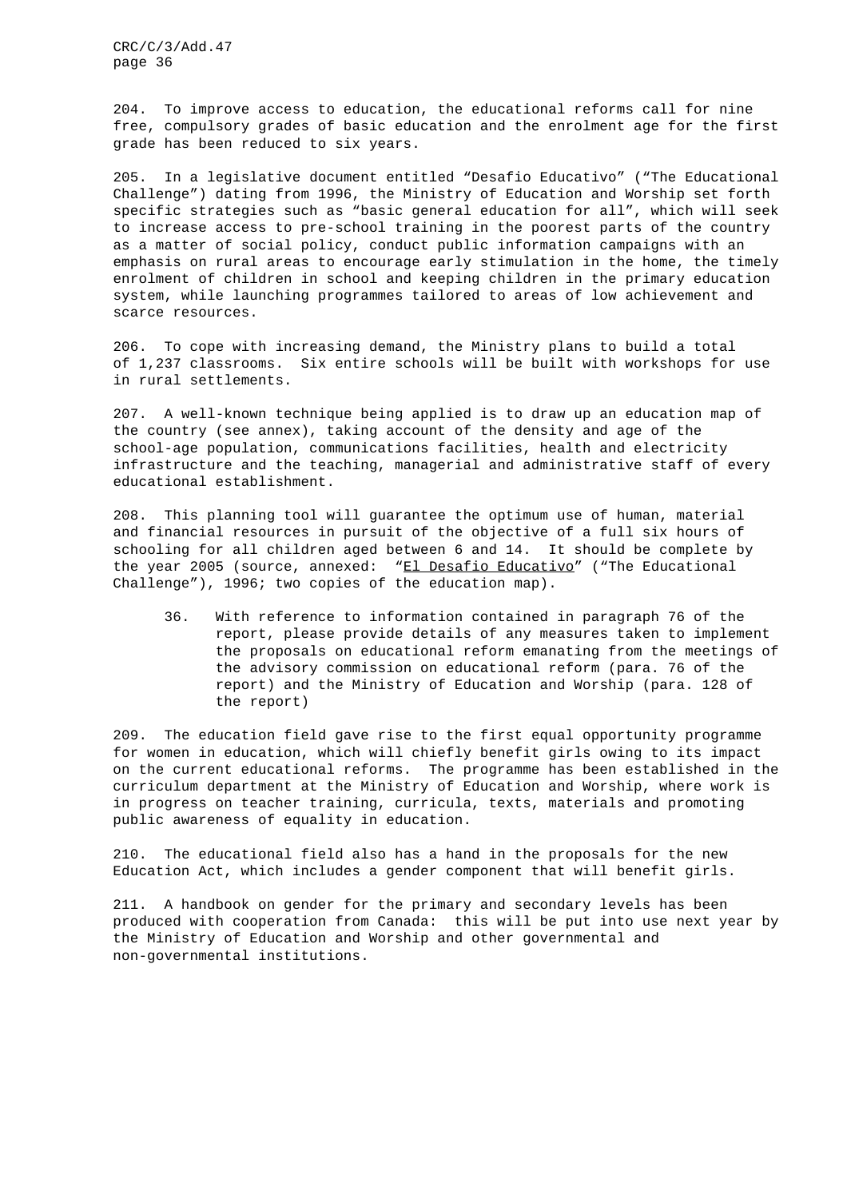204. To improve access to education, the educational reforms call for nine free, compulsory grades of basic education and the enrolment age for the first grade has been reduced to six years.

205. In a legislative document entitled "Desafio Educativo" ("The Educational Challenge") dating from 1996, the Ministry of Education and Worship set forth specific strategies such as "basic general education for all", which will seek to increase access to pre-school training in the poorest parts of the country as a matter of social policy, conduct public information campaigns with an emphasis on rural areas to encourage early stimulation in the home, the timely enrolment of children in school and keeping children in the primary education system, while launching programmes tailored to areas of low achievement and scarce resources.

206. To cope with increasing demand, the Ministry plans to build a total of 1,237 classrooms. Six entire schools will be built with workshops for use in rural settlements.

207. A well-known technique being applied is to draw up an education map of the country (see annex), taking account of the density and age of the school-age population, communications facilities, health and electricity infrastructure and the teaching, managerial and administrative staff of every educational establishment.

208. This planning tool will guarantee the optimum use of human, material and financial resources in pursuit of the objective of a full six hours of schooling for all children aged between 6 and 14. It should be complete by the year 2005 (source, annexed: "El Desafio Educativo" ("The Educational Challenge"), 1996; two copies of the education map).

> 36. With reference to information contained in paragraph 76 of the report, please provide details of any measures taken to implement the proposals on educational reform emanating from the meetings of the advisory commission on educational reform (para. 76 of the report) and the Ministry of Education and Worship (para. 128 of the report)

209. The education field gave rise to the first equal opportunity programme for women in education, which will chiefly benefit girls owing to its impact on the current educational reforms. The programme has been established in the curriculum department at the Ministry of Education and Worship, where work is in progress on teacher training, curricula, texts, materials and promoting public awareness of equality in education.

210. The educational field also has a hand in the proposals for the new Education Act, which includes a gender component that will benefit girls.

211. A handbook on gender for the primary and secondary levels has been produced with cooperation from Canada: this will be put into use next year by the Ministry of Education and Worship and other governmental and non-governmental institutions.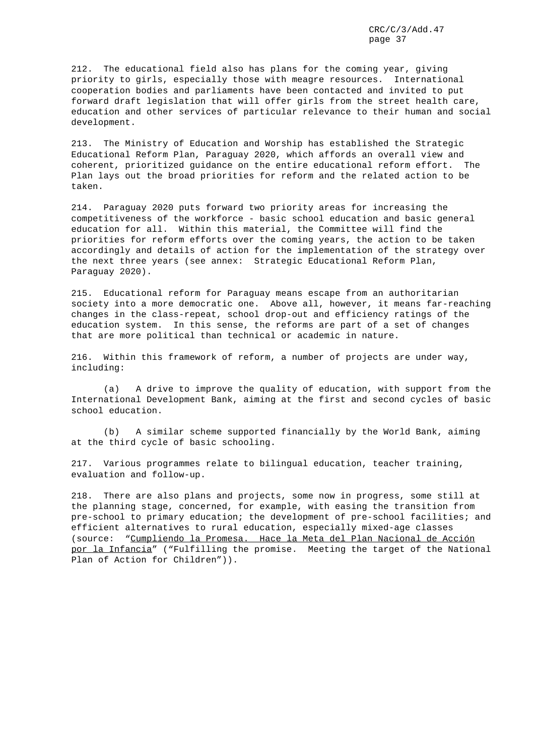212. The educational field also has plans for the coming year, giving priority to girls, especially those with meagre resources. International cooperation bodies and parliaments have been contacted and invited to put forward draft legislation that will offer girls from the street health care, education and other services of particular relevance to their human and social development.

213. The Ministry of Education and Worship has established the Strategic Educational Reform Plan, Paraguay 2020, which affords an overall view and coherent, prioritized guidance on the entire educational reform effort. The Plan lays out the broad priorities for reform and the related action to be taken.

214. Paraguay 2020 puts forward two priority areas for increasing the competitiveness of the workforce - basic school education and basic general education for all. Within this material, the Committee will find the priorities for reform efforts over the coming years, the action to be taken accordingly and details of action for the implementation of the strategy over the next three years (see annex: Strategic Educational Reform Plan, Paraguay 2020).

215. Educational reform for Paraguay means escape from an authoritarian society into a more democratic one. Above all, however, it means far-reaching changes in the class-repeat, school drop-out and efficiency ratings of the education system. In this sense, the reforms are part of a set of changes that are more political than technical or academic in nature.

216. Within this framework of reform, a number of projects are under way, including:

(a) A drive to improve the quality of education, with support from the International Development Bank, aiming at the first and second cycles of basic school education.

(b) A similar scheme supported financially by the World Bank, aiming at the third cycle of basic schooling.

217. Various programmes relate to bilingual education, teacher training, evaluation and follow-up.

218. There are also plans and projects, some now in progress, some still at the planning stage, concerned, for example, with easing the transition from pre-school to primary education; the development of pre-school facilities; and efficient alternatives to rural education, especially mixed-age classes (source: "Cumpliendo la Promesa. Hace la Meta del Plan Nacional de Acción por la Infancia" ("Fulfilling the promise. Meeting the target of the National Plan of Action for Children")).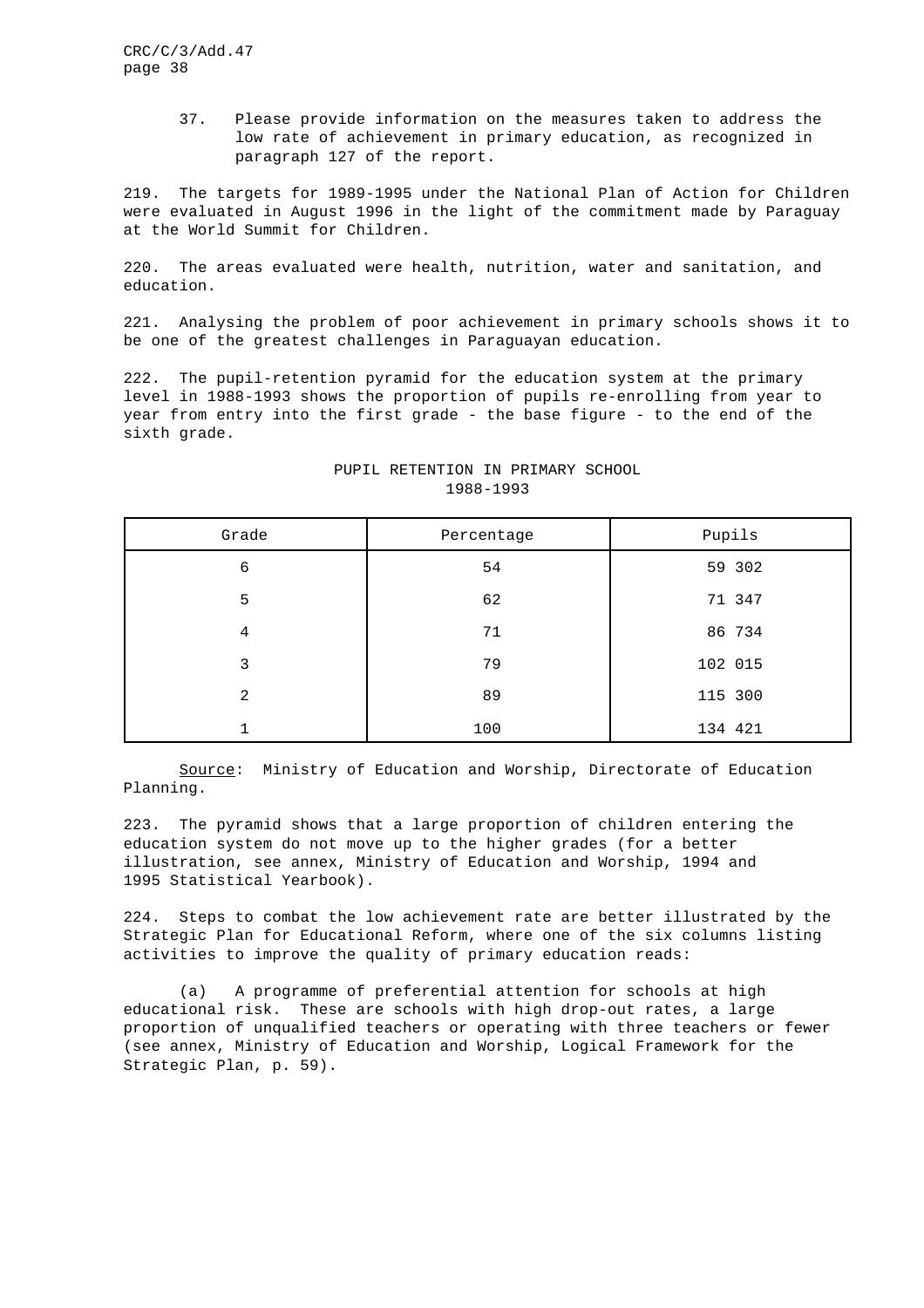37. Please provide information on the measures taken to address the low rate of achievement in primary education, as recognized in paragraph 127 of the report.

219. The targets for 1989-1995 under the National Plan of Action for Children were evaluated in August 1996 in the light of the commitment made by Paraguay at the World Summit for Children.

220. The areas evaluated were health, nutrition, water and sanitation, and education.

221. Analysing the problem of poor achievement in primary schools shows it to be one of the greatest challenges in Paraguayan education.

222. The pupil-retention pyramid for the education system at the primary level in 1988-1993 shows the proportion of pupils re-enrolling from year to year from entry into the first grade - the base figure - to the end of the sixth grade.

PUPIL RETENTION IN PRIMARY SCHOOL
1988-1993

| Grade | Percentage | Pupils |
|---|---|---|
| 6 | 54 | 59 302 |
| 5 | 62 | 71 347 |
| 4 | 71 | 86 734 |
| 3 | 79 | 102 015 |
| 2 | 89 | 115 300 |
| 1 | 100 | 134 421 |

Source: Ministry of Education and Worship, Directorate of Education Planning.

223. The pyramid shows that a large proportion of children entering the education system do not move up to the higher grades (for a better illustration, see annex, Ministry of Education and Worship, 1994 and 1995 Statistical Yearbook).

224. Steps to combat the low achievement rate are better illustrated by the Strategic Plan for Educational Reform, where one of the six columns listing activities to improve the quality of primary education reads:

(a) A programme of preferential attention for schools at high educational risk. These are schools with high drop-out rates, a large proportion of unqualified teachers or operating with three teachers or fewer (see annex, Ministry of Education and Worship, Logical Framework for the Strategic Plan, p. 59).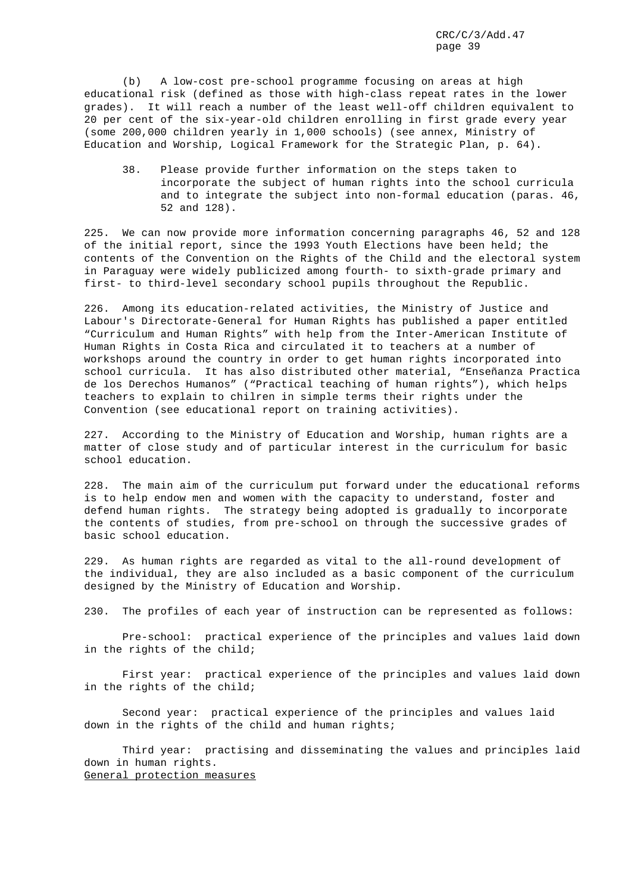(b) A low-cost pre-school programme focusing on areas at high educational risk (defined as those with high-class repeat rates in the lower grades). It will reach a number of the least well-off children equivalent to 20 per cent of the six-year-old children enrolling in first grade every year (some 200,000 children yearly in 1,000 schools) (see annex, Ministry of Education and Worship, Logical Framework for the Strategic Plan, p. 64).

38. Please provide further information on the steps taken to incorporate the subject of human rights into the school curricula and to integrate the subject into non-formal education (paras. 46, 52 and 128).

225. We can now provide more information concerning paragraphs 46, 52 and 128 of the initial report, since the 1993 Youth Elections have been held; the contents of the Convention on the Rights of the Child and the electoral system in Paraguay were widely publicized among fourth- to sixth-grade primary and first- to third-level secondary school pupils throughout the Republic.

226. Among its education-related activities, the Ministry of Justice and Labour's Directorate-General for Human Rights has published a paper entitled "Curriculum and Human Rights" with help from the Inter-American Institute of Human Rights in Costa Rica and circulated it to teachers at a number of workshops around the country in order to get human rights incorporated into school curricula. It has also distributed other material, "Enseñanza Practica de los Derechos Humanos" ("Practical teaching of human rights"), which helps teachers to explain to chilren in simple terms their rights under the Convention (see educational report on training activities).

227. According to the Ministry of Education and Worship, human rights are a matter of close study and of particular interest in the curriculum for basic school education.

228. The main aim of the curriculum put forward under the educational reforms is to help endow men and women with the capacity to understand, foster and defend human rights. The strategy being adopted is gradually to incorporate the contents of studies, from pre-school on through the successive grades of basic school education.

229. As human rights are regarded as vital to the all-round development of the individual, they are also included as a basic component of the curriculum designed by the Ministry of Education and Worship.

230. The profiles of each year of instruction can be represented as follows:

Pre-school: practical experience of the principles and values laid down in the rights of the child;

First year: practical experience of the principles and values laid down in the rights of the child;

Second year: practical experience of the principles and values laid down in the rights of the child and human rights;

Third year: practising and disseminating the values and principles laid down in human rights.

General protection measures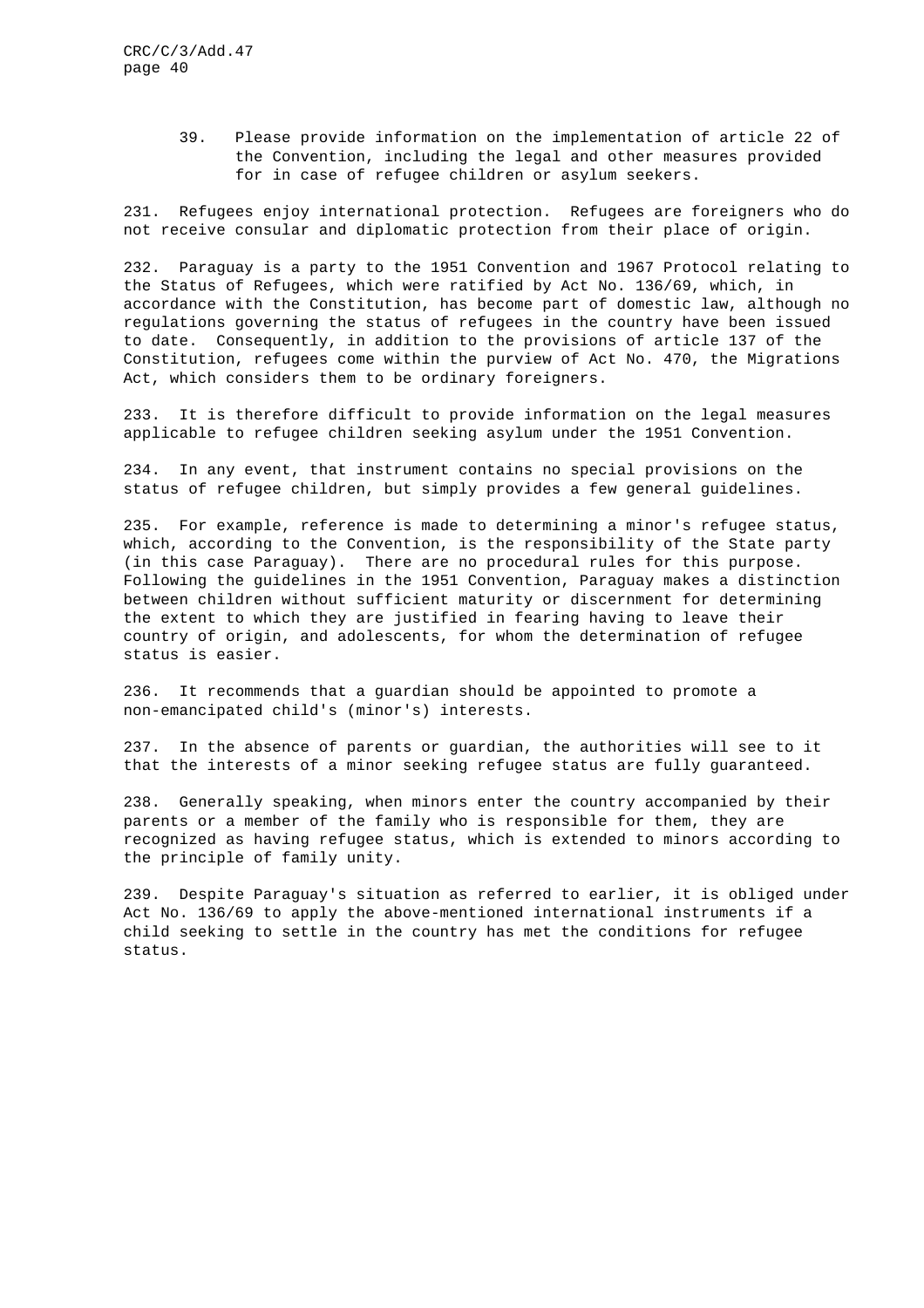39. Please provide information on the implementation of article 22 of the Convention, including the legal and other measures provided for in case of refugee children or asylum seekers.

231. Refugees enjoy international protection. Refugees are foreigners who do not receive consular and diplomatic protection from their place of origin.

232. Paraguay is a party to the 1951 Convention and 1967 Protocol relating to the Status of Refugees, which were ratified by Act No. 136/69, which, in accordance with the Constitution, has become part of domestic law, although no regulations governing the status of refugees in the country have been issued to date. Consequently, in addition to the provisions of article 137 of the Constitution, refugees come within the purview of Act No. 470, the Migrations Act, which considers them to be ordinary foreigners.

233. It is therefore difficult to provide information on the legal measures applicable to refugee children seeking asylum under the 1951 Convention.

234. In any event, that instrument contains no special provisions on the status of refugee children, but simply provides a few general guidelines.

235. For example, reference is made to determining a minor's refugee status, which, according to the Convention, is the responsibility of the State party (in this case Paraguay). There are no procedural rules for this purpose. Following the guidelines in the 1951 Convention, Paraguay makes a distinction between children without sufficient maturity or discernment for determining the extent to which they are justified in fearing having to leave their country of origin, and adolescents, for whom the determination of refugee status is easier.

236. It recommends that a guardian should be appointed to promote a non-emancipated child's (minor's) interests.

237. In the absence of parents or guardian, the authorities will see to it that the interests of a minor seeking refugee status are fully guaranteed.

238. Generally speaking, when minors enter the country accompanied by their parents or a member of the family who is responsible for them, they are recognized as having refugee status, which is extended to minors according to the principle of family unity.

239. Despite Paraguay's situation as referred to earlier, it is obliged under Act No. 136/69 to apply the above-mentioned international instruments if a child seeking to settle in the country has met the conditions for refugee status.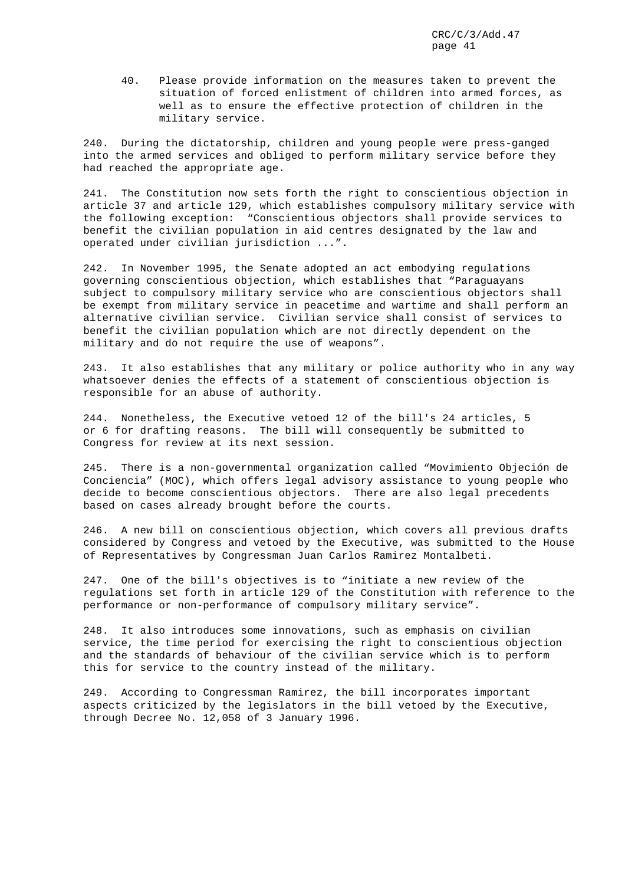40. Please provide information on the measures taken to prevent the situation of forced enlistment of children into armed forces, as well as to ensure the effective protection of children in the military service.

240. During the dictatorship, children and young people were press-ganged into the armed services and obliged to perform military service before they had reached the appropriate age.

241. The Constitution now sets forth the right to conscientious objection in article 37 and article 129, which establishes compulsory military service with the following exception: "Conscientious objectors shall provide services to benefit the civilian population in aid centres designated by the law and operated under civilian jurisdiction ...".

242. In November 1995, the Senate adopted an act embodying regulations governing conscientious objection, which establishes that "Paraguayans subject to compulsory military service who are conscientious objectors shall be exempt from military service in peacetime and wartime and shall perform an alternative civilian service. Civilian service shall consist of services to benefit the civilian population which are not directly dependent on the military and do not require the use of weapons".

243. It also establishes that any military or police authority who in any way whatsoever denies the effects of a statement of conscientious objection is responsible for an abuse of authority.

244. Nonetheless, the Executive vetoed 12 of the bill's 24 articles, 5 or 6 for drafting reasons. The bill will consequently be submitted to Congress for review at its next session.

245. There is a non-governmental organization called "Movimiento Objeción de Conciencia" (MOC), which offers legal advisory assistance to young people who decide to become conscientious objectors. There are also legal precedents based on cases already brought before the courts.

246. A new bill on conscientious objection, which covers all previous drafts considered by Congress and vetoed by the Executive, was submitted to the House of Representatives by Congressman Juan Carlos Ramirez Montalbeti.

247. One of the bill's objectives is to "initiate a new review of the regulations set forth in article 129 of the Constitution with reference to the performance or non-performance of compulsory military service".

248. It also introduces some innovations, such as emphasis on civilian service, the time period for exercising the right to conscientious objection and the standards of behaviour of the civilian service which is to perform this for service to the country instead of the military.

249. According to Congressman Ramirez, the bill incorporates important aspects criticized by the legislators in the bill vetoed by the Executive, through Decree No. 12,058 of 3 January 1996.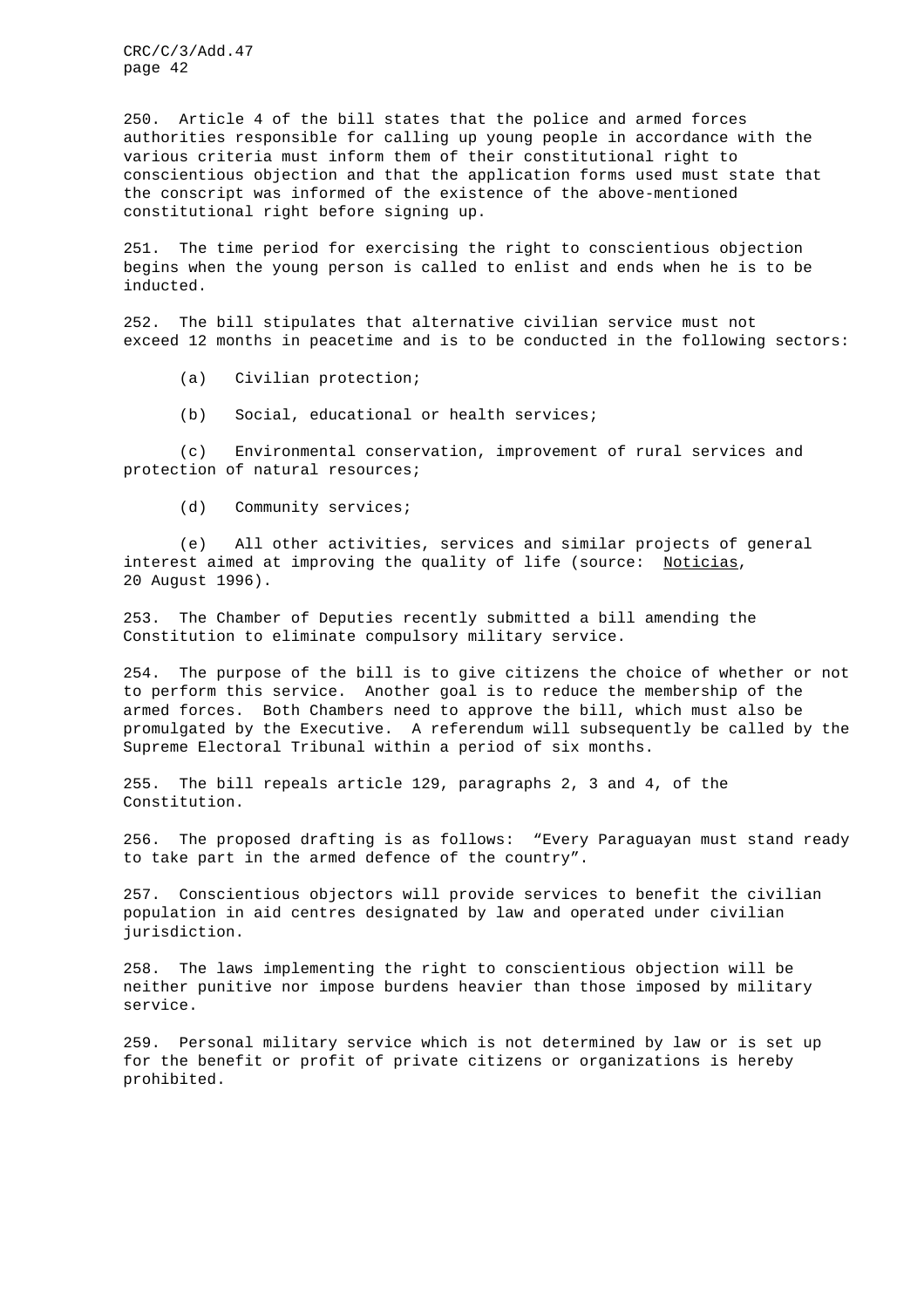250. Article 4 of the bill states that the police and armed forces authorities responsible for calling up young people in accordance with the various criteria must inform them of their constitutional right to conscientious objection and that the application forms used must state that the conscript was informed of the existence of the above-mentioned constitutional right before signing up.

251. The time period for exercising the right to conscientious objection begins when the young person is called to enlist and ends when he is to be inducted.

252. The bill stipulates that alternative civilian service must not exceed 12 months in peacetime and is to be conducted in the following sectors:

(a) Civilian protection;

(b) Social, educational or health services;

(c) Environmental conservation, improvement of rural services and protection of natural resources;

(d) Community services;

(e) All other activities, services and similar projects of general interest aimed at improving the quality of life (source: Noticias, 20 August 1996).

253. The Chamber of Deputies recently submitted a bill amending the Constitution to eliminate compulsory military service.

254. The purpose of the bill is to give citizens the choice of whether or not to perform this service. Another goal is to reduce the membership of the armed forces. Both Chambers need to approve the bill, which must also be promulgated by the Executive. A referendum will subsequently be called by the Supreme Electoral Tribunal within a period of six months.

255. The bill repeals article 129, paragraphs 2, 3 and 4, of the Constitution.

256. The proposed drafting is as follows: "Every Paraguayan must stand ready to take part in the armed defence of the country".

257. Conscientious objectors will provide services to benefit the civilian population in aid centres designated by law and operated under civilian jurisdiction.

258. The laws implementing the right to conscientious objection will be neither punitive nor impose burdens heavier than those imposed by military service.

259. Personal military service which is not determined by law or is set up for the benefit or profit of private citizens or organizations is hereby prohibited.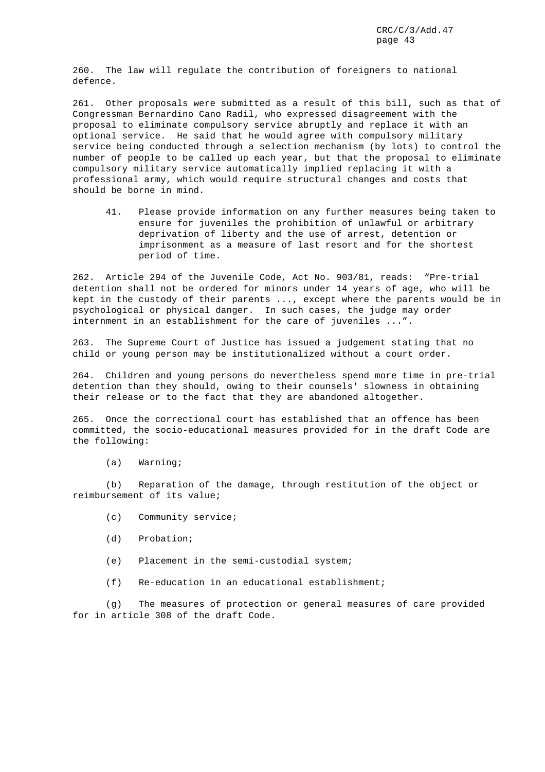260. The law will regulate the contribution of foreigners to national defence.

261. Other proposals were submitted as a result of this bill, such as that of Congressman Bernardino Cano Radil, who expressed disagreement with the proposal to eliminate compulsory service abruptly and replace it with an optional service. He said that he would agree with compulsory military service being conducted through a selection mechanism (by lots) to control the number of people to be called up each year, but that the proposal to eliminate compulsory military service automatically implied replacing it with a professional army, which would require structural changes and costs that should be borne in mind.

> 41. Please provide information on any further measures being taken to ensure for juveniles the prohibition of unlawful or arbitrary deprivation of liberty and the use of arrest, detention or imprisonment as a measure of last resort and for the shortest period of time.

262. Article 294 of the Juvenile Code, Act No. 903/81, reads: "Pre-trial detention shall not be ordered for minors under 14 years of age, who will be kept in the custody of their parents ..., except where the parents would be in psychological or physical danger. In such cases, the judge may order internment in an establishment for the care of juveniles ...".

263. The Supreme Court of Justice has issued a judgement stating that no child or young person may be institutionalized without a court order.

264. Children and young persons do nevertheless spend more time in pre-trial detention than they should, owing to their counsels' slowness in obtaining their release or to the fact that they are abandoned altogether.

265. Once the correctional court has established that an offence has been committed, the socio-educational measures provided for in the draft Code are the following:

(a) Warning;

(b) Reparation of the damage, through restitution of the object or reimbursement of its value;

(c) Community service;

(d) Probation;

(e) Placement in the semi-custodial system;

(f) Re-education in an educational establishment;

(g) The measures of protection or general measures of care provided for in article 308 of the draft Code.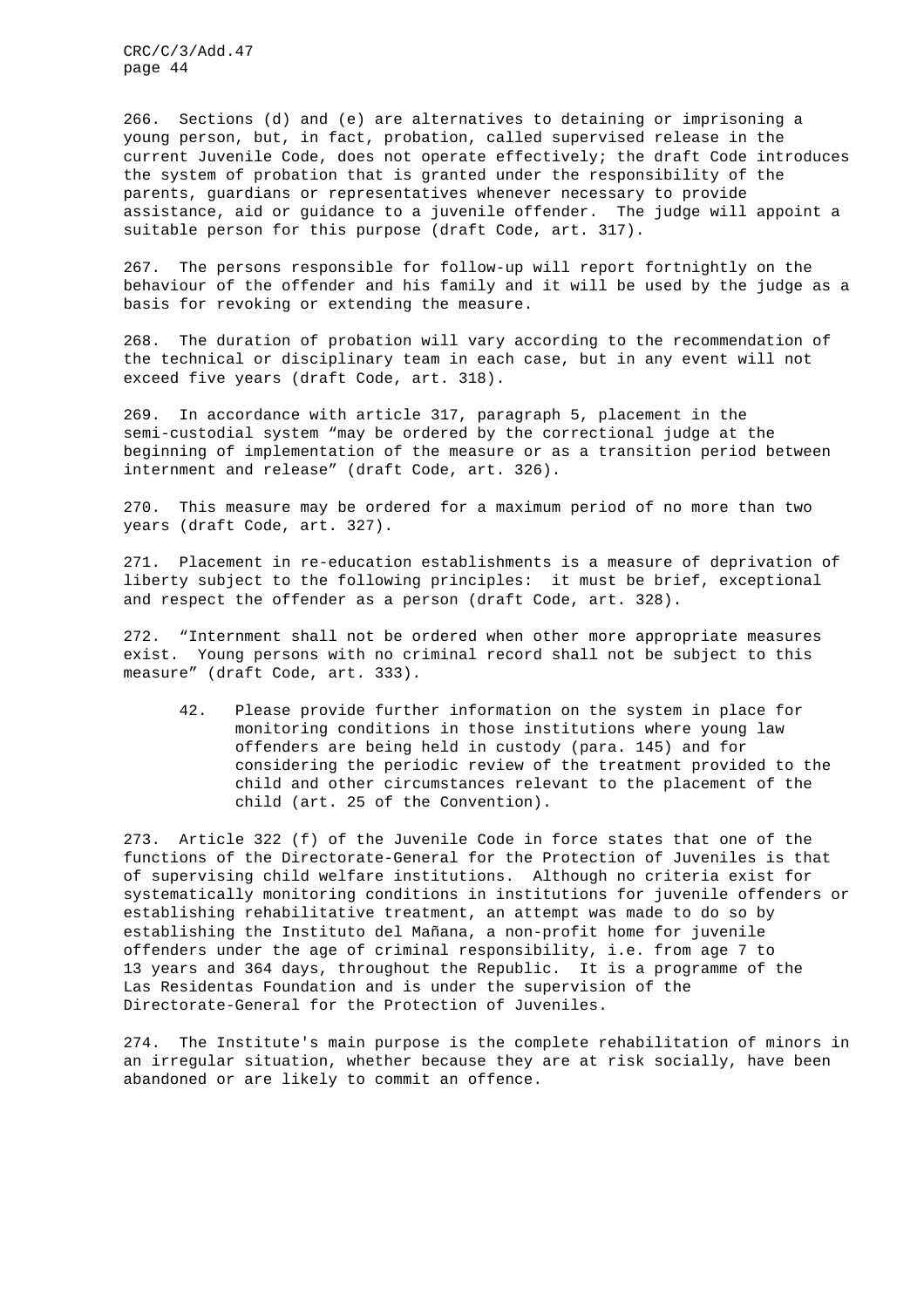266. Sections (d) and (e) are alternatives to detaining or imprisoning a young person, but, in fact, probation, called supervised release in the current Juvenile Code, does not operate effectively; the draft Code introduces the system of probation that is granted under the responsibility of the parents, guardians or representatives whenever necessary to provide assistance, aid or guidance to a juvenile offender. The judge will appoint a suitable person for this purpose (draft Code, art. 317).

267. The persons responsible for follow-up will report fortnightly on the behaviour of the offender and his family and it will be used by the judge as a basis for revoking or extending the measure.

268. The duration of probation will vary according to the recommendation of the technical or disciplinary team in each case, but in any event will not exceed five years (draft Code, art. 318).

269. In accordance with article 317, paragraph 5, placement in the semi-custodial system "may be ordered by the correctional judge at the beginning of implementation of the measure or as a transition period between internment and release" (draft Code, art. 326).

270. This measure may be ordered for a maximum period of no more than two years (draft Code, art. 327).

271. Placement in re-education establishments is a measure of deprivation of liberty subject to the following principles: it must be brief, exceptional and respect the offender as a person (draft Code, art. 328).

272. "Internment shall not be ordered when other more appropriate measures exist. Young persons with no criminal record shall not be subject to this measure" (draft Code, art. 333).

> 42. Please provide further information on the system in place for monitoring conditions in those institutions where young law offenders are being held in custody (para. 145) and for considering the periodic review of the treatment provided to the child and other circumstances relevant to the placement of the child (art. 25 of the Convention).

273. Article 322 (f) of the Juvenile Code in force states that one of the functions of the Directorate-General for the Protection of Juveniles is that of supervising child welfare institutions. Although no criteria exist for systematically monitoring conditions in institutions for juvenile offenders or establishing rehabilitative treatment, an attempt was made to do so by establishing the Instituto del Mañana, a non-profit home for juvenile offenders under the age of criminal responsibility, i.e. from age 7 to 13 years and 364 days, throughout the Republic. It is a programme of the Las Residentas Foundation and is under the supervision of the Directorate-General for the Protection of Juveniles.

274. The Institute's main purpose is the complete rehabilitation of minors in an irregular situation, whether because they are at risk socially, have been abandoned or are likely to commit an offence.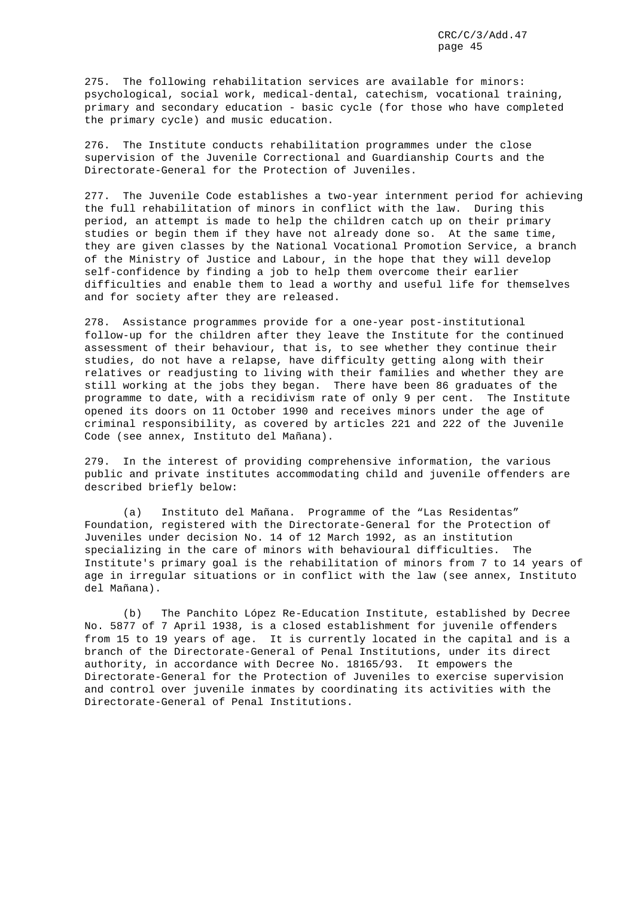275. The following rehabilitation services are available for minors: psychological, social work, medical-dental, catechism, vocational training, primary and secondary education - basic cycle (for those who have completed the primary cycle) and music education.

276. The Institute conducts rehabilitation programmes under the close supervision of the Juvenile Correctional and Guardianship Courts and the Directorate-General for the Protection of Juveniles.

277. The Juvenile Code establishes a two-year internment period for achieving the full rehabilitation of minors in conflict with the law. During this period, an attempt is made to help the children catch up on their primary studies or begin them if they have not already done so. At the same time, they are given classes by the National Vocational Promotion Service, a branch of the Ministry of Justice and Labour, in the hope that they will develop self-confidence by finding a job to help them overcome their earlier difficulties and enable them to lead a worthy and useful life for themselves and for society after they are released.

278. Assistance programmes provide for a one-year post-institutional follow-up for the children after they leave the Institute for the continued assessment of their behaviour, that is, to see whether they continue their studies, do not have a relapse, have difficulty getting along with their relatives or readjusting to living with their families and whether they are still working at the jobs they began. There have been 86 graduates of the programme to date, with a recidivism rate of only 9 per cent. The Institute opened its doors on 11 October 1990 and receives minors under the age of criminal responsibility, as covered by articles 221 and 222 of the Juvenile Code (see annex, Instituto del Mañana).

279. In the interest of providing comprehensive information, the various public and private institutes accommodating child and juvenile offenders are described briefly below:

(a) Instituto del Mañana. Programme of the "Las Residentas" Foundation, registered with the Directorate-General for the Protection of Juveniles under decision No. 14 of 12 March 1992, as an institution specializing in the care of minors with behavioural difficulties. The Institute's primary goal is the rehabilitation of minors from 7 to 14 years of age in irregular situations or in conflict with the law (see annex, Instituto del Mañana).

(b) The Panchito López Re-Education Institute, established by Decree No. 5877 of 7 April 1938, is a closed establishment for juvenile offenders from 15 to 19 years of age. It is currently located in the capital and is a branch of the Directorate-General of Penal Institutions, under its direct authority, in accordance with Decree No. 18165/93. It empowers the Directorate-General for the Protection of Juveniles to exercise supervision and control over juvenile inmates by coordinating its activities with the Directorate-General of Penal Institutions.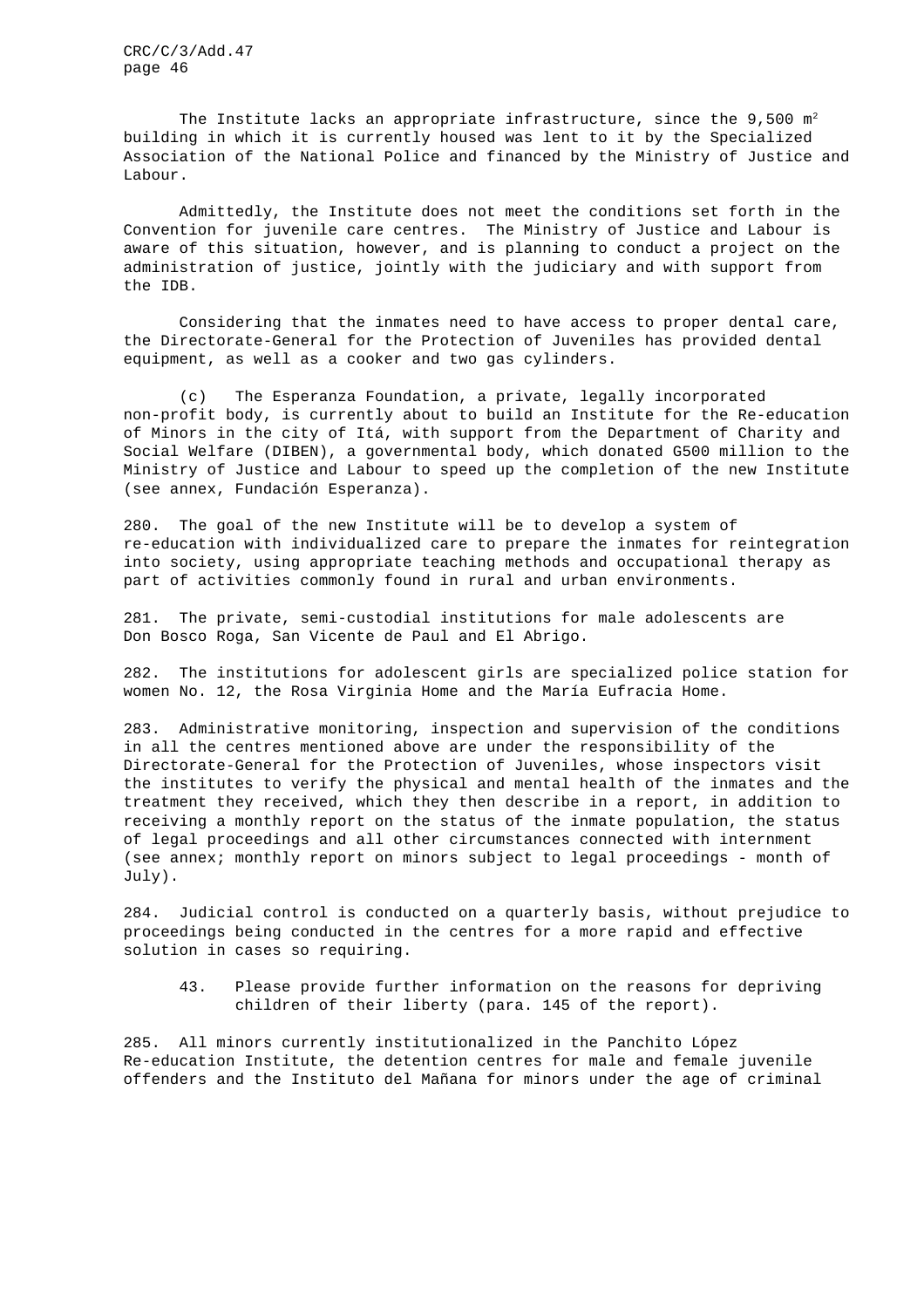The Institute lacks an appropriate infrastructure, since the 9,500 $m^2$ building in which it is currently housed was lent to it by the Specialized Association of the National Police and financed by the Ministry of Justice and Labour.

Admittedly, the Institute does not meet the conditions set forth in the Convention for juvenile care centres. The Ministry of Justice and Labour is aware of this situation, however, and is planning to conduct a project on the administration of justice, jointly with the judiciary and with support from the IDB.

Considering that the inmates need to have access to proper dental care, the Directorate-General for the Protection of Juveniles has provided dental equipment, as well as a cooker and two gas cylinders.

(c) The Esperanza Foundation, a private, legally incorporated non-profit body, is currently about to build an Institute for the Re-education of Minors in the city of Itá, with support from the Department of Charity and Social Welfare (DIBEN), a governmental body, which donated G500 million to the Ministry of Justice and Labour to speed up the completion of the new Institute (see annex, Fundación Esperanza).

280. The goal of the new Institute will be to develop a system of re-education with individualized care to prepare the inmates for reintegration into society, using appropriate teaching methods and occupational therapy as part of activities commonly found in rural and urban environments.

281. The private, semi-custodial institutions for male adolescents are Don Bosco Roga, San Vicente de Paul and El Abrigo.

282. The institutions for adolescent girls are specialized police station for women No. 12, the Rosa Virginia Home and the María Eufracia Home.

283. Administrative monitoring, inspection and supervision of the conditions in all the centres mentioned above are under the responsibility of the Directorate-General for the Protection of Juveniles, whose inspectors visit the institutes to verify the physical and mental health of the inmates and the treatment they received, which they then describe in a report, in addition to receiving a monthly report on the status of the inmate population, the status of legal proceedings and all other circumstances connected with internment (see annex; monthly report on minors subject to legal proceedings - month of July).

284. Judicial control is conducted on a quarterly basis, without prejudice to proceedings being conducted in the centres for a more rapid and effective solution in cases so requiring.

> 43. Please provide further information on the reasons for depriving children of their liberty (para. 145 of the report).

285. All minors currently institutionalized in the Panchito López Re-education Institute, the detention centres for male and female juvenile offenders and the Instituto del Mañana for minors under the age of criminal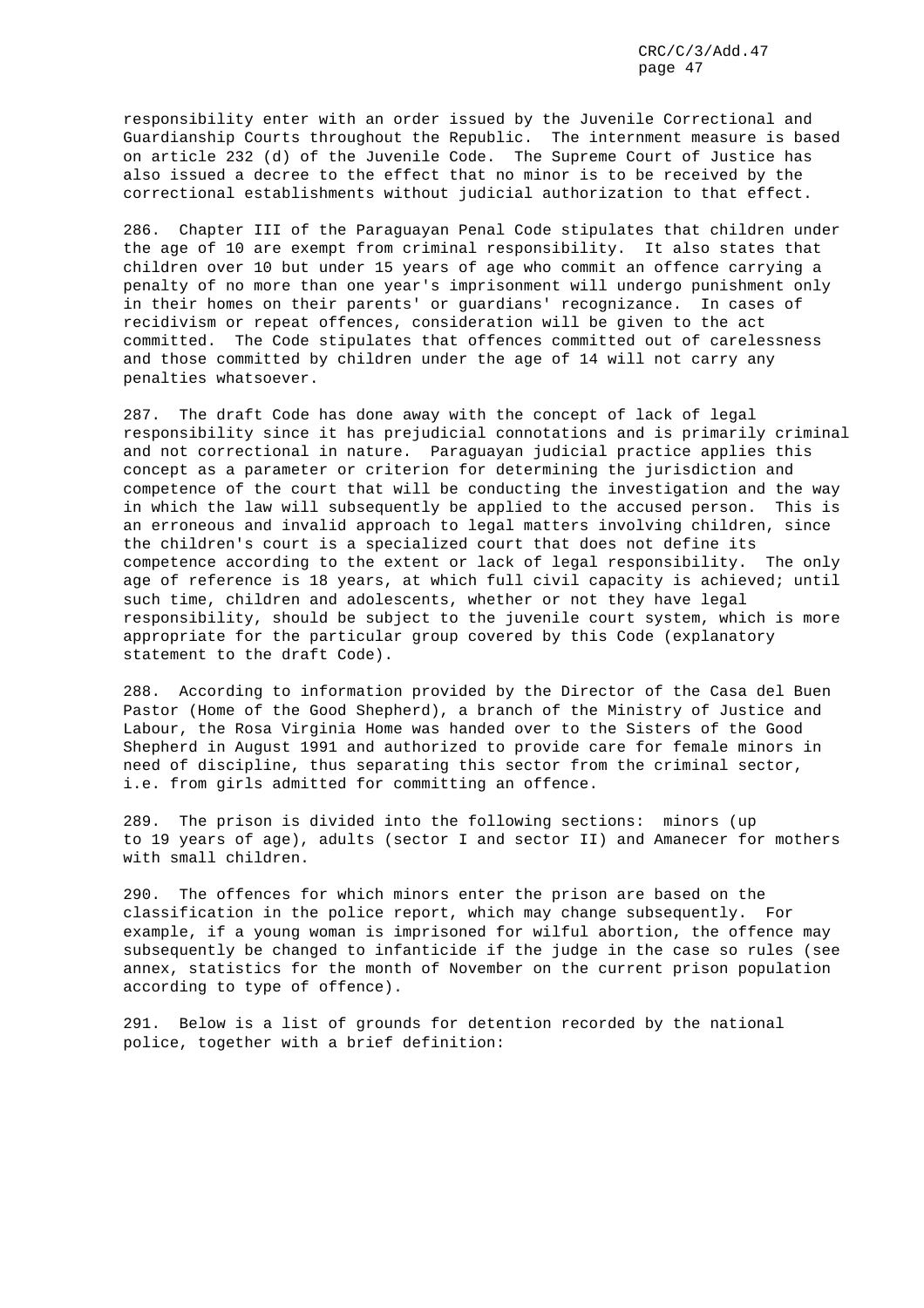responsibility enter with an order issued by the Juvenile Correctional and Guardianship Courts throughout the Republic. The internment measure is based on article 232 (d) of the Juvenile Code. The Supreme Court of Justice has also issued a decree to the effect that no minor is to be received by the correctional establishments without judicial authorization to that effect.

286. Chapter III of the Paraguayan Penal Code stipulates that children under the age of 10 are exempt from criminal responsibility. It also states that children over 10 but under 15 years of age who commit an offence carrying a penalty of no more than one year's imprisonment will undergo punishment only in their homes on their parents' or guardians' recognizance. In cases of recidivism or repeat offences, consideration will be given to the act committed. The Code stipulates that offences committed out of carelessness and those committed by children under the age of 14 will not carry any penalties whatsoever.

287. The draft Code has done away with the concept of lack of legal responsibility since it has prejudicial connotations and is primarily criminal and not correctional in nature. Paraguayan judicial practice applies this concept as a parameter or criterion for determining the jurisdiction and competence of the court that will be conducting the investigation and the way in which the law will subsequently be applied to the accused person. This is an erroneous and invalid approach to legal matters involving children, since the children's court is a specialized court that does not define its competence according to the extent or lack of legal responsibility. The only age of reference is 18 years, at which full civil capacity is achieved; until such time, children and adolescents, whether or not they have legal responsibility, should be subject to the juvenile court system, which is more appropriate for the particular group covered by this Code (explanatory statement to the draft Code).

288. According to information provided by the Director of the Casa del Buen Pastor (Home of the Good Shepherd), a branch of the Ministry of Justice and Labour, the Rosa Virginia Home was handed over to the Sisters of the Good Shepherd in August 1991 and authorized to provide care for female minors in need of discipline, thus separating this sector from the criminal sector, i.e. from girls admitted for committing an offence.

289. The prison is divided into the following sections: minors (up to 19 years of age), adults (sector I and sector II) and Amanecer for mothers with small children.

290. The offences for which minors enter the prison are based on the classification in the police report, which may change subsequently. For example, if a young woman is imprisoned for wilful abortion, the offence may subsequently be changed to infanticide if the judge in the case so rules (see annex, statistics for the month of November on the current prison population according to type of offence).

291. Below is a list of grounds for detention recorded by the national police, together with a brief definition: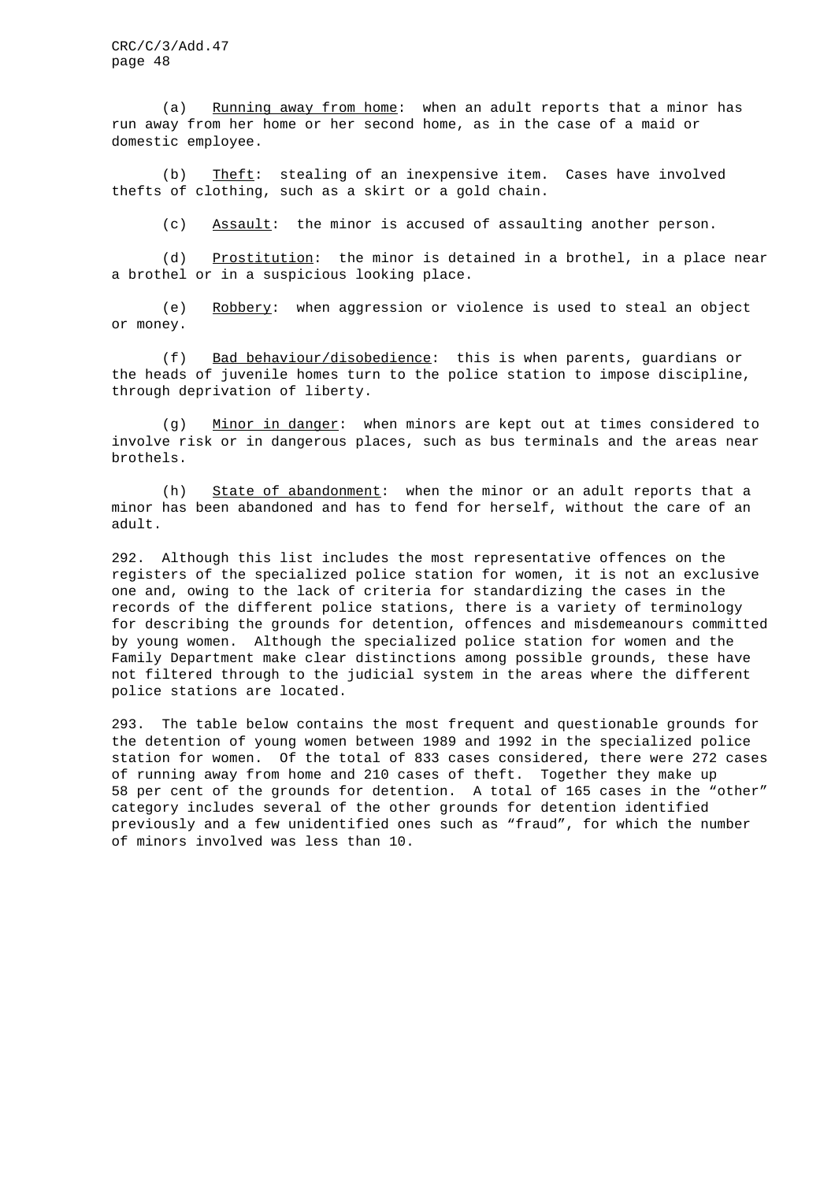(a) Running away from home: when an adult reports that a minor has run away from her home or her second home, as in the case of a maid or domestic employee.

(b) Theft: stealing of an inexpensive item. Cases have involved thefts of clothing, such as a skirt or a gold chain.

(c) Assault: the minor is accused of assaulting another person.

(d) Prostitution: the minor is detained in a brothel, in a place near a brothel or in a suspicious looking place.

(e) Robbery: when aggression or violence is used to steal an object or money.

(f) Bad behaviour/disobedience: this is when parents, guardians or the heads of juvenile homes turn to the police station to impose discipline, through deprivation of liberty.

(g) Minor in danger: when minors are kept out at times considered to involve risk or in dangerous places, such as bus terminals and the areas near brothels.

(h) State of abandonment: when the minor or an adult reports that a minor has been abandoned and has to fend for herself, without the care of an adult.

292. Although this list includes the most representative offences on the registers of the specialized police station for women, it is not an exclusive one and, owing to the lack of criteria for standardizing the cases in the records of the different police stations, there is a variety of terminology for describing the grounds for detention, offences and misdemeanours committed by young women. Although the specialized police station for women and the Family Department make clear distinctions among possible grounds, these have not filtered through to the judicial system in the areas where the different police stations are located.

293. The table below contains the most frequent and questionable grounds for the detention of young women between 1989 and 1992 in the specialized police station for women. Of the total of 833 cases considered, there were 272 cases of running away from home and 210 cases of theft. Together they make up 58 per cent of the grounds for detention. A total of 165 cases in the "other" category includes several of the other grounds for detention identified previously and a few unidentified ones such as "fraud", for which the number of minors involved was less than 10.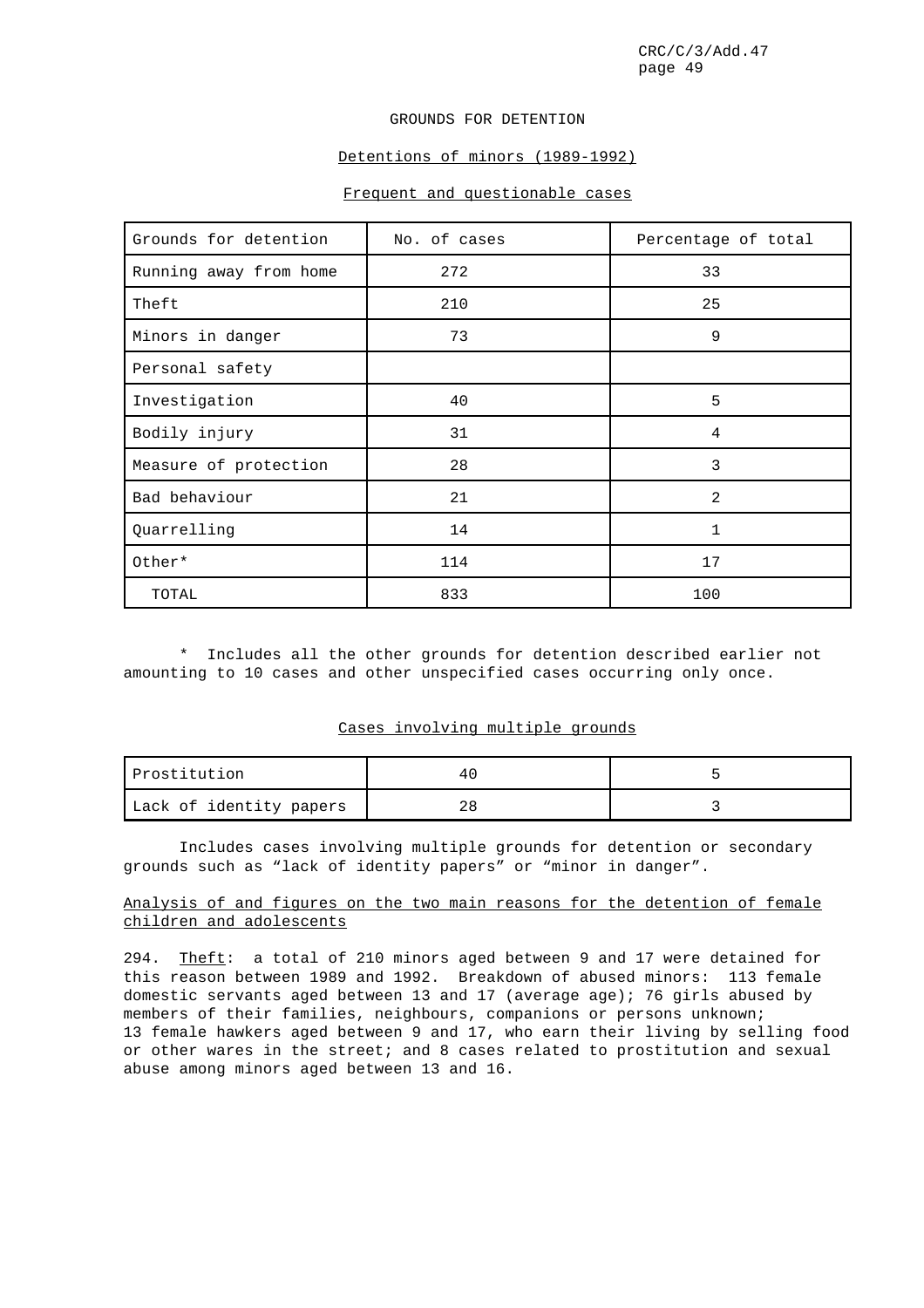GROUNDS FOR DETENTION

Detentions of minors (1989-1992)

Frequent and questionable cases

| Grounds for detention | No. of cases | Percentage of total |
|---|---|---|
| Running away from home | 272 | 33 |
| Theft | 210 | 25 |
| Minors in danger | 73 | 9 |
| Personal safety | | |
| Investigation | 40 | 5 |
| Bodily injury | 31 | 4 |
| Measure of protection | 28 | 3 |
| Bad behaviour | 21 | 2 |
| Quarrelling | 14 | 1 |
| Other* | 114 | 17 |
| TOTAL | 833 | 100 |

\* Includes all the other grounds for detention described earlier not amounting to 10 cases and other unspecified cases occurring only once.

Cases involving multiple grounds

| | | |
|---|---|---|
| Prostitution | 40 | 5 |
| Lack of identity papers | 28 | 3 |

Includes cases involving multiple grounds for detention or secondary grounds such as “lack of identity papers” or “minor in danger”.

Analysis of and figures on the two main reasons for the detention of female children and adolescents

294. Theft: a total of 210 minors aged between 9 and 17 were detained for this reason between 1989 and 1992. Breakdown of abused minors: 113 female domestic servants aged between 13 and 17 (average age); 76 girls abused by members of their families, neighbours, companions or persons unknown; 13 female hawkers aged between 9 and 17, who earn their living by selling food or other wares in the street; and 8 cases related to prostitution and sexual abuse among minors aged between 13 and 16.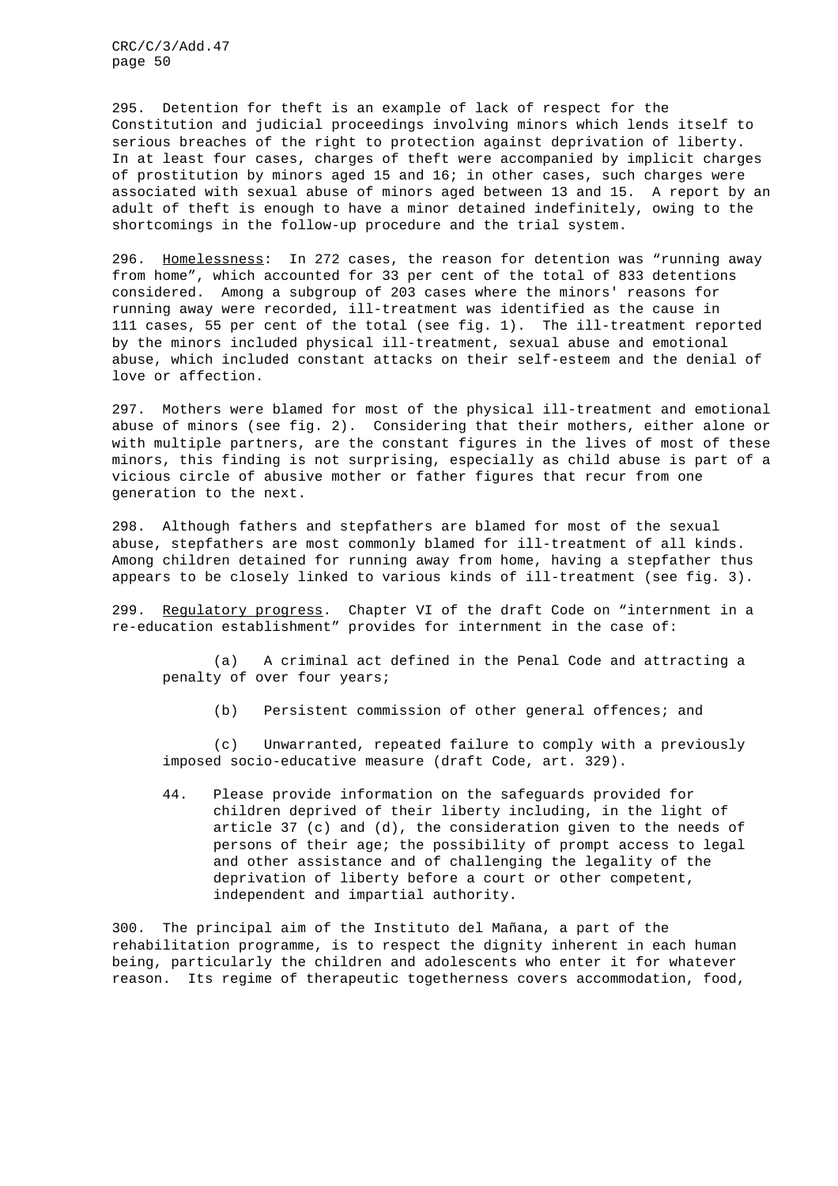295. Detention for theft is an example of lack of respect for the Constitution and judicial proceedings involving minors which lends itself to serious breaches of the right to protection against deprivation of liberty. In at least four cases, charges of theft were accompanied by implicit charges of prostitution by minors aged 15 and 16; in other cases, such charges were associated with sexual abuse of minors aged between 13 and 15. A report by an adult of theft is enough to have a minor detained indefinitely, owing to the shortcomings in the follow-up procedure and the trial system.

296. Homelessness: In 272 cases, the reason for detention was "running away from home", which accounted for 33 per cent of the total of 833 detentions considered. Among a subgroup of 203 cases where the minors' reasons for running away were recorded, ill-treatment was identified as the cause in 111 cases, 55 per cent of the total (see fig. 1). The ill-treatment reported by the minors included physical ill-treatment, sexual abuse and emotional abuse, which included constant attacks on their self-esteem and the denial of love or affection.

297. Mothers were blamed for most of the physical ill-treatment and emotional abuse of minors (see fig. 2). Considering that their mothers, either alone or with multiple partners, are the constant figures in the lives of most of these minors, this finding is not surprising, especially as child abuse is part of a vicious circle of abusive mother or father figures that recur from one generation to the next.

298. Although fathers and stepfathers are blamed for most of the sexual abuse, stepfathers are most commonly blamed for ill-treatment of all kinds. Among children detained for running away from home, having a stepfather thus appears to be closely linked to various kinds of ill-treatment (see fig. 3).

299. Regulatory progress. Chapter VI of the draft Code on "internment in a re-education establishment" provides for internment in the case of:

(a) A criminal act defined in the Penal Code and attracting a penalty of over four years;

(b) Persistent commission of other general offences; and

(c) Unwarranted, repeated failure to comply with a previously imposed socio-educative measure (draft Code, art. 329).

> 44. Please provide information on the safeguards provided for children deprived of their liberty including, in the light of article 37 (c) and (d), the consideration given to the needs of persons of their age; the possibility of prompt access to legal and other assistance and of challenging the legality of the deprivation of liberty before a court or other competent, independent and impartial authority.

300. The principal aim of the Instituto del Mañana, a part of the rehabilitation programme, is to respect the dignity inherent in each human being, particularly the children and adolescents who enter it for whatever reason. Its regime of therapeutic togetherness covers accommodation, food,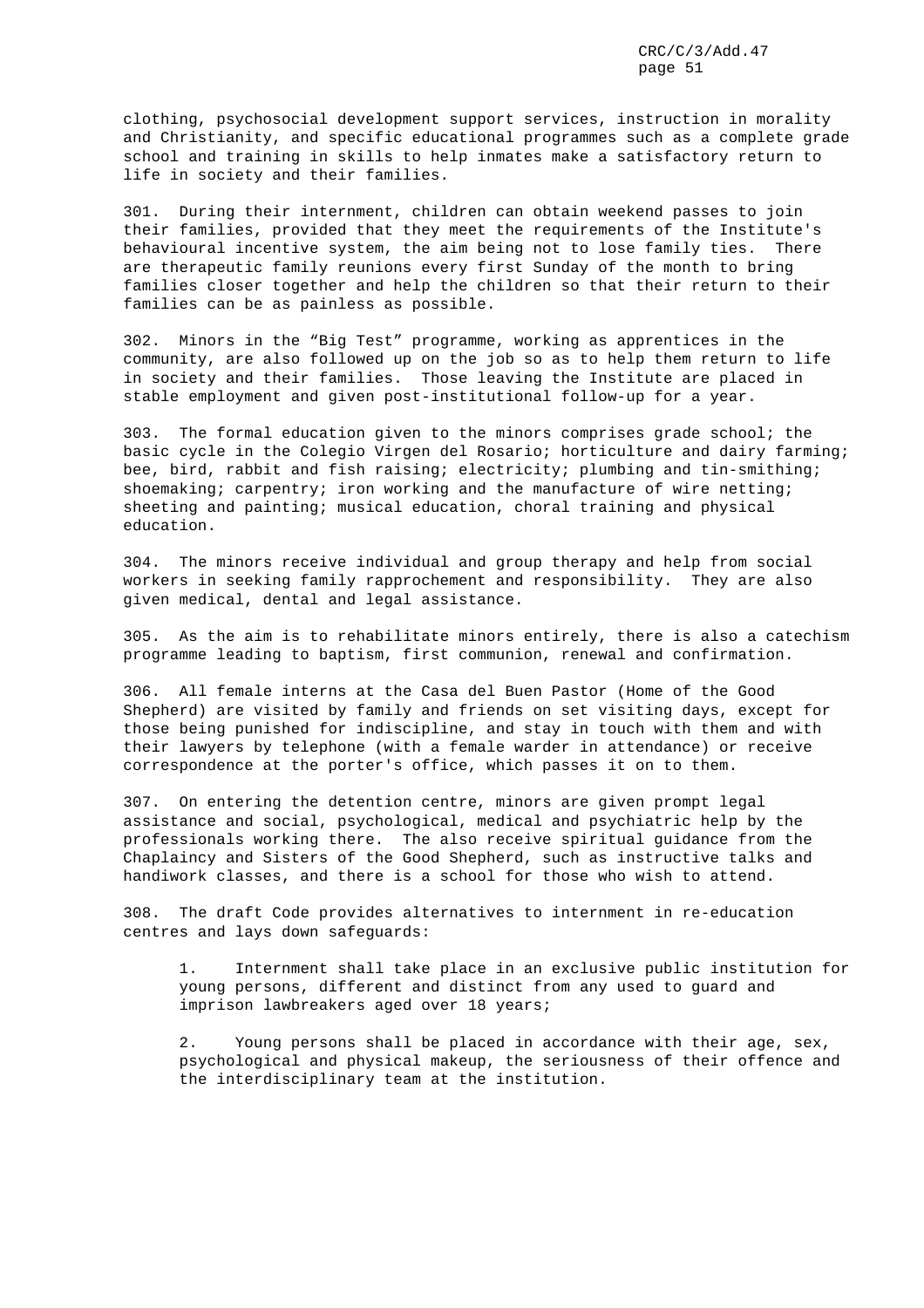clothing, psychosocial development support services, instruction in morality and Christianity, and specific educational programmes such as a complete grade school and training in skills to help inmates make a satisfactory return to life in society and their families.

301. During their internment, children can obtain weekend passes to join their families, provided that they meet the requirements of the Institute's behavioural incentive system, the aim being not to lose family ties. There are therapeutic family reunions every first Sunday of the month to bring families closer together and help the children so that their return to their families can be as painless as possible.

302. Minors in the "Big Test" programme, working as apprentices in the community, are also followed up on the job so as to help them return to life in society and their families. Those leaving the Institute are placed in stable employment and given post-institutional follow-up for a year.

303. The formal education given to the minors comprises grade school; the basic cycle in the Colegio Virgen del Rosario; horticulture and dairy farming; bee, bird, rabbit and fish raising; electricity; plumbing and tin-smithing; shoemaking; carpentry; iron working and the manufacture of wire netting; sheeting and painting; musical education, choral training and physical education.

304. The minors receive individual and group therapy and help from social workers in seeking family rapprochement and responsibility. They are also given medical, dental and legal assistance.

305. As the aim is to rehabilitate minors entirely, there is also a catechism programme leading to baptism, first communion, renewal and confirmation.

306. All female interns at the Casa del Buen Pastor (Home of the Good Shepherd) are visited by family and friends on set visiting days, except for those being punished for indiscipline, and stay in touch with them and with their lawyers by telephone (with a female warder in attendance) or receive correspondence at the porter's office, which passes it on to them.

307. On entering the detention centre, minors are given prompt legal assistance and social, psychological, medical and psychiatric help by the professionals working there. The also receive spiritual guidance from the Chaplaincy and Sisters of the Good Shepherd, such as instructive talks and handiwork classes, and there is a school for those who wish to attend.

308. The draft Code provides alternatives to internment in re-education centres and lays down safeguards:

1. Internment shall take place in an exclusive public institution for young persons, different and distinct from any used to guard and imprison lawbreakers aged over 18 years;

2. Young persons shall be placed in accordance with their age, sex, psychological and physical makeup, the seriousness of their offence and the interdisciplinary team at the institution.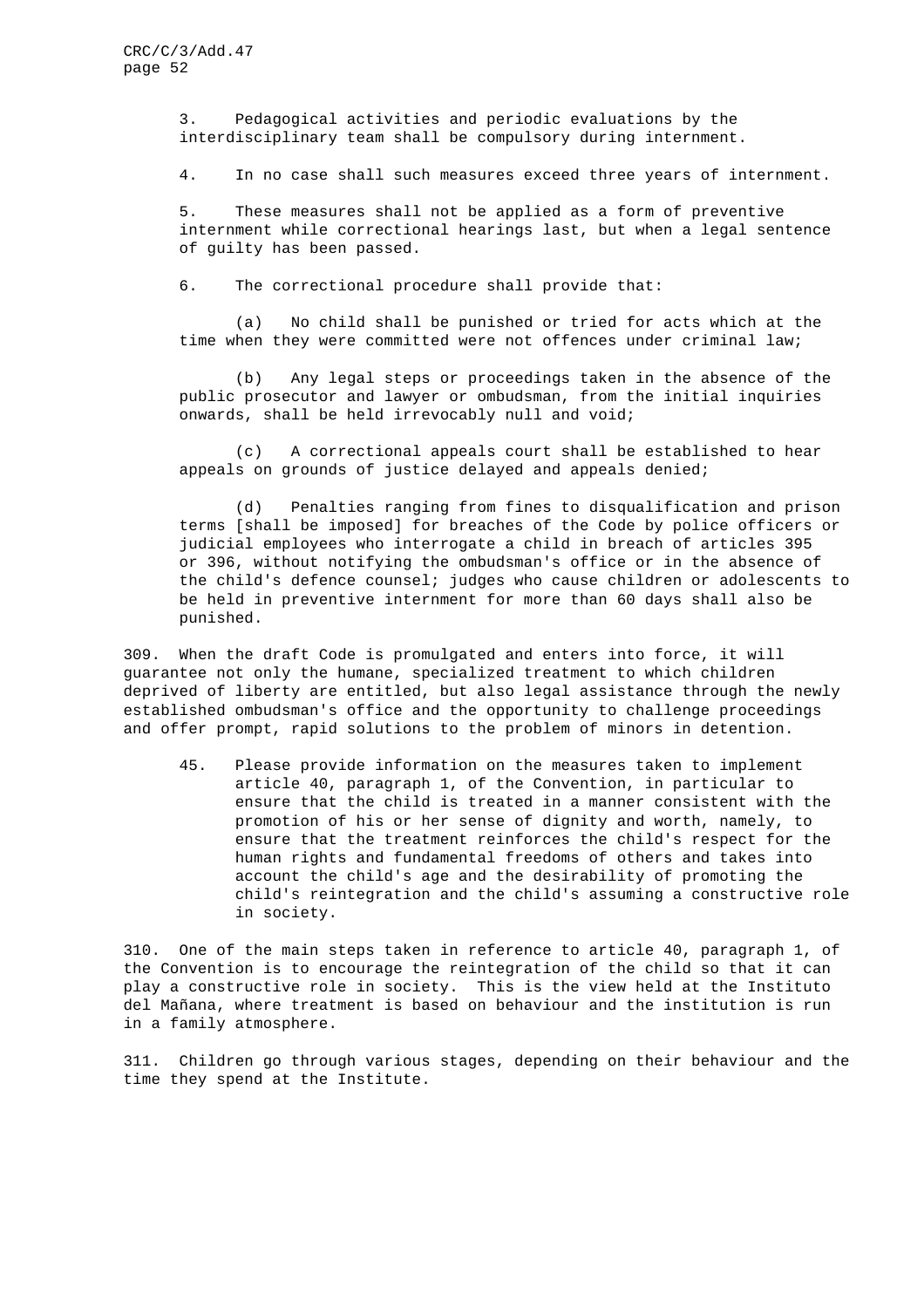3. Pedagogical activities and periodic evaluations by the interdisciplinary team shall be compulsory during internment.

4. In no case shall such measures exceed three years of internment.

5. These measures shall not be applied as a form of preventive internment while correctional hearings last, but when a legal sentence of guilty has been passed.

6. The correctional procedure shall provide that:

(a) No child shall be punished or tried for acts which at the time when they were committed were not offences under criminal law;

(b) Any legal steps or proceedings taken in the absence of the public prosecutor and lawyer or ombudsman, from the initial inquiries onwards, shall be held irrevocably null and void;

(c) A correctional appeals court shall be established to hear appeals on grounds of justice delayed and appeals denied;

(d) Penalties ranging from fines to disqualification and prison terms [shall be imposed] for breaches of the Code by police officers or judicial employees who interrogate a child in breach of articles 395 or 396, without notifying the ombudsman's office or in the absence of the child's defence counsel; judges who cause children or adolescents to be held in preventive internment for more than 60 days shall also be punished.

309. When the draft Code is promulgated and enters into force, it will guarantee not only the humane, specialized treatment to which children deprived of liberty are entitled, but also legal assistance through the newly established ombudsman's office and the opportunity to challenge proceedings and offer prompt, rapid solutions to the problem of minors in detention.

> 45. Please provide information on the measures taken to implement article 40, paragraph 1, of the Convention, in particular to ensure that the child is treated in a manner consistent with the promotion of his or her sense of dignity and worth, namely, to ensure that the treatment reinforces the child's respect for the human rights and fundamental freedoms of others and takes into account the child's age and the desirability of promoting the child's reintegration and the child's assuming a constructive role in society.

310. One of the main steps taken in reference to article 40, paragraph 1, of the Convention is to encourage the reintegration of the child so that it can play a constructive role in society. This is the view held at the Instituto del Mañana, where treatment is based on behaviour and the institution is run in a family atmosphere.

311. Children go through various stages, depending on their behaviour and the time they spend at the Institute.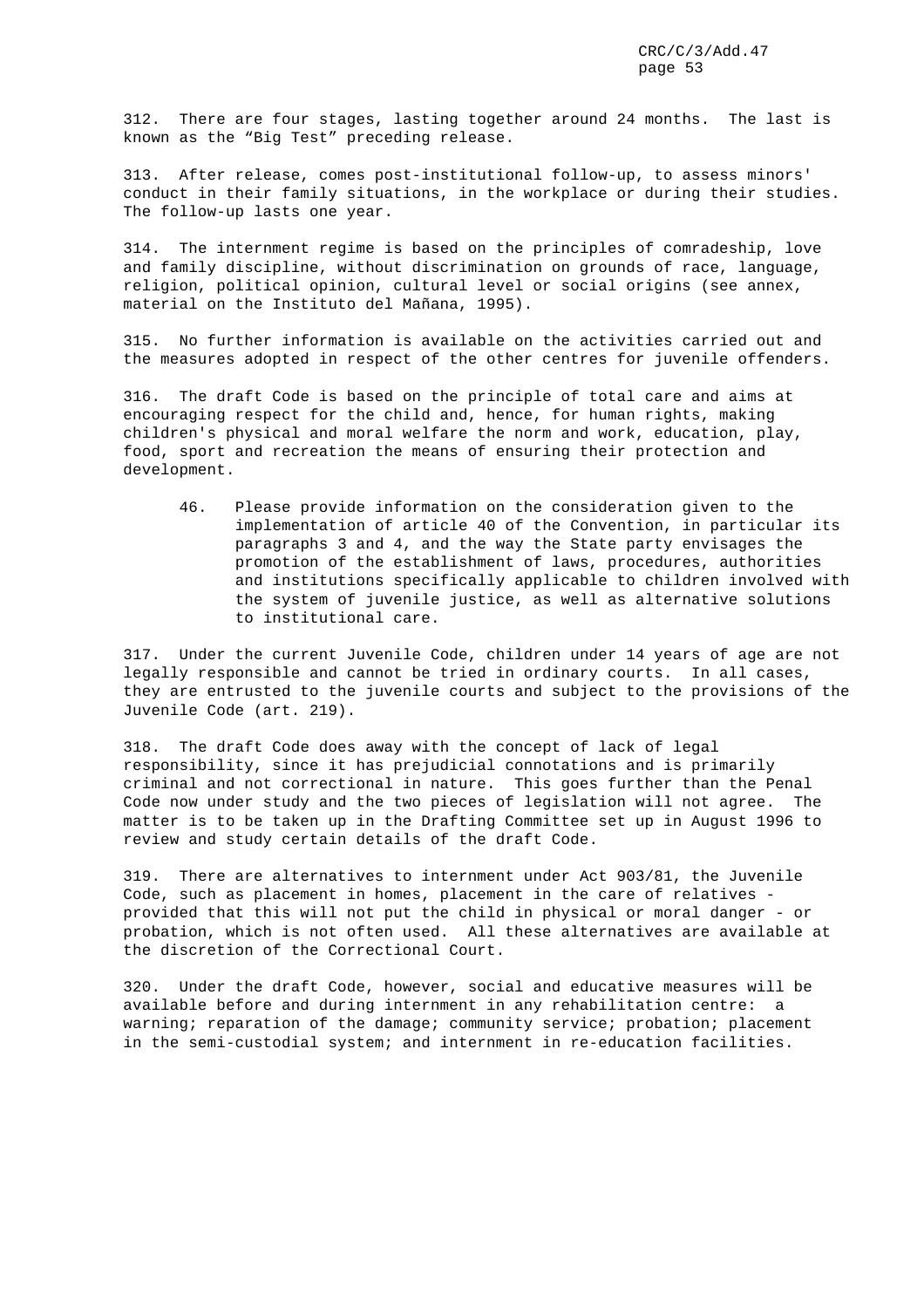312. There are four stages, lasting together around 24 months. The last is known as the "Big Test" preceding release.

313. After release, comes post-institutional follow-up, to assess minors' conduct in their family situations, in the workplace or during their studies. The follow-up lasts one year.

314. The internment regime is based on the principles of comradeship, love and family discipline, without discrimination on grounds of race, language, religion, political opinion, cultural level or social origins (see annex, material on the Instituto del Mañana, 1995).

315. No further information is available on the activities carried out and the measures adopted in respect of the other centres for juvenile offenders.

316. The draft Code is based on the principle of total care and aims at encouraging respect for the child and, hence, for human rights, making children's physical and moral welfare the norm and work, education, play, food, sport and recreation the means of ensuring their protection and development.

> 46. Please provide information on the consideration given to the implementation of article 40 of the Convention, in particular its paragraphs 3 and 4, and the way the State party envisages the promotion of the establishment of laws, procedures, authorities and institutions specifically applicable to children involved with the system of juvenile justice, as well as alternative solutions to institutional care.

317. Under the current Juvenile Code, children under 14 years of age are not legally responsible and cannot be tried in ordinary courts. In all cases, they are entrusted to the juvenile courts and subject to the provisions of the Juvenile Code (art. 219).

318. The draft Code does away with the concept of lack of legal responsibility, since it has prejudicial connotations and is primarily criminal and not correctional in nature. This goes further than the Penal Code now under study and the two pieces of legislation will not agree. The matter is to be taken up in the Drafting Committee set up in August 1996 to review and study certain details of the draft Code.

319. There are alternatives to internment under Act 903/81, the Juvenile Code, such as placement in homes, placement in the care of relatives - provided that this will not put the child in physical or moral danger - or probation, which is not often used. All these alternatives are available at the discretion of the Correctional Court.

320. Under the draft Code, however, social and educative measures will be available before and during internment in any rehabilitation centre: a warning; reparation of the damage; community service; probation; placement in the semi-custodial system; and internment in re-education facilities.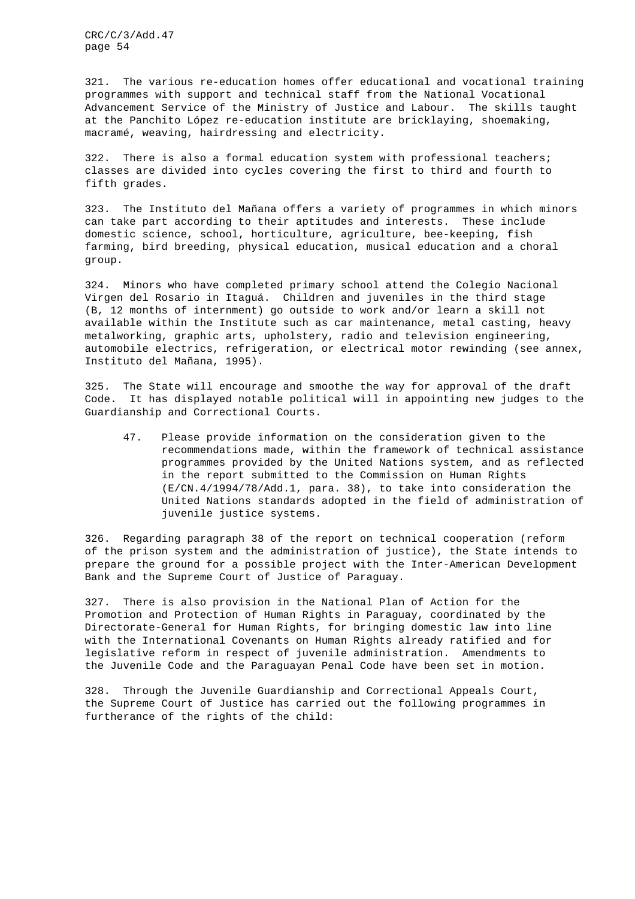321. The various re-education homes offer educational and vocational training programmes with support and technical staff from the National Vocational Advancement Service of the Ministry of Justice and Labour. The skills taught at the Panchito López re-education institute are bricklaying, shoemaking, macramé, weaving, hairdressing and electricity.

322. There is also a formal education system with professional teachers; classes are divided into cycles covering the first to third and fourth to fifth grades.

323. The Instituto del Mañana offers a variety of programmes in which minors can take part according to their aptitudes and interests. These include domestic science, school, horticulture, agriculture, bee-keeping, fish farming, bird breeding, physical education, musical education and a choral group.

324. Minors who have completed primary school attend the Colegio Nacional Virgen del Rosario in Itaguá. Children and juveniles in the third stage (B, 12 months of internment) go outside to work and/or learn a skill not available within the Institute such as car maintenance, metal casting, heavy metalworking, graphic arts, upholstery, radio and television engineering, automobile electrics, refrigeration, or electrical motor rewinding (see annex, Instituto del Mañana, 1995).

325. The State will encourage and smoothe the way for approval of the draft Code. It has displayed notable political will in appointing new judges to the Guardianship and Correctional Courts.

> 47. Please provide information on the consideration given to the recommendations made, within the framework of technical assistance programmes provided by the United Nations system, and as reflected in the report submitted to the Commission on Human Rights (E/CN.4/1994/78/Add.1, para. 38), to take into consideration the United Nations standards adopted in the field of administration of juvenile justice systems.

326. Regarding paragraph 38 of the report on technical cooperation (reform of the prison system and the administration of justice), the State intends to prepare the ground for a possible project with the Inter-American Development Bank and the Supreme Court of Justice of Paraguay.

327. There is also provision in the National Plan of Action for the Promotion and Protection of Human Rights in Paraguay, coordinated by the Directorate-General for Human Rights, for bringing domestic law into line with the International Covenants on Human Rights already ratified and for legislative reform in respect of juvenile administration. Amendments to the Juvenile Code and the Paraguayan Penal Code have been set in motion.

328. Through the Juvenile Guardianship and Correctional Appeals Court, the Supreme Court of Justice has carried out the following programmes in furtherance of the rights of the child: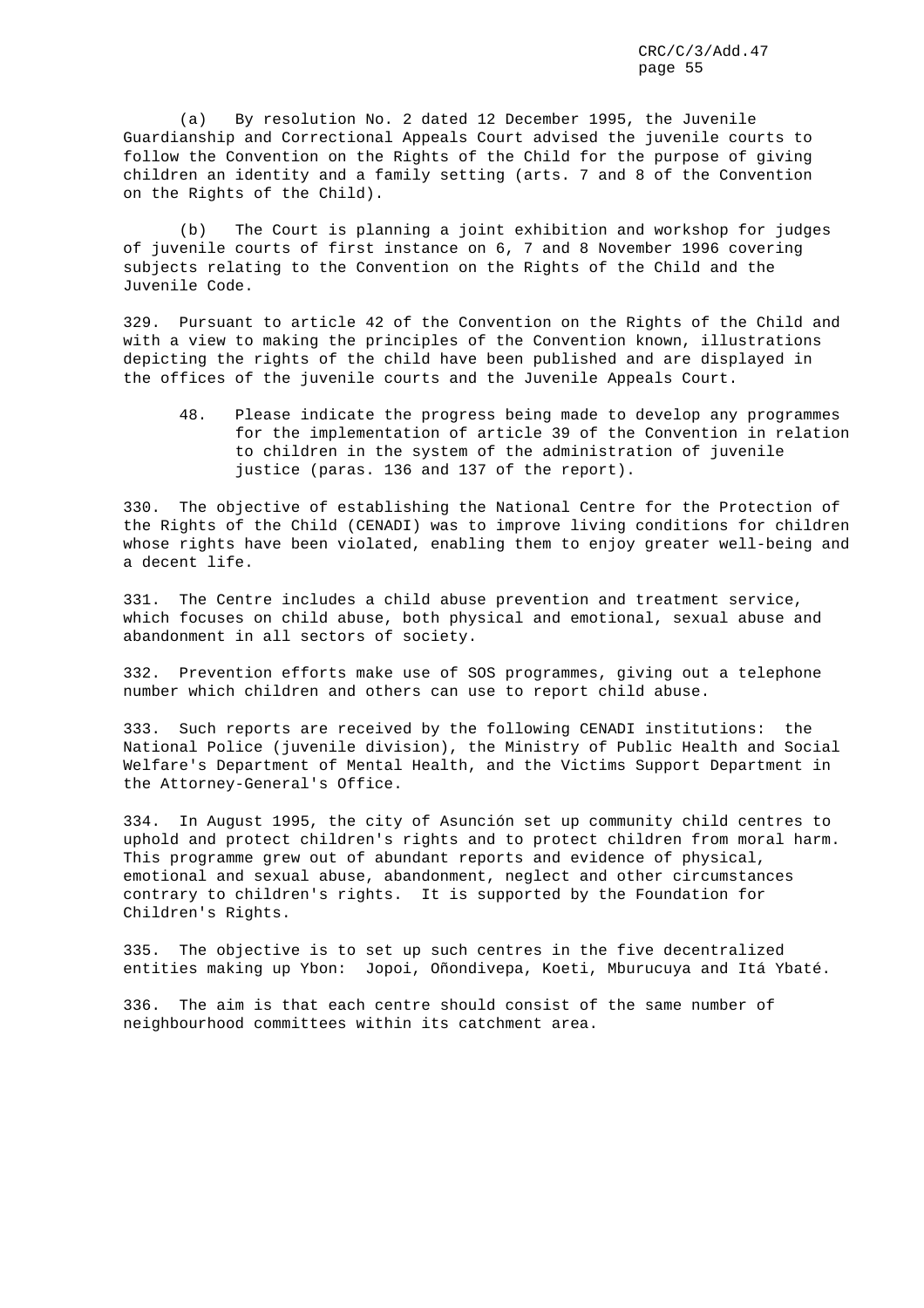(a) By resolution No. 2 dated 12 December 1995, the Juvenile Guardianship and Correctional Appeals Court advised the juvenile courts to follow the Convention on the Rights of the Child for the purpose of giving children an identity and a family setting (arts. 7 and 8 of the Convention on the Rights of the Child).

(b) The Court is planning a joint exhibition and workshop for judges of juvenile courts of first instance on 6, 7 and 8 November 1996 covering subjects relating to the Convention on the Rights of the Child and the Juvenile Code.

329. Pursuant to article 42 of the Convention on the Rights of the Child and with a view to making the principles of the Convention known, illustrations depicting the rights of the child have been published and are displayed in the offices of the juvenile courts and the Juvenile Appeals Court.

> 48. Please indicate the progress being made to develop any programmes for the implementation of article 39 of the Convention in relation to children in the system of the administration of juvenile justice (paras. 136 and 137 of the report).

330. The objective of establishing the National Centre for the Protection of the Rights of the Child (CENADI) was to improve living conditions for children whose rights have been violated, enabling them to enjoy greater well-being and a decent life.

331. The Centre includes a child abuse prevention and treatment service, which focuses on child abuse, both physical and emotional, sexual abuse and abandonment in all sectors of society.

332. Prevention efforts make use of SOS programmes, giving out a telephone number which children and others can use to report child abuse.

333. Such reports are received by the following CENADI institutions: the National Police (juvenile division), the Ministry of Public Health and Social Welfare's Department of Mental Health, and the Victims Support Department in the Attorney-General's Office.

334. In August 1995, the city of Asunción set up community child centres to uphold and protect children's rights and to protect children from moral harm. This programme grew out of abundant reports and evidence of physical, emotional and sexual abuse, abandonment, neglect and other circumstances contrary to children's rights. It is supported by the Foundation for Children's Rights.

335. The objective is to set up such centres in the five decentralized entities making up Ybon: Jopoi, Oñondivepa, Koeti, Mburucuya and Itá Ybaté.

336. The aim is that each centre should consist of the same number of neighbourhood committees within its catchment area.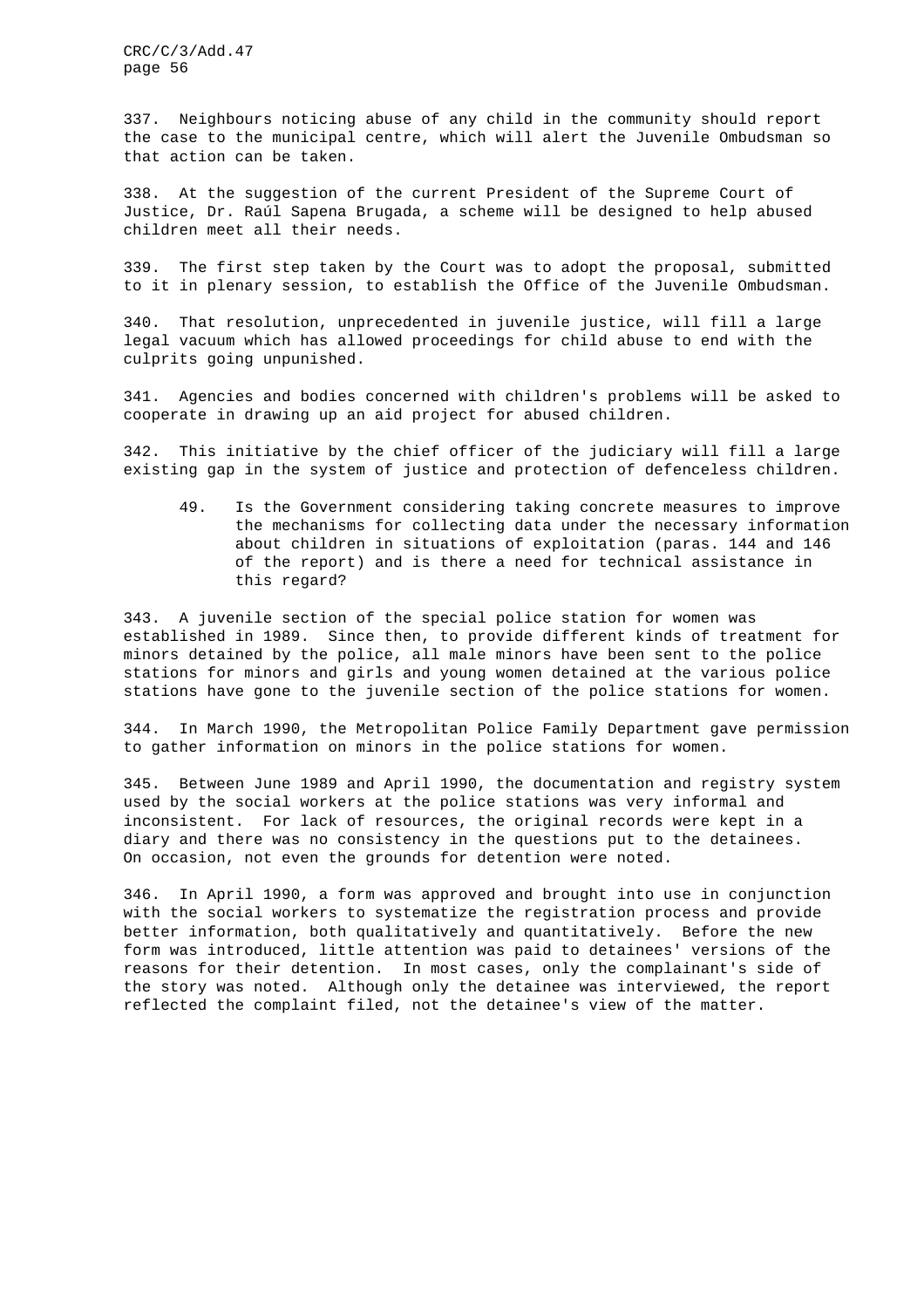337. Neighbours noticing abuse of any child in the community should report the case to the municipal centre, which will alert the Juvenile Ombudsman so that action can be taken.

338. At the suggestion of the current President of the Supreme Court of Justice, Dr. Raúl Sapena Brugada, a scheme will be designed to help abused children meet all their needs.

339. The first step taken by the Court was to adopt the proposal, submitted to it in plenary session, to establish the Office of the Juvenile Ombudsman.

340. That resolution, unprecedented in juvenile justice, will fill a large legal vacuum which has allowed proceedings for child abuse to end with the culprits going unpunished.

341. Agencies and bodies concerned with children's problems will be asked to cooperate in drawing up an aid project for abused children.

342. This initiative by the chief officer of the judiciary will fill a large existing gap in the system of justice and protection of defenceless children.

> 49. Is the Government considering taking concrete measures to improve the mechanisms for collecting data under the necessary information about children in situations of exploitation (paras. 144 and 146 of the report) and is there a need for technical assistance in this regard?

343. A juvenile section of the special police station for women was established in 1989. Since then, to provide different kinds of treatment for minors detained by the police, all male minors have been sent to the police stations for minors and girls and young women detained at the various police stations have gone to the juvenile section of the police stations for women.

344. In March 1990, the Metropolitan Police Family Department gave permission to gather information on minors in the police stations for women.

345. Between June 1989 and April 1990, the documentation and registry system used by the social workers at the police stations was very informal and inconsistent. For lack of resources, the original records were kept in a diary and there was no consistency in the questions put to the detainees. On occasion, not even the grounds for detention were noted.

346. In April 1990, a form was approved and brought into use in conjunction with the social workers to systematize the registration process and provide better information, both qualitatively and quantitatively. Before the new form was introduced, little attention was paid to detainees' versions of the reasons for their detention. In most cases, only the complainant's side of the story was noted. Although only the detainee was interviewed, the report reflected the complaint filed, not the detainee's view of the matter.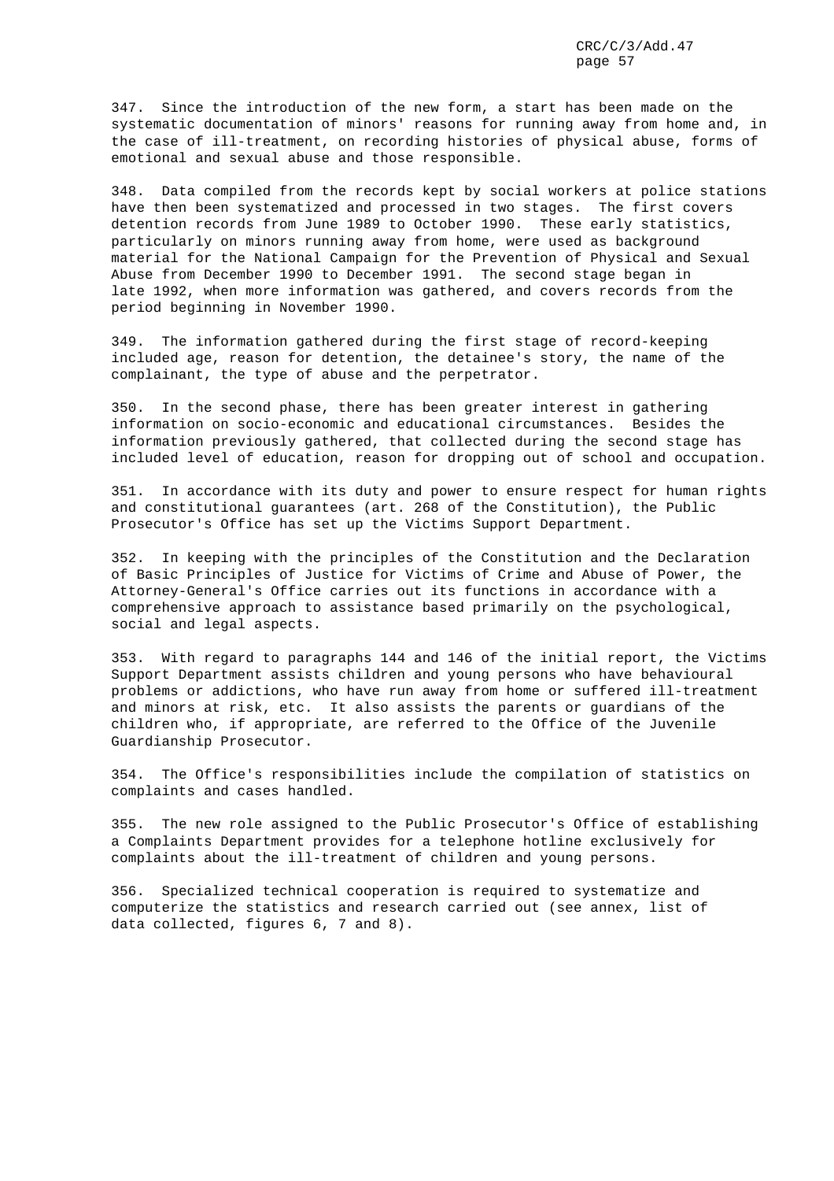347. Since the introduction of the new form, a start has been made on the systematic documentation of minors' reasons for running away from home and, in the case of ill-treatment, on recording histories of physical abuse, forms of emotional and sexual abuse and those responsible.

348. Data compiled from the records kept by social workers at police stations have then been systematized and processed in two stages. The first covers detention records from June 1989 to October 1990. These early statistics, particularly on minors running away from home, were used as background material for the National Campaign for the Prevention of Physical and Sexual Abuse from December 1990 to December 1991. The second stage began in late 1992, when more information was gathered, and covers records from the period beginning in November 1990.

349. The information gathered during the first stage of record-keeping included age, reason for detention, the detainee's story, the name of the complainant, the type of abuse and the perpetrator.

350. In the second phase, there has been greater interest in gathering information on socio-economic and educational circumstances. Besides the information previously gathered, that collected during the second stage has included level of education, reason for dropping out of school and occupation.

351. In accordance with its duty and power to ensure respect for human rights and constitutional guarantees (art. 268 of the Constitution), the Public Prosecutor's Office has set up the Victims Support Department.

352. In keeping with the principles of the Constitution and the Declaration of Basic Principles of Justice for Victims of Crime and Abuse of Power, the Attorney-General's Office carries out its functions in accordance with a comprehensive approach to assistance based primarily on the psychological, social and legal aspects.

353. With regard to paragraphs 144 and 146 of the initial report, the Victims Support Department assists children and young persons who have behavioural problems or addictions, who have run away from home or suffered ill-treatment and minors at risk, etc. It also assists the parents or guardians of the children who, if appropriate, are referred to the Office of the Juvenile Guardianship Prosecutor.

354. The Office's responsibilities include the compilation of statistics on complaints and cases handled.

355. The new role assigned to the Public Prosecutor's Office of establishing a Complaints Department provides for a telephone hotline exclusively for complaints about the ill-treatment of children and young persons.

356. Specialized technical cooperation is required to systematize and computerize the statistics and research carried out (see annex, list of data collected, figures 6, 7 and 8).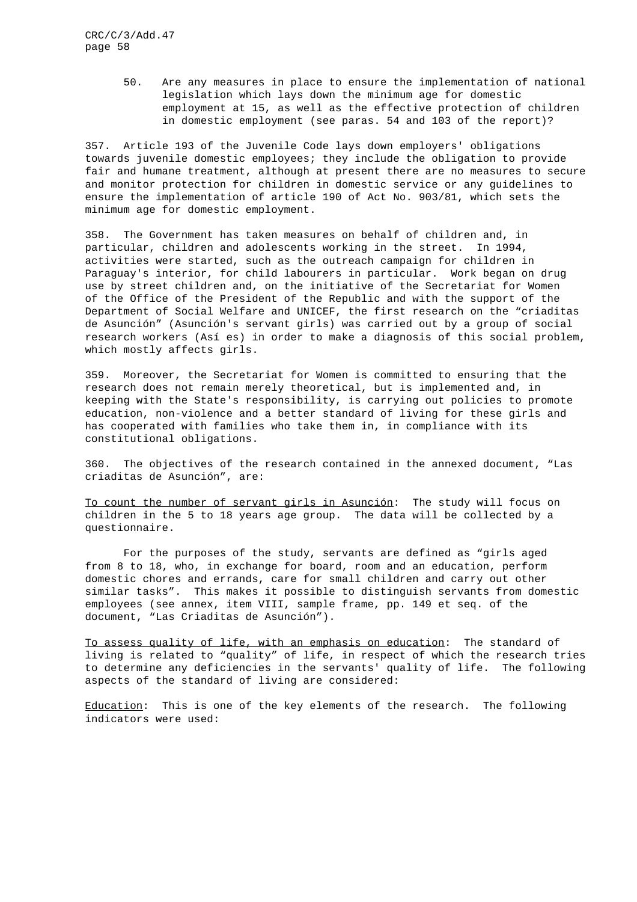50. Are any measures in place to ensure the implementation of national legislation which lays down the minimum age for domestic employment at 15, as well as the effective protection of children in domestic employment (see paras. 54 and 103 of the report)?

357. Article 193 of the Juvenile Code lays down employers' obligations towards juvenile domestic employees; they include the obligation to provide fair and humane treatment, although at present there are no measures to secure and monitor protection for children in domestic service or any guidelines to ensure the implementation of article 190 of Act No. 903/81, which sets the minimum age for domestic employment.

358. The Government has taken measures on behalf of children and, in particular, children and adolescents working in the street. In 1994, activities were started, such as the outreach campaign for children in Paraguay's interior, for child labourers in particular. Work began on drug use by street children and, on the initiative of the Secretariat for Women of the Office of the President of the Republic and with the support of the Department of Social Welfare and UNICEF, the first research on the "criaditas de Asunción" (Asunción's servant girls) was carried out by a group of social research workers (Así es) in order to make a diagnosis of this social problem, which mostly affects girls.

359. Moreover, the Secretariat for Women is committed to ensuring that the research does not remain merely theoretical, but is implemented and, in keeping with the State's responsibility, is carrying out policies to promote education, non-violence and a better standard of living for these girls and has cooperated with families who take them in, in compliance with its constitutional obligations.

360. The objectives of the research contained in the annexed document, "Las criaditas de Asunción", are:

To count the number of servant girls in Asunción: The study will focus on children in the 5 to 18 years age group. The data will be collected by a questionnaire.

For the purposes of the study, servants are defined as "girls aged from 8 to 18, who, in exchange for board, room and an education, perform domestic chores and errands, care for small children and carry out other similar tasks". This makes it possible to distinguish servants from domestic employees (see annex, item VIII, sample frame, pp. 149 et seq. of the document, "Las Criaditas de Asunción").

To assess quality of life, with an emphasis on education: The standard of living is related to "quality" of life, in respect of which the research tries to determine any deficiencies in the servants' quality of life. The following aspects of the standard of living are considered:

Education: This is one of the key elements of the research. The following indicators were used: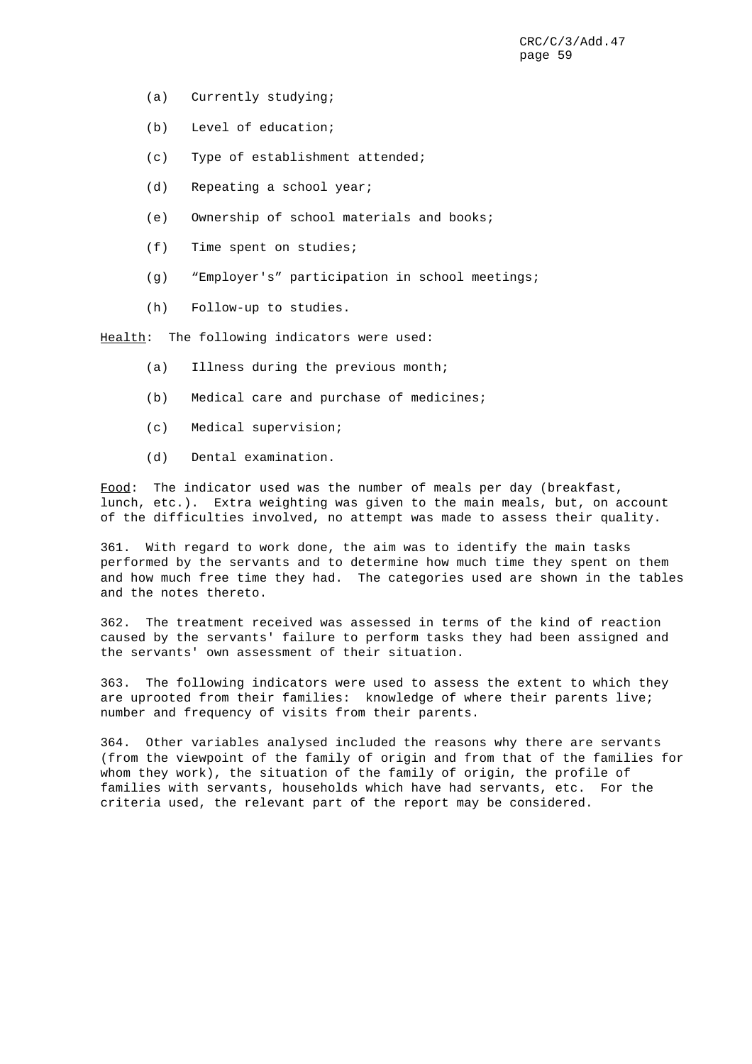(a) Currently studying;

(b) Level of education;

(c) Type of establishment attended;

(d) Repeating a school year;

(e) Ownership of school materials and books;

(f) Time spent on studies;

(g) “Employer's” participation in school meetings;

(h) Follow-up to studies.

Health: The following indicators were used:

(a) Illness during the previous month;

(b) Medical care and purchase of medicines;

(c) Medical supervision;

(d) Dental examination.

Food: The indicator used was the number of meals per day (breakfast, lunch, etc.). Extra weighting was given to the main meals, but, on account of the difficulties involved, no attempt was made to assess their quality.

361. With regard to work done, the aim was to identify the main tasks performed by the servants and to determine how much time they spent on them and how much free time they had. The categories used are shown in the tables and the notes thereto.

362. The treatment received was assessed in terms of the kind of reaction caused by the servants' failure to perform tasks they had been assigned and the servants' own assessment of their situation.

363. The following indicators were used to assess the extent to which they are uprooted from their families: knowledge of where their parents live; number and frequency of visits from their parents.

364. Other variables analysed included the reasons why there are servants (from the viewpoint of the family of origin and from that of the families for whom they work), the situation of the family of origin, the profile of families with servants, households which have had servants, etc. For the criteria used, the relevant part of the report may be considered.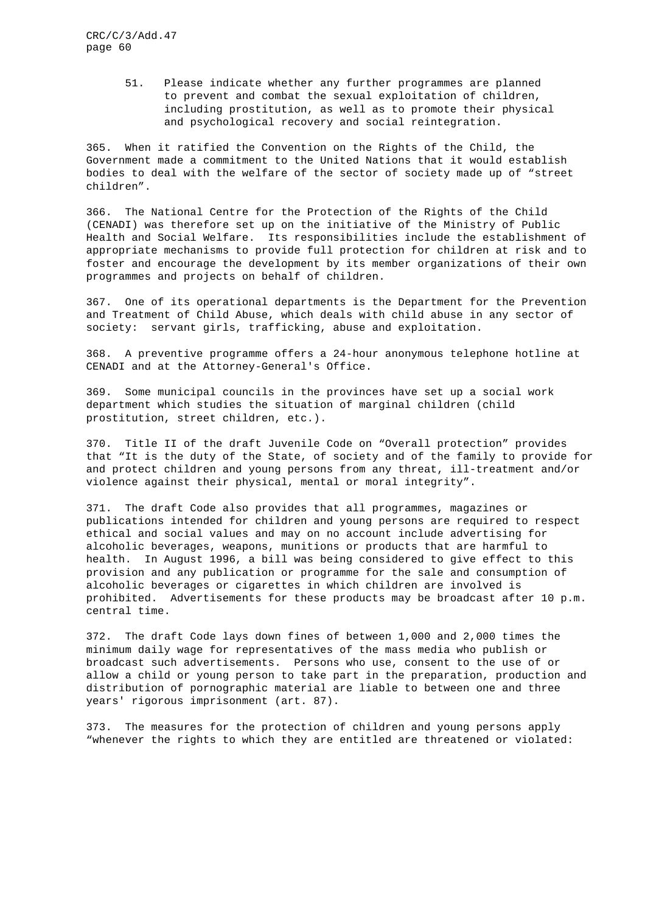51. Please indicate whether any further programmes are planned to prevent and combat the sexual exploitation of children, including prostitution, as well as to promote their physical and psychological recovery and social reintegration.

365. When it ratified the Convention on the Rights of the Child, the Government made a commitment to the United Nations that it would establish bodies to deal with the welfare of the sector of society made up of "street children".

366. The National Centre for the Protection of the Rights of the Child (CENADI) was therefore set up on the initiative of the Ministry of Public Health and Social Welfare. Its responsibilities include the establishment of appropriate mechanisms to provide full protection for children at risk and to foster and encourage the development by its member organizations of their own programmes and projects on behalf of children.

367. One of its operational departments is the Department for the Prevention and Treatment of Child Abuse, which deals with child abuse in any sector of society: servant girls, trafficking, abuse and exploitation.

368. A preventive programme offers a 24-hour anonymous telephone hotline at CENADI and at the Attorney-General's Office.

369. Some municipal councils in the provinces have set up a social work department which studies the situation of marginal children (child prostitution, street children, etc.).

370. Title II of the draft Juvenile Code on "Overall protection" provides that "It is the duty of the State, of society and of the family to provide for and protect children and young persons from any threat, ill-treatment and/or violence against their physical, mental or moral integrity".

371. The draft Code also provides that all programmes, magazines or publications intended for children and young persons are required to respect ethical and social values and may on no account include advertising for alcoholic beverages, weapons, munitions or products that are harmful to health. In August 1996, a bill was being considered to give effect to this provision and any publication or programme for the sale and consumption of alcoholic beverages or cigarettes in which children are involved is prohibited. Advertisements for these products may be broadcast after 10 p.m. central time.

372. The draft Code lays down fines of between 1,000 and 2,000 times the minimum daily wage for representatives of the mass media who publish or broadcast such advertisements. Persons who use, consent to the use of or allow a child or young person to take part in the preparation, production and distribution of pornographic material are liable to between one and three years' rigorous imprisonment (art. 87).

373. The measures for the protection of children and young persons apply "whenever the rights to which they are entitled are threatened or violated: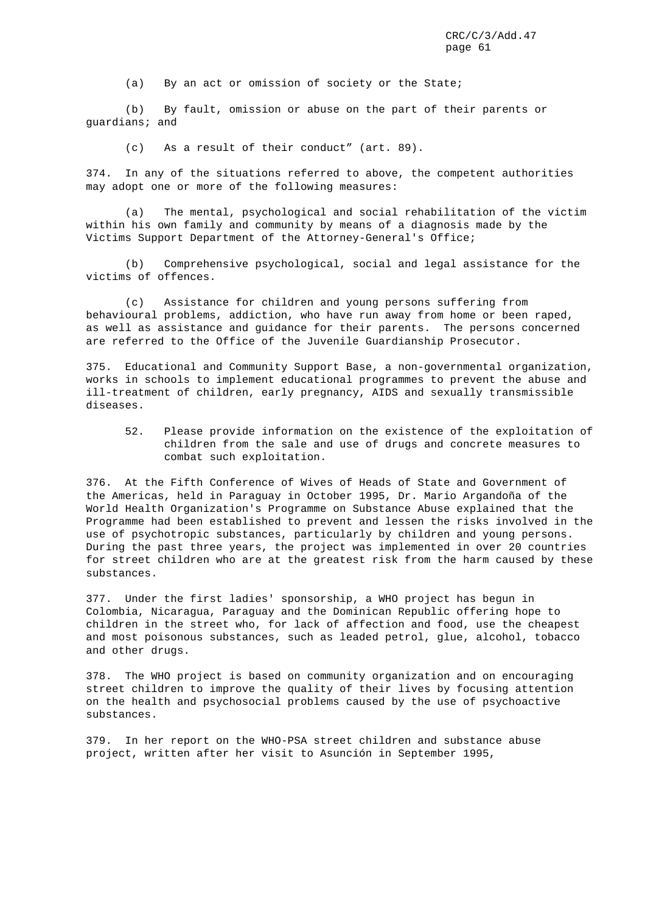(a) By an act or omission of society or the State;

(b) By fault, omission or abuse on the part of their parents or guardians; and

(c) As a result of their conduct" (art. 89).

374. In any of the situations referred to above, the competent authorities may adopt one or more of the following measures:

(a) The mental, psychological and social rehabilitation of the victim within his own family and community by means of a diagnosis made by the Victims Support Department of the Attorney-General's Office;

(b) Comprehensive psychological, social and legal assistance for the victims of offences.

(c) Assistance for children and young persons suffering from behavioural problems, addiction, who have run away from home or been raped, as well as assistance and guidance for their parents. The persons concerned are referred to the Office of the Juvenile Guardianship Prosecutor.

375. Educational and Community Support Base, a non-governmental organization, works in schools to implement educational programmes to prevent the abuse and ill-treatment of children, early pregnancy, AIDS and sexually transmissible diseases.

> 52. Please provide information on the existence of the exploitation of children from the sale and use of drugs and concrete measures to combat such exploitation.

376. At the Fifth Conference of Wives of Heads of State and Government of the Americas, held in Paraguay in October 1995, Dr. Mario Argandoña of the World Health Organization's Programme on Substance Abuse explained that the Programme had been established to prevent and lessen the risks involved in the use of psychotropic substances, particularly by children and young persons. During the past three years, the project was implemented in over 20 countries for street children who are at the greatest risk from the harm caused by these substances.

377. Under the first ladies' sponsorship, a WHO project has begun in Colombia, Nicaragua, Paraguay and the Dominican Republic offering hope to children in the street who, for lack of affection and food, use the cheapest and most poisonous substances, such as leaded petrol, glue, alcohol, tobacco and other drugs.

378. The WHO project is based on community organization and on encouraging street children to improve the quality of their lives by focusing attention on the health and psychosocial problems caused by the use of psychoactive substances.

379. In her report on the WHO-PSA street children and substance abuse project, written after her visit to Asunción in September 1995,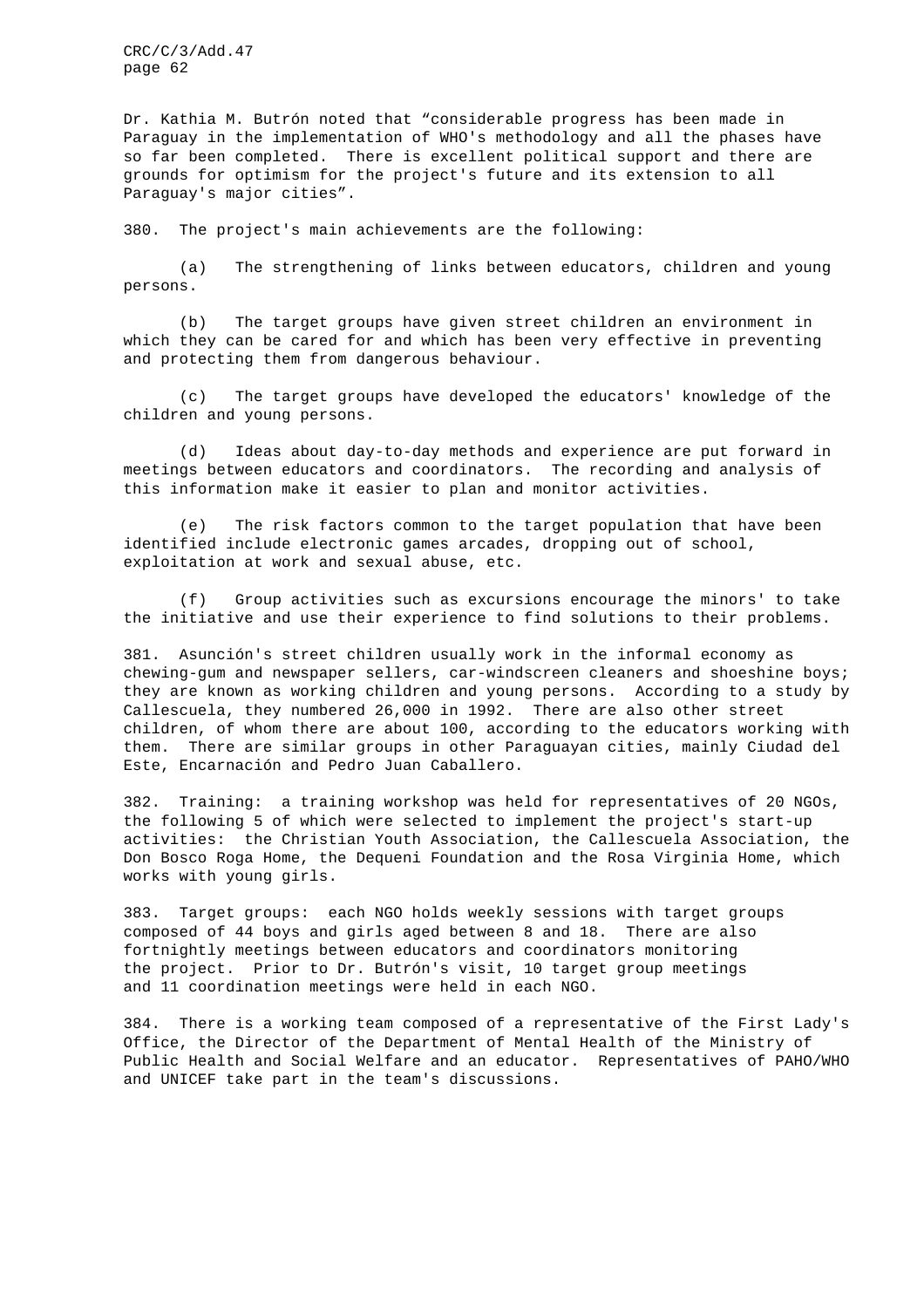Dr. Kathia M. Butrón noted that “considerable progress has been made in Paraguay in the implementation of WHO's methodology and all the phases have so far been completed. There is excellent political support and there are grounds for optimism for the project's future and its extension to all Paraguay's major cities”.

380. The project's main achievements are the following:

(a) The strengthening of links between educators, children and young persons.

(b) The target groups have given street children an environment in which they can be cared for and which has been very effective in preventing and protecting them from dangerous behaviour.

(c) The target groups have developed the educators' knowledge of the children and young persons.

(d) Ideas about day-to-day methods and experience are put forward in meetings between educators and coordinators. The recording and analysis of this information make it easier to plan and monitor activities.

(e) The risk factors common to the target population that have been identified include electronic games arcades, dropping out of school, exploitation at work and sexual abuse, etc.

(f) Group activities such as excursions encourage the minors' to take the initiative and use their experience to find solutions to their problems.

381. Asunción's street children usually work in the informal economy as chewing-gum and newspaper sellers, car-windscreen cleaners and shoeshine boys; they are known as working children and young persons. According to a study by Callescuela, they numbered 26,000 in 1992. There are also other street children, of whom there are about 100, according to the educators working with them. There are similar groups in other Paraguayan cities, mainly Ciudad del Este, Encarnación and Pedro Juan Caballero.

382. Training: a training workshop was held for representatives of 20 NGOs, the following 5 of which were selected to implement the project's start-up activities: the Christian Youth Association, the Callescuela Association, the Don Bosco Roga Home, the Dequeni Foundation and the Rosa Virginia Home, which works with young girls.

383. Target groups: each NGO holds weekly sessions with target groups composed of 44 boys and girls aged between 8 and 18. There are also fortnightly meetings between educators and coordinators monitoring the project. Prior to Dr. Butrón's visit, 10 target group meetings and 11 coordination meetings were held in each NGO.

384. There is a working team composed of a representative of the First Lady's Office, the Director of the Department of Mental Health of the Ministry of Public Health and Social Welfare and an educator. Representatives of PAHO/WHO and UNICEF take part in the team's discussions.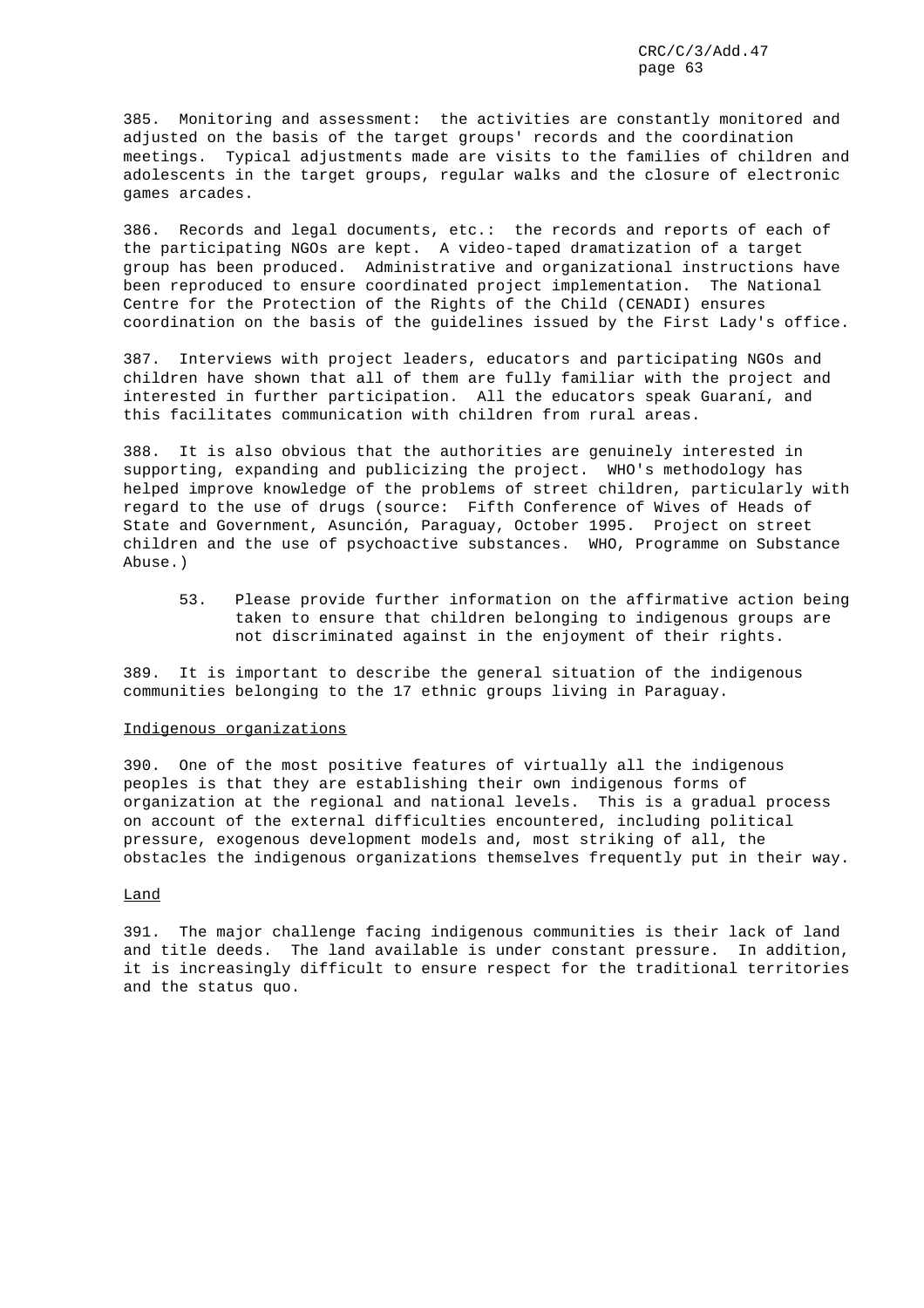385. Monitoring and assessment: the activities are constantly monitored and adjusted on the basis of the target groups' records and the coordination meetings. Typical adjustments made are visits to the families of children and adolescents in the target groups, regular walks and the closure of electronic games arcades.

386. Records and legal documents, etc.: the records and reports of each of the participating NGOs are kept. A video-taped dramatization of a target group has been produced. Administrative and organizational instructions have been reproduced to ensure coordinated project implementation. The National Centre for the Protection of the Rights of the Child (CENADI) ensures coordination on the basis of the guidelines issued by the First Lady's office.

387. Interviews with project leaders, educators and participating NGOs and children have shown that all of them are fully familiar with the project and interested in further participation. All the educators speak Guaraní, and this facilitates communication with children from rural areas.

388. It is also obvious that the authorities are genuinely interested in supporting, expanding and publicizing the project. WHO's methodology has helped improve knowledge of the problems of street children, particularly with regard to the use of drugs (source: Fifth Conference of Wives of Heads of State and Government, Asunción, Paraguay, October 1995. Project on street children and the use of psychoactive substances. WHO, Programme on Substance Abuse.)

> 53. Please provide further information on the affirmative action being taken to ensure that children belonging to indigenous groups are not discriminated against in the enjoyment of their rights.

389. It is important to describe the general situation of the indigenous communities belonging to the 17 ethnic groups living in Paraguay.

## Indigenous organizations

390. One of the most positive features of virtually all the indigenous peoples is that they are establishing their own indigenous forms of organization at the regional and national levels. This is a gradual process on account of the external difficulties encountered, including political pressure, exogenous development models and, most striking of all, the obstacles the indigenous organizations themselves frequently put in their way.

## Land

391. The major challenge facing indigenous communities is their lack of land and title deeds. The land available is under constant pressure. In addition, it is increasingly difficult to ensure respect for the traditional territories and the status quo.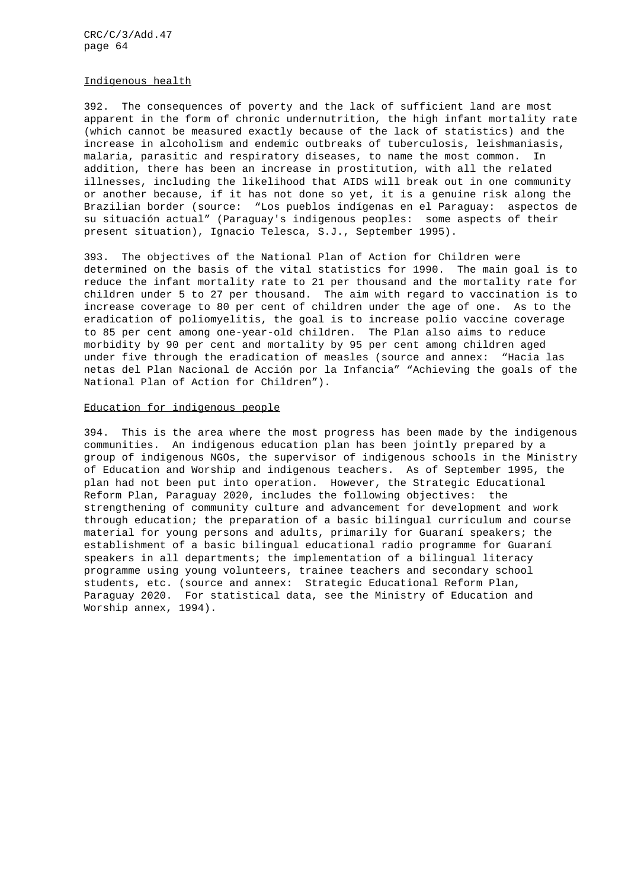Indigenous health

392. The consequences of poverty and the lack of sufficient land are most apparent in the form of chronic undernutrition, the high infant mortality rate (which cannot be measured exactly because of the lack of statistics) and the increase in alcoholism and endemic outbreaks of tuberculosis, leishmaniasis, malaria, parasitic and respiratory diseases, to name the most common. In addition, there has been an increase in prostitution, with all the related illnesses, including the likelihood that AIDS will break out in one community or another because, if it has not done so yet, it is a genuine risk along the Brazilian border (source: "Los pueblos indígenas en el Paraguay: aspectos de su situación actual" (Paraguay's indigenous peoples: some aspects of their present situation), Ignacio Telesca, S.J., September 1995).

393. The objectives of the National Plan of Action for Children were determined on the basis of the vital statistics for 1990. The main goal is to reduce the infant mortality rate to 21 per thousand and the mortality rate for children under 5 to 27 per thousand. The aim with regard to vaccination is to increase coverage to 80 per cent of children under the age of one. As to the eradication of poliomyelitis, the goal is to increase polio vaccine coverage to 85 per cent among one-year-old children. The Plan also aims to reduce morbidity by 90 per cent and mortality by 95 per cent among children aged under five through the eradication of measles (source and annex: "Hacia las netas del Plan Nacional de Acción por la Infancia" "Achieving the goals of the National Plan of Action for Children").

Education for indigenous people

394. This is the area where the most progress has been made by the indigenous communities. An indigenous education plan has been jointly prepared by a group of indigenous NGOs, the supervisor of indigenous schools in the Ministry of Education and Worship and indigenous teachers. As of September 1995, the plan had not been put into operation. However, the Strategic Educational Reform Plan, Paraguay 2020, includes the following objectives: the strengthening of community culture and advancement for development and work through education; the preparation of a basic bilingual curriculum and course material for young persons and adults, primarily for Guaraní speakers; the establishment of a basic bilingual educational radio programme for Guaraní speakers in all departments; the implementation of a bilingual literacy programme using young volunteers, trainee teachers and secondary school students, etc. (source and annex: Strategic Educational Reform Plan, Paraguay 2020. For statistical data, see the Ministry of Education and Worship annex, 1994).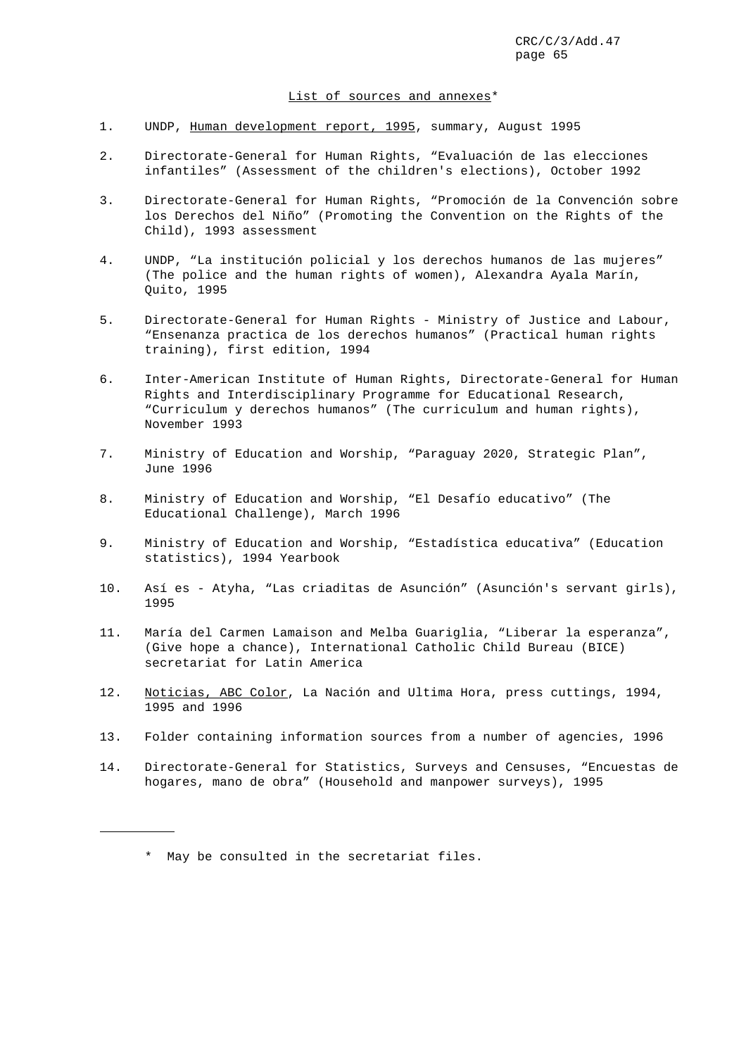List of sources and annexes*

1. UNDP, Human development report, 1995, summary, August 1995

2. Directorate-General for Human Rights, "Evaluación de las elecciones infantiles" (Assessment of the children's elections), October 1992

3. Directorate-General for Human Rights, "Promoción de la Convención sobre los Derechos del Niño" (Promoting the Convention on the Rights of the Child), 1993 assessment

4. UNDP, "La institución policial y los derechos humanos de las mujeres" (The police and the human rights of women), Alexandra Ayala Marín, Quito, 1995

5. Directorate-General for Human Rights - Ministry of Justice and Labour, "Ensenanza practica de los derechos humanos" (Practical human rights training), first edition, 1994

6. Inter-American Institute of Human Rights, Directorate-General for Human Rights and Interdisciplinary Programme for Educational Research, "Curriculum y derechos humanos" (The curriculum and human rights), November 1993

7. Ministry of Education and Worship, "Paraguay 2020, Strategic Plan", June 1996

8. Ministry of Education and Worship, "El Desafío educativo" (The Educational Challenge), March 1996

9. Ministry of Education and Worship, "Estadística educativa" (Education statistics), 1994 Yearbook

10. Así es - Atyha, "Las criaditas de Asunción" (Asunción's servant girls), 1995

11. María del Carmen Lamaison and Melba Guariglia, "Liberar la esperanza", (Give hope a chance), International Catholic Child Bureau (BICE) secretariat for Latin America

12. Noticias, ABC Color, La Nación and Ultima Hora, press cuttings, 1994, 1995 and 1996

13. Folder containing information sources from a number of agencies, 1996

14. Directorate-General for Statistics, Surveys and Censuses, "Encuestas de hogares, mano de obra" (Household and manpower surveys), 1995

---

\* May be consulted in the secretariat files.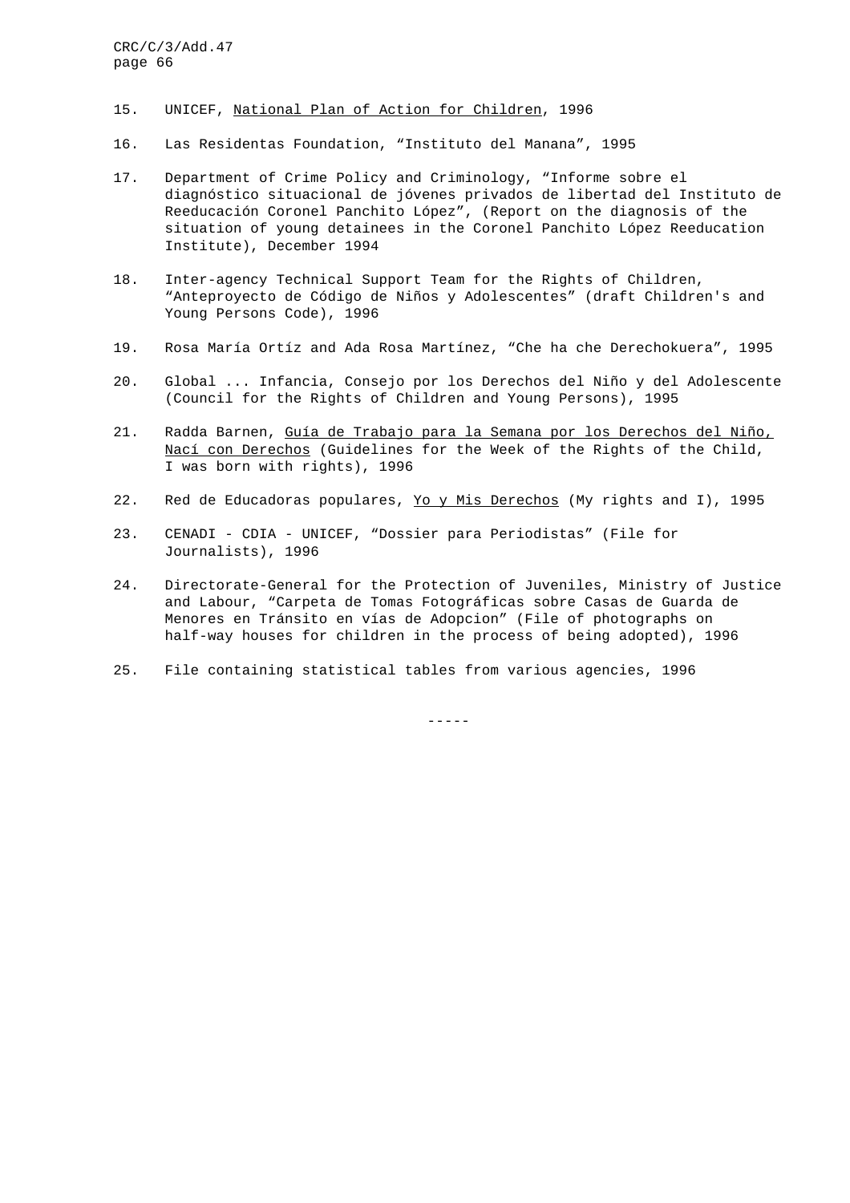15. UNICEF, National Plan of Action for Children, 1996

16. Las Residentas Foundation, "Instituto del Manana", 1995

17. Department of Crime Policy and Criminology, "Informe sobre el diagnóstico situacional de jóvenes privados de libertad del Instituto de Reeducación Coronel Panchito López", (Report on the diagnosis of the situation of young detainees in the Coronel Panchito López Reeducation Institute), December 1994

18. Inter-agency Technical Support Team for the Rights of Children, "Anteproyecto de Código de Niños y Adolescentes" (draft Children's and Young Persons Code), 1996

19. Rosa María Ortíz and Ada Rosa Martínez, "Che ha che Derechokuera", 1995

20. Global ... Infancia, Consejo por los Derechos del Niño y del Adolescente (Council for the Rights of Children and Young Persons), 1995

21. Radda Barnen, Guía de Trabajo para la Semana por los Derechos del Niño, Nací con Derechos (Guidelines for the Week of the Rights of the Child, I was born with rights), 1996

22. Red de Educadoras populares, Yo y Mis Derechos (My rights and I), 1995

23. CENADI - CDIA - UNICEF, "Dossier para Periodistas" (File for Journalists), 1996

24. Directorate-General for the Protection of Juveniles, Ministry of Justice and Labour, "Carpeta de Tomas Fotográficas sobre Casas de Guarda de Menores en Tránsito en vías de Adopcion" (File of photographs on half-way houses for children in the process of being adopted), 1996

25. File containing statistical tables from various agencies, 1996

-----